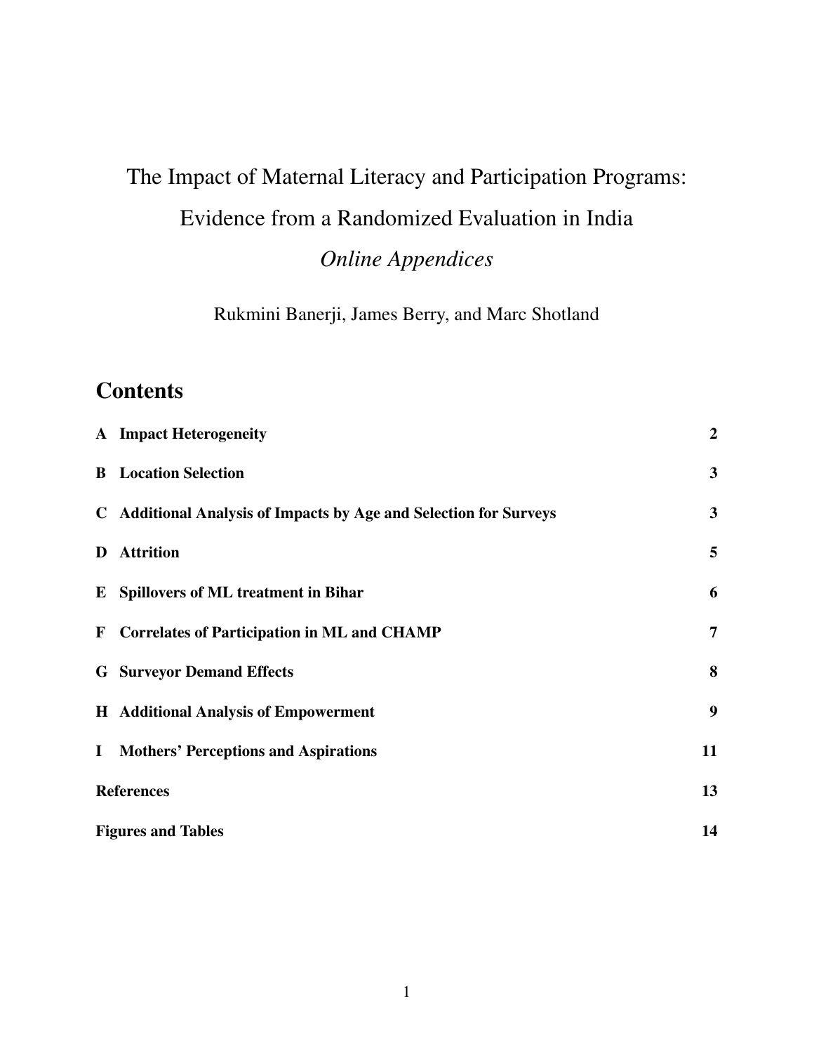# The Impact of Maternal Literacy and Participation Programs: Evidence from a Randomized Evaluation in India

*Online Appendices*

Rukmini Banerji, James Berry, and Marc Shotland

## Contents

| | | |
|---|---|---|
| **A** | **Impact Heterogeneity** | **2** |
| **B** | **Location Selection** | **3** |
| **C** | **Additional Analysis of Impacts by Age and Selection for Surveys** | **3** |
| **D** | **Attrition** | **5** |
| **E** | **Spillovers of ML treatment in Bihar** | **6** |
| **F** | **Correlates of Participation in ML and CHAMP** | **7** |
| **G** | **Surveyor Demand Effects** | **8** |
| **H** | **Additional Analysis of Empowerment** | **9** |
| **I** | **Mothers' Perceptions and Aspirations** | **11** |
| **References** | | **13** |
| **Figures and Tables** | | **14** |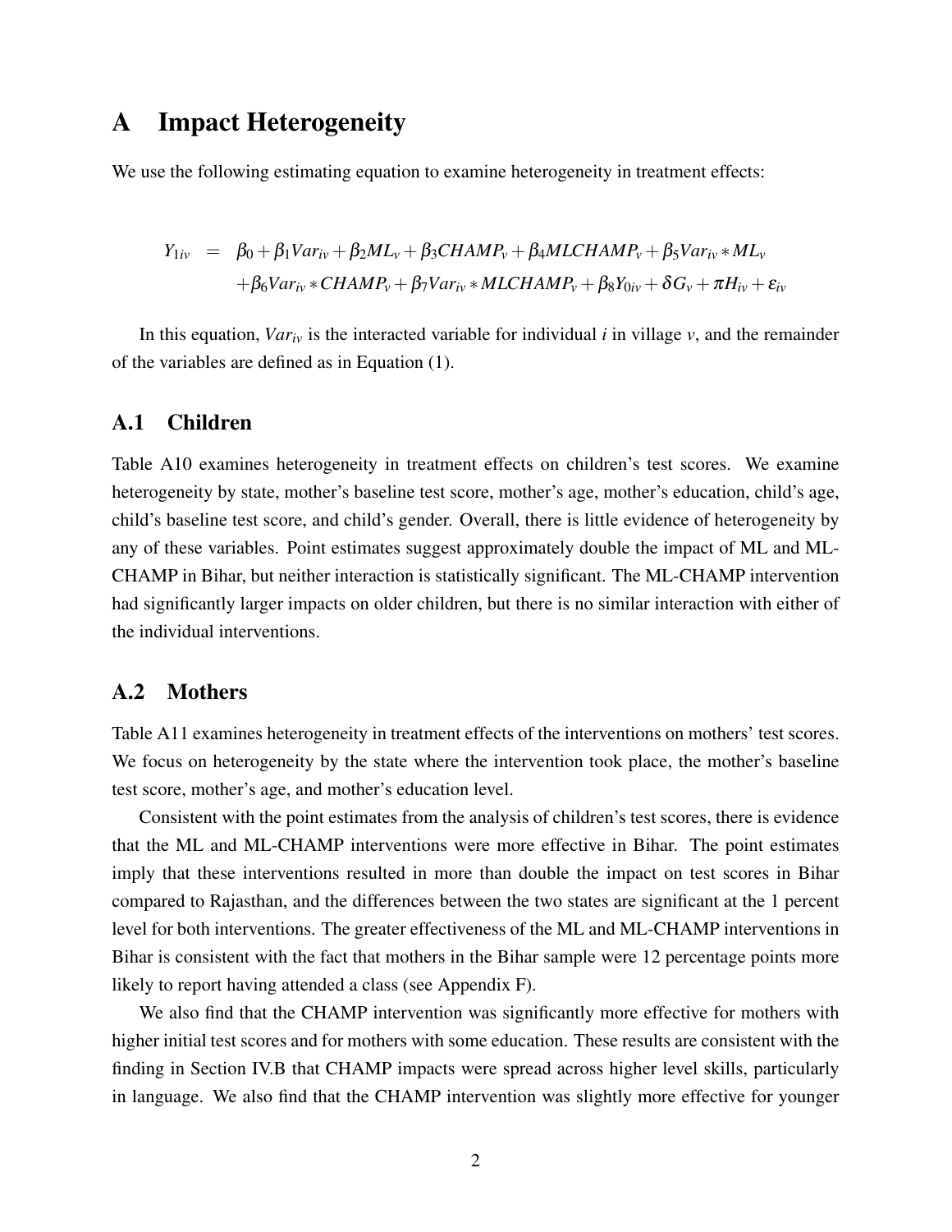# A Impact Heterogeneity

We use the following estimating equation to examine heterogeneity in treatment effects:

$$
\begin{aligned}
Y_{1iv} = \; & \beta_0 + \beta_1 Var_{iv} + \beta_2 ML_v + \beta_3 CHAMP_v + \beta_4 MLCHAMP_v + \beta_5 Var_{iv} * ML_v \\
& + \beta_6 Var_{iv} * CHAMP_v + \beta_7 Var_{iv} * MLCHAMP_v + \beta_8 Y_{0iv} + \delta G_v + \pi H_{iv} + \varepsilon_{iv}
\end{aligned}
$$

In this equation, $Var_{iv}$ is the interacted variable for individual $i$ in village $v$, and the remainder of the variables are defined as in Equation (1).

## A.1 Children

Table A10 examines heterogeneity in treatment effects on children's test scores. We examine heterogeneity by state, mother's baseline test score, mother's age, mother's education, child's age, child's baseline test score, and child's gender. Overall, there is little evidence of heterogeneity by any of these variables. Point estimates suggest approximately double the impact of ML and ML-CHAMP in Bihar, but neither interaction is statistically significant. The ML-CHAMP intervention had significantly larger impacts on older children, but there is no similar interaction with either of the individual interventions.

## A.2 Mothers

Table A11 examines heterogeneity in treatment effects of the interventions on mothers' test scores. We focus on heterogeneity by the state where the intervention took place, the mother's baseline test score, mother's age, and mother's education level.

Consistent with the point estimates from the analysis of children's test scores, there is evidence that the ML and ML-CHAMP interventions were more effective in Bihar. The point estimates imply that these interventions resulted in more than double the impact on test scores in Bihar compared to Rajasthan, and the differences between the two states are significant at the 1 percent level for both interventions. The greater effectiveness of the ML and ML-CHAMP interventions in Bihar is consistent with the fact that mothers in the Bihar sample were 12 percentage points more likely to report having attended a class (see Appendix F).

We also find that the CHAMP intervention was significantly more effective for mothers with higher initial test scores and for mothers with some education. These results are consistent with the finding in Section IV.B that CHAMP impacts were spread across higher level skills, particularly in language. We also find that the CHAMP intervention was slightly more effective for younger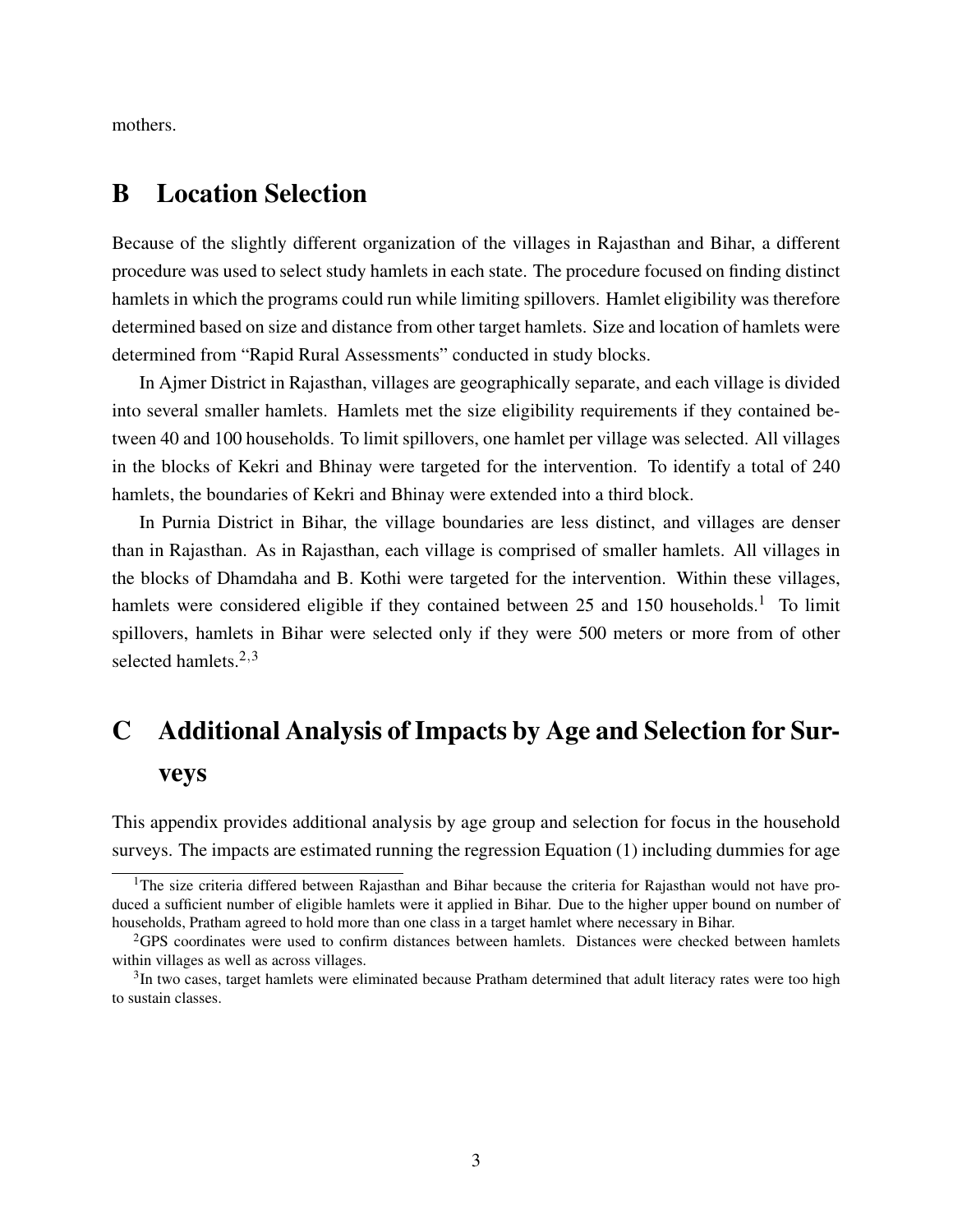mothers.

## B Location Selection

Because of the slightly different organization of the villages in Rajasthan and Bihar, a different procedure was used to select study hamlets in each state. The procedure focused on finding distinct hamlets in which the programs could run while limiting spillovers. Hamlet eligibility was therefore determined based on size and distance from other target hamlets. Size and location of hamlets were determined from "Rapid Rural Assessments" conducted in study blocks.

In Ajmer District in Rajasthan, villages are geographically separate, and each village is divided into several smaller hamlets. Hamlets met the size eligibility requirements if they contained between 40 and 100 households. To limit spillovers, one hamlet per village was selected. All villages in the blocks of Kekri and Bhinay were targeted for the intervention. To identify a total of 240 hamlets, the boundaries of Kekri and Bhinay were extended into a third block.

In Purnia District in Bihar, the village boundaries are less distinct, and villages are denser than in Rajasthan. As in Rajasthan, each village is comprised of smaller hamlets. All villages in the blocks of Dhamdaha and B. Kothi were targeted for the intervention. Within these villages, hamlets were considered eligible if they contained between 25 and 150 households.[1] To limit spillovers, hamlets in Bihar were selected only if they were 500 meters or more from of other selected hamlets.[2,3]

## C Additional Analysis of Impacts by Age and Selection for Surveys

This appendix provides additional analysis by age group and selection for focus in the household surveys. The impacts are estimated running the regression Equation (1) including dummies for age

[1] The size criteria differed between Rajasthan and Bihar because the criteria for Rajasthan would not have produced a sufficient number of eligible hamlets were it applied in Bihar. Due to the higher upper bound on number of households, Pratham agreed to hold more than one class in a target hamlet where necessary in Bihar.

[2] GPS coordinates were used to confirm distances between hamlets. Distances were checked between hamlets within villages as well as across villages.

[3] In two cases, target hamlets were eliminated because Pratham determined that adult literacy rates were too high to sustain classes.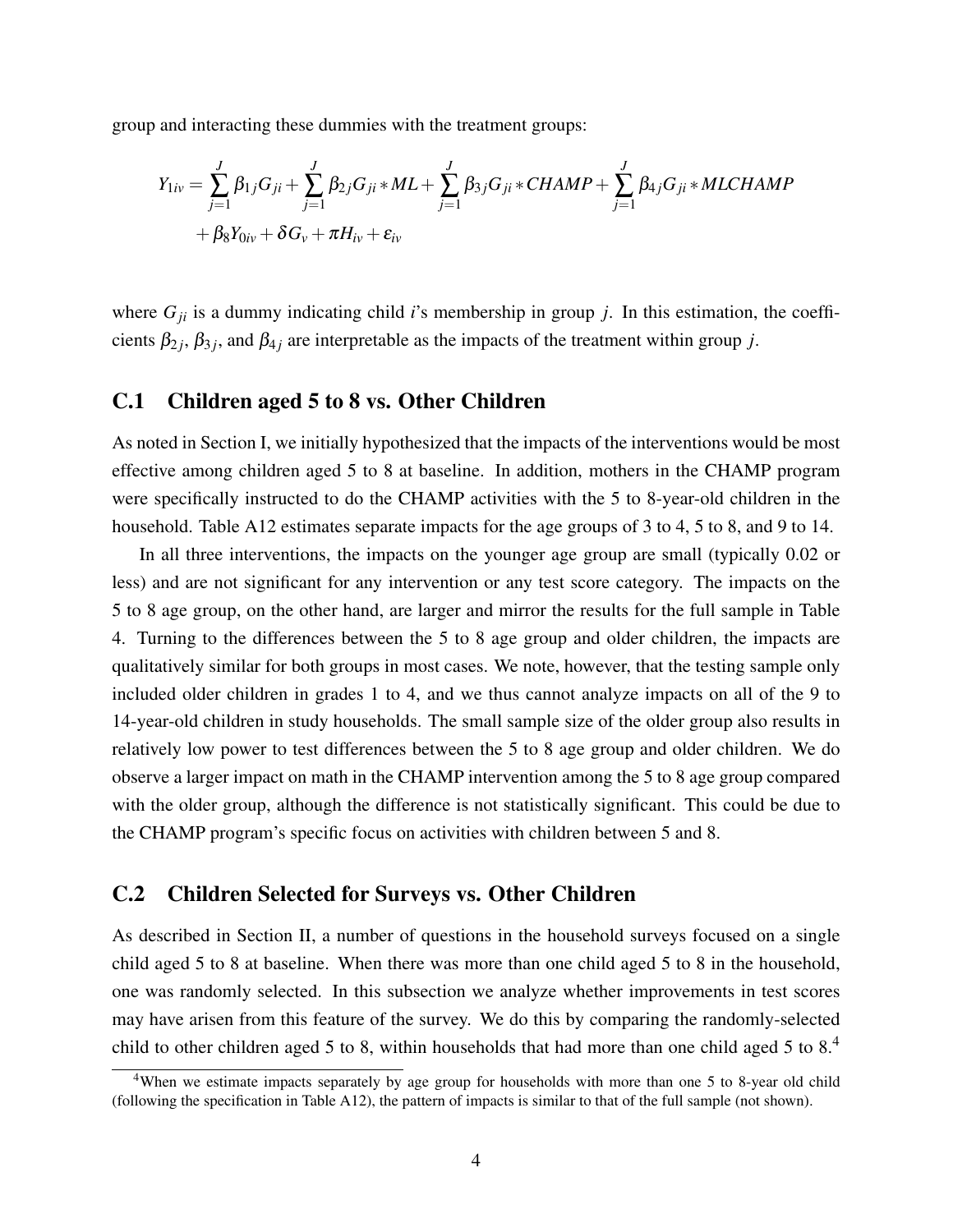group and interacting these dummies with the treatment groups:

$$
Y_{1iv} = \sum_{j=1}^{J} \beta_{1j} G_{ji} + \sum_{j=1}^{J} \beta_{2j} G_{ji} * ML + \sum_{j=1}^{J} \beta_{3j} G_{ji} * CHAMP + \sum_{j=1}^{J} \beta_{4j} G_{ji} * MLCHAMP
$$

$$
+ \beta_8 Y_{0iv} + \delta G_v + \pi H_{iv} + \varepsilon_{iv}
$$

where $G_{ji}$ is a dummy indicating child $i$'s membership in group $j$. In this estimation, the coefficients $\beta_{2j}$, $\beta_{3j}$, and $\beta_{4j}$ are interpretable as the impacts of the treatment within group $j$.

## C.1 Children aged 5 to 8 vs. Other Children

As noted in Section I, we initially hypothesized that the impacts of the interventions would be most effective among children aged 5 to 8 at baseline. In addition, mothers in the CHAMP program were specifically instructed to do the CHAMP activities with the 5 to 8-year-old children in the household. Table A12 estimates separate impacts for the age groups of 3 to 4, 5 to 8, and 9 to 14.

In all three interventions, the impacts on the younger age group are small (typically 0.02 or less) and are not significant for any intervention or any test score category. The impacts on the 5 to 8 age group, on the other hand, are larger and mirror the results for the full sample in Table 4. Turning to the differences between the 5 to 8 age group and older children, the impacts are qualitatively similar for both groups in most cases. We note, however, that the testing sample only included older children in grades 1 to 4, and we thus cannot analyze impacts on all of the 9 to 14-year-old children in study households. The small sample size of the older group also results in relatively low power to test differences between the 5 to 8 age group and older children. We do observe a larger impact on math in the CHAMP intervention among the 5 to 8 age group compared with the older group, although the difference is not statistically significant. This could be due to the CHAMP program's specific focus on activities with children between 5 and 8.

## C.2 Children Selected for Surveys vs. Other Children

As described in Section II, a number of questions in the household surveys focused on a single child aged 5 to 8 at baseline. When there was more than one child aged 5 to 8 in the household, one was randomly selected. In this subsection we analyze whether improvements in test scores may have arisen from this feature of the survey. We do this by comparing the randomly-selected child to other children aged 5 to 8, within households that had more than one child aged 5 to 8.[4]

[4] When we estimate impacts separately by age group for households with more than one 5 to 8-year old child (following the specification in Table A12), the pattern of impacts is similar to that of the full sample (not shown).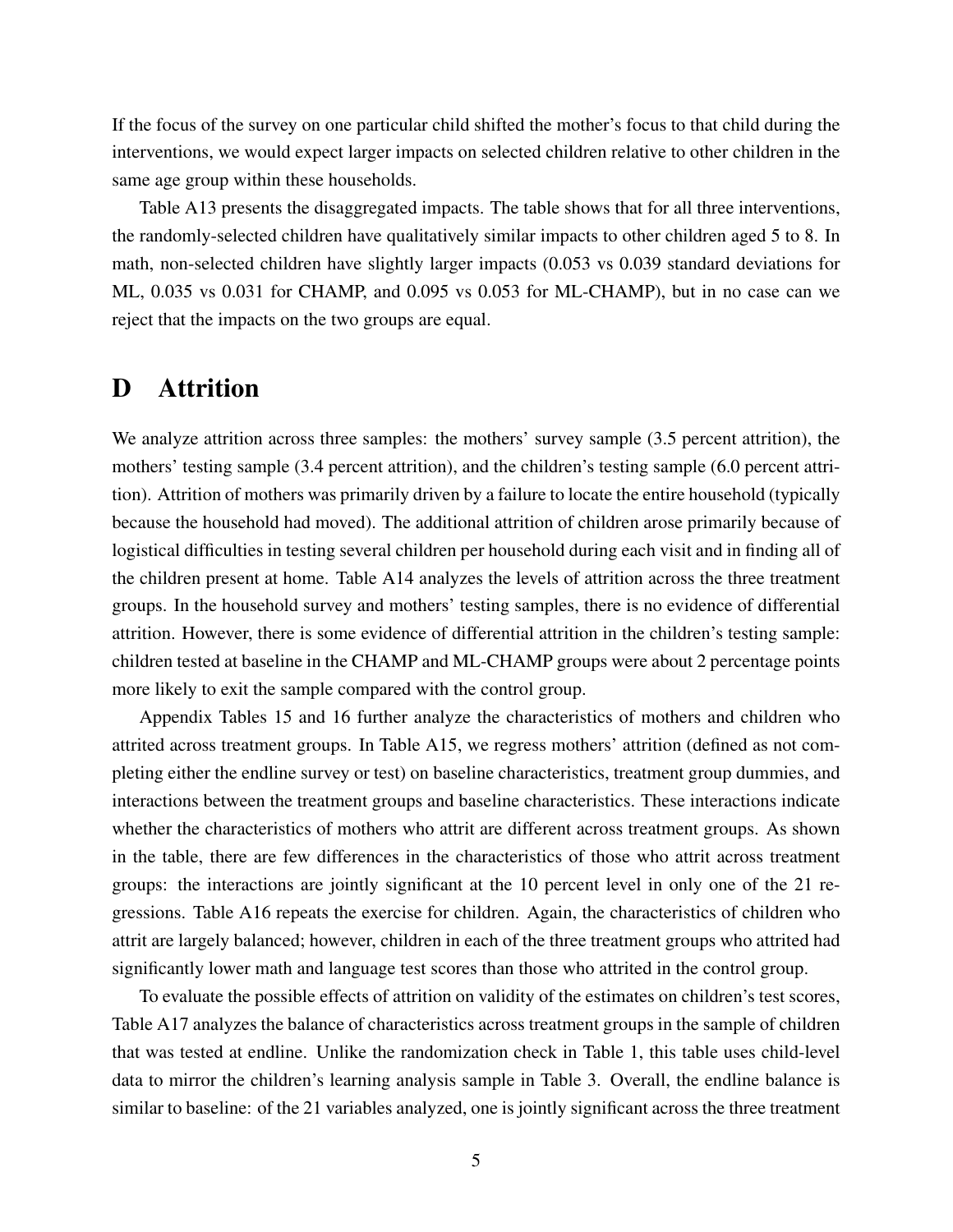If the focus of the survey on one particular child shifted the mother's focus to that child during the interventions, we would expect larger impacts on selected children relative to other children in the same age group within these households.

Table A13 presents the disaggregated impacts. The table shows that for all three interventions, the randomly-selected children have qualitatively similar impacts to other children aged 5 to 8. In math, non-selected children have slightly larger impacts (0.053 vs 0.039 standard deviations for ML, 0.035 vs 0.031 for CHAMP, and 0.095 vs 0.053 for ML-CHAMP), but in no case can we reject that the impacts on the two groups are equal.

# D Attrition

We analyze attrition across three samples: the mothers' survey sample (3.5 percent attrition), the mothers' testing sample (3.4 percent attrition), and the children's testing sample (6.0 percent attrition). Attrition of mothers was primarily driven by a failure to locate the entire household (typically because the household had moved). The additional attrition of children arose primarily because of logistical difficulties in testing several children per household during each visit and in finding all of the children present at home. Table A14 analyzes the levels of attrition across the three treatment groups. In the household survey and mothers' testing samples, there is no evidence of differential attrition. However, there is some evidence of differential attrition in the children's testing sample: children tested at baseline in the CHAMP and ML-CHAMP groups were about 2 percentage points more likely to exit the sample compared with the control group.

Appendix Tables 15 and 16 further analyze the characteristics of mothers and children who attrited across treatment groups. In Table A15, we regress mothers' attrition (defined as not completing either the endline survey or test) on baseline characteristics, treatment group dummies, and interactions between the treatment groups and baseline characteristics. These interactions indicate whether the characteristics of mothers who attrit are different across treatment groups. As shown in the table, there are few differences in the characteristics of those who attrit across treatment groups: the interactions are jointly significant at the 10 percent level in only one of the 21 regressions. Table A16 repeats the exercise for children. Again, the characteristics of children who attrit are largely balanced; however, children in each of the three treatment groups who attrited had significantly lower math and language test scores than those who attrited in the control group.

To evaluate the possible effects of attrition on validity of the estimates on children's test scores, Table A17 analyzes the balance of characteristics across treatment groups in the sample of children that was tested at endline. Unlike the randomization check in Table 1, this table uses child-level data to mirror the children's learning analysis sample in Table 3. Overall, the endline balance is similar to baseline: of the 21 variables analyzed, one is jointly significant across the three treatment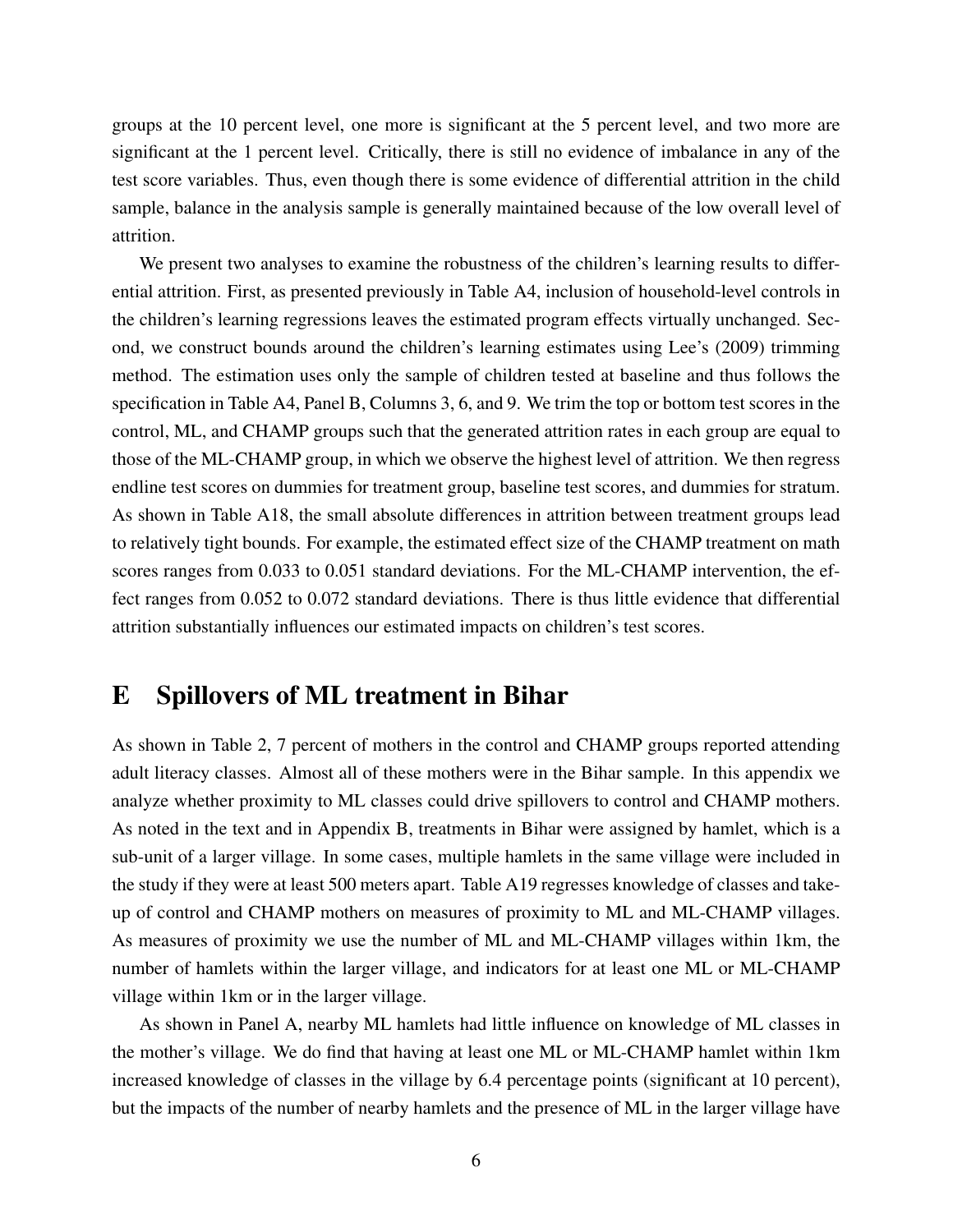groups at the 10 percent level, one more is significant at the 5 percent level, and two more are significant at the 1 percent level. Critically, there is still no evidence of imbalance in any of the test score variables. Thus, even though there is some evidence of differential attrition in the child sample, balance in the analysis sample is generally maintained because of the low overall level of attrition.

We present two analyses to examine the robustness of the children's learning results to differential attrition. First, as presented previously in Table A4, inclusion of household-level controls in the children's learning regressions leaves the estimated program effects virtually unchanged. Second, we construct bounds around the children's learning estimates using Lee's (2009) trimming method. The estimation uses only the sample of children tested at baseline and thus follows the specification in Table A4, Panel B, Columns 3, 6, and 9. We trim the top or bottom test scores in the control, ML, and CHAMP groups such that the generated attrition rates in each group are equal to those of the ML-CHAMP group, in which we observe the highest level of attrition. We then regress endline test scores on dummies for treatment group, baseline test scores, and dummies for stratum. As shown in Table A18, the small absolute differences in attrition between treatment groups lead to relatively tight bounds. For example, the estimated effect size of the CHAMP treatment on math scores ranges from 0.033 to 0.051 standard deviations. For the ML-CHAMP intervention, the effect ranges from 0.052 to 0.072 standard deviations. There is thus little evidence that differential attrition substantially influences our estimated impacts on children's test scores.

# E Spillovers of ML treatment in Bihar

As shown in Table 2, 7 percent of mothers in the control and CHAMP groups reported attending adult literacy classes. Almost all of these mothers were in the Bihar sample. In this appendix we analyze whether proximity to ML classes could drive spillovers to control and CHAMP mothers. As noted in the text and in Appendix B, treatments in Bihar were assigned by hamlet, which is a sub-unit of a larger village. In some cases, multiple hamlets in the same village were included in the study if they were at least 500 meters apart. Table A19 regresses knowledge of classes and take-up of control and CHAMP mothers on measures of proximity to ML and ML-CHAMP villages. As measures of proximity we use the number of ML and ML-CHAMP villages within 1km, the number of hamlets within the larger village, and indicators for at least one ML or ML-CHAMP village within 1km or in the larger village.

As shown in Panel A, nearby ML hamlets had little influence on knowledge of ML classes in the mother's village. We do find that having at least one ML or ML-CHAMP hamlet within 1km increased knowledge of classes in the village by 6.4 percentage points (significant at 10 percent), but the impacts of the number of nearby hamlets and the presence of ML in the larger village have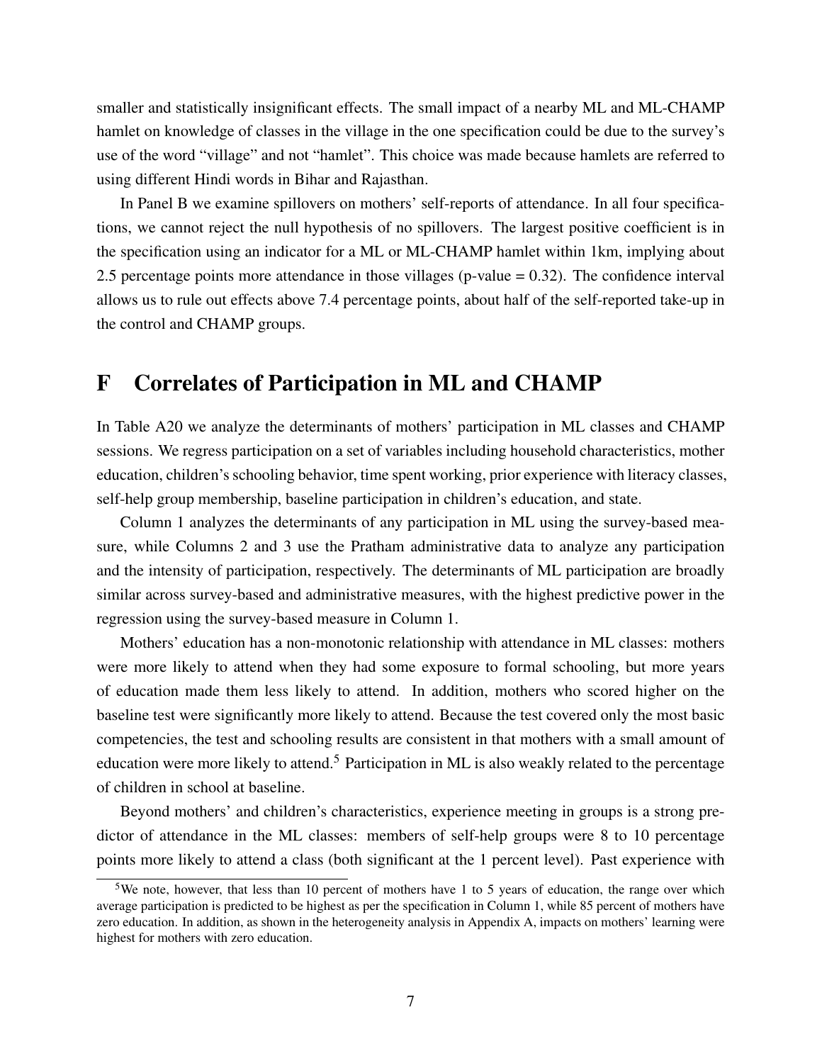smaller and statistically insignificant effects. The small impact of a nearby ML and ML-CHAMP hamlet on knowledge of classes in the village in the one specification could be due to the survey's use of the word "village" and not "hamlet". This choice was made because hamlets are referred to using different Hindi words in Bihar and Rajasthan.

In Panel B we examine spillovers on mothers' self-reports of attendance. In all four specifications, we cannot reject the null hypothesis of no spillovers. The largest positive coefficient is in the specification using an indicator for a ML or ML-CHAMP hamlet within 1km, implying about 2.5 percentage points more attendance in those villages (p-value = 0.32). The confidence interval allows us to rule out effects above 7.4 percentage points, about half of the self-reported take-up in the control and CHAMP groups.

# F Correlates of Participation in ML and CHAMP

In Table A20 we analyze the determinants of mothers' participation in ML classes and CHAMP sessions. We regress participation on a set of variables including household characteristics, mother education, children's schooling behavior, time spent working, prior experience with literacy classes, self-help group membership, baseline participation in children's education, and state.

Column 1 analyzes the determinants of any participation in ML using the survey-based measure, while Columns 2 and 3 use the Pratham administrative data to analyze any participation and the intensity of participation, respectively. The determinants of ML participation are broadly similar across survey-based and administrative measures, with the highest predictive power in the regression using the survey-based measure in Column 1.

Mothers' education has a non-monotonic relationship with attendance in ML classes: mothers were more likely to attend when they had some exposure to formal schooling, but more years of education made them less likely to attend. In addition, mothers who scored higher on the baseline test were significantly more likely to attend. Because the test covered only the most basic competencies, the test and schooling results are consistent in that mothers with a small amount of education were more likely to attend.[5] Participation in ML is also weakly related to the percentage of children in school at baseline.

Beyond mothers' and children's characteristics, experience meeting in groups is a strong predictor of attendance in the ML classes: members of self-help groups were 8 to 10 percentage points more likely to attend a class (both significant at the 1 percent level). Past experience with

[5] We note, however, that less than 10 percent of mothers have 1 to 5 years of education, the range over which average participation is predicted to be highest as per the specification in Column 1, while 85 percent of mothers have zero education. In addition, as shown in the heterogeneity analysis in Appendix A, impacts on mothers' learning were highest for mothers with zero education.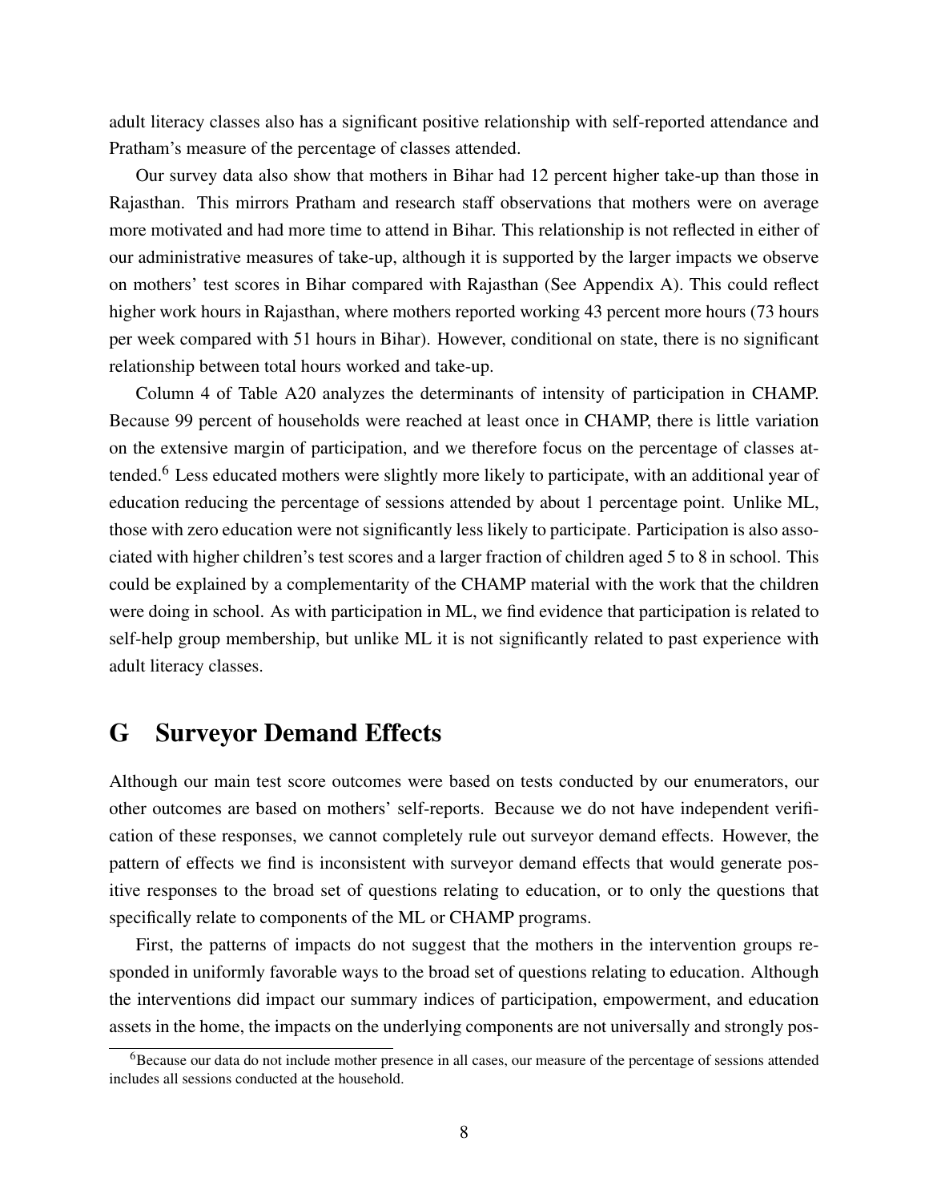adult literacy classes also has a significant positive relationship with self-reported attendance and Pratham's measure of the percentage of classes attended.

Our survey data also show that mothers in Bihar had 12 percent higher take-up than those in Rajasthan. This mirrors Pratham and research staff observations that mothers were on average more motivated and had more time to attend in Bihar. This relationship is not reflected in either of our administrative measures of take-up, although it is supported by the larger impacts we observe on mothers' test scores in Bihar compared with Rajasthan (See Appendix A). This could reflect higher work hours in Rajasthan, where mothers reported working 43 percent more hours (73 hours per week compared with 51 hours in Bihar). However, conditional on state, there is no significant relationship between total hours worked and take-up.

Column 4 of Table A20 analyzes the determinants of intensity of participation in CHAMP. Because 99 percent of households were reached at least once in CHAMP, there is little variation on the extensive margin of participation, and we therefore focus on the percentage of classes attended.[6] Less educated mothers were slightly more likely to participate, with an additional year of education reducing the percentage of sessions attended by about 1 percentage point. Unlike ML, those with zero education were not significantly less likely to participate. Participation is also associated with higher children's test scores and a larger fraction of children aged 5 to 8 in school. This could be explained by a complementarity of the CHAMP material with the work that the children were doing in school. As with participation in ML, we find evidence that participation is related to self-help group membership, but unlike ML it is not significantly related to past experience with adult literacy classes.

## G Surveyor Demand Effects

Although our main test score outcomes were based on tests conducted by our enumerators, our other outcomes are based on mothers' self-reports. Because we do not have independent verification of these responses, we cannot completely rule out surveyor demand effects. However, the pattern of effects we find is inconsistent with surveyor demand effects that would generate positive responses to the broad set of questions relating to education, or to only the questions that specifically relate to components of the ML or CHAMP programs.

First, the patterns of impacts do not suggest that the mothers in the intervention groups responded in uniformly favorable ways to the broad set of questions relating to education. Although the interventions did impact our summary indices of participation, empowerment, and education assets in the home, the impacts on the underlying components are not universally and strongly pos-

[6] Because our data do not include mother presence in all cases, our measure of the percentage of sessions attended includes all sessions conducted at the household.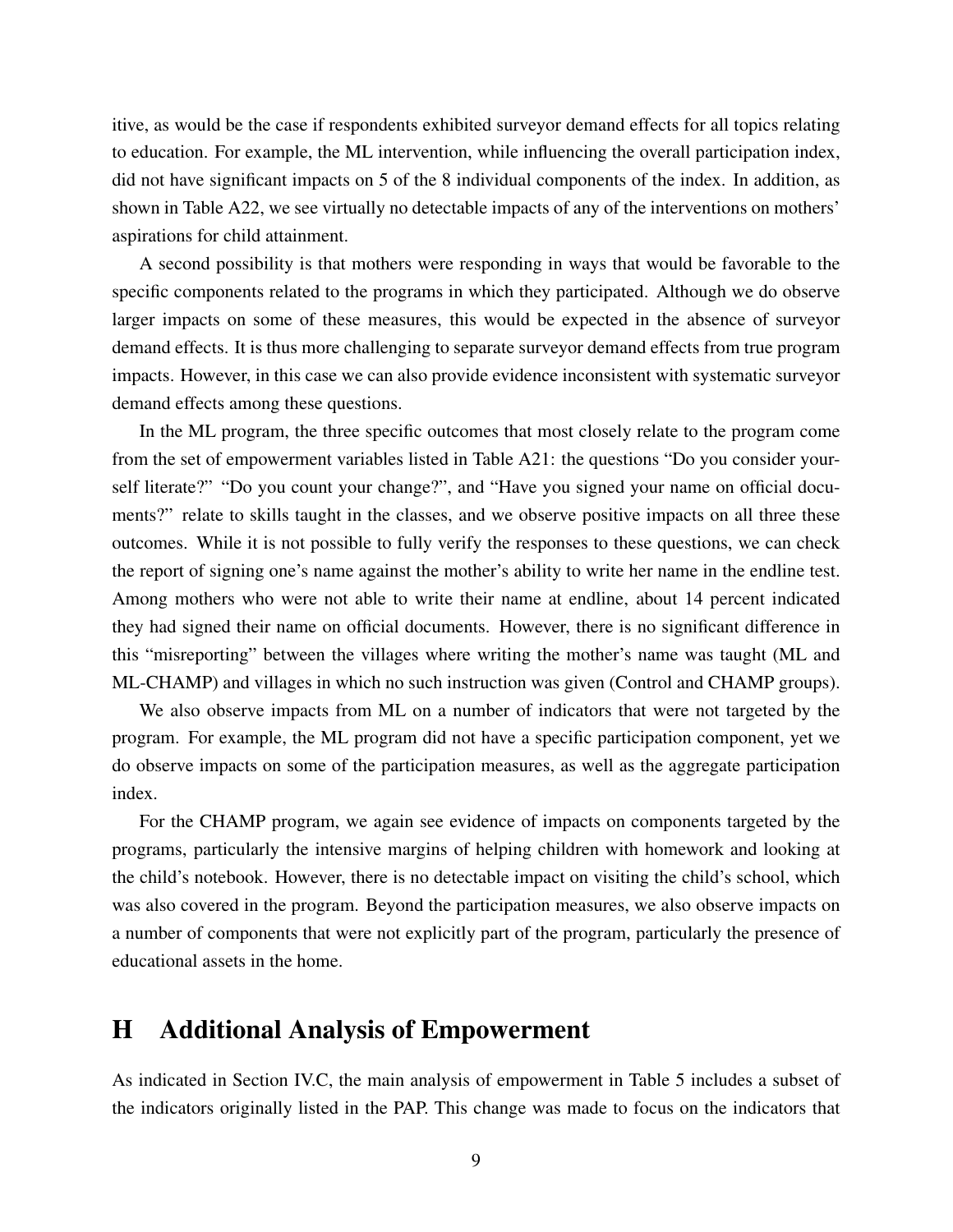itive, as would be the case if respondents exhibited surveyor demand effects for all topics relating to education. For example, the ML intervention, while influencing the overall participation index, did not have significant impacts on 5 of the 8 individual components of the index. In addition, as shown in Table A22, we see virtually no detectable impacts of any of the interventions on mothers' aspirations for child attainment.

A second possibility is that mothers were responding in ways that would be favorable to the specific components related to the programs in which they participated. Although we do observe larger impacts on some of these measures, this would be expected in the absence of surveyor demand effects. It is thus more challenging to separate surveyor demand effects from true program impacts. However, in this case we can also provide evidence inconsistent with systematic surveyor demand effects among these questions.

In the ML program, the three specific outcomes that most closely relate to the program come from the set of empowerment variables listed in Table A21: the questions "Do you consider yourself literate?" "Do you count your change?", and "Have you signed your name on official documents?" relate to skills taught in the classes, and we observe positive impacts on all three these outcomes. While it is not possible to fully verify the responses to these questions, we can check the report of signing one's name against the mother's ability to write her name in the endline test. Among mothers who were not able to write their name at endline, about 14 percent indicated they had signed their name on official documents. However, there is no significant difference in this "misreporting" between the villages where writing the mother's name was taught (ML and ML-CHAMP) and villages in which no such instruction was given (Control and CHAMP groups).

We also observe impacts from ML on a number of indicators that were not targeted by the program. For example, the ML program did not have a specific participation component, yet we do observe impacts on some of the participation measures, as well as the aggregate participation index.

For the CHAMP program, we again see evidence of impacts on components targeted by the programs, particularly the intensive margins of helping children with homework and looking at the child's notebook. However, there is no detectable impact on visiting the child's school, which was also covered in the program. Beyond the participation measures, we also observe impacts on a number of components that were not explicitly part of the program, particularly the presence of educational assets in the home.

# H Additional Analysis of Empowerment

As indicated in Section IV.C, the main analysis of empowerment in Table 5 includes a subset of the indicators originally listed in the PAP. This change was made to focus on the indicators that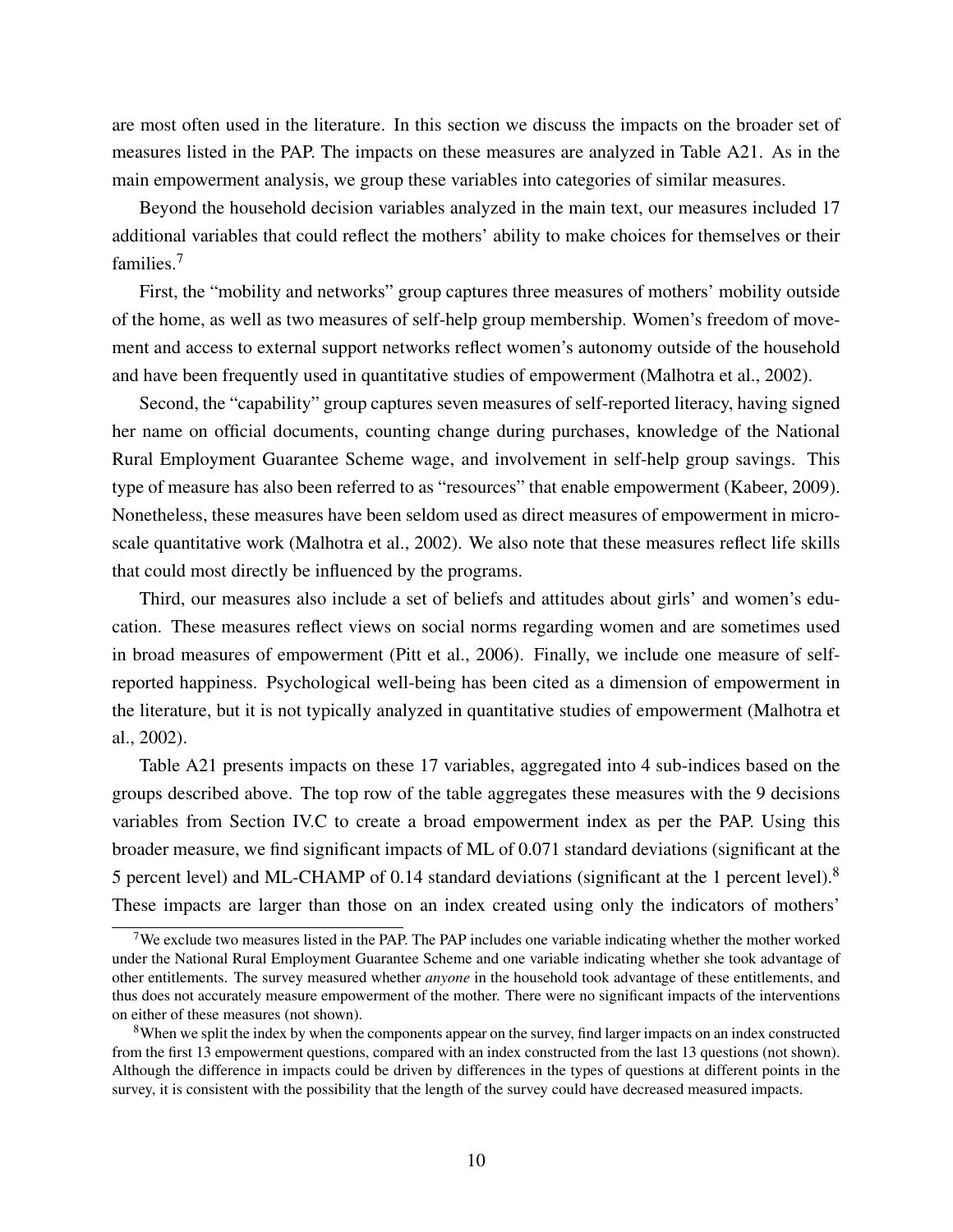are most often used in the literature. In this section we discuss the impacts on the broader set of measures listed in the PAP. The impacts on these measures are analyzed in Table A21. As in the main empowerment analysis, we group these variables into categories of similar measures.

Beyond the household decision variables analyzed in the main text, our measures included 17 additional variables that could reflect the mothers' ability to make choices for themselves or their families.[7]

First, the "mobility and networks" group captures three measures of mothers' mobility outside of the home, as well as two measures of self-help group membership. Women's freedom of movement and access to external support networks reflect women's autonomy outside of the household and have been frequently used in quantitative studies of empowerment (Malhotra et al., 2002).

Second, the "capability" group captures seven measures of self-reported literacy, having signed her name on official documents, counting change during purchases, knowledge of the National Rural Employment Guarantee Scheme wage, and involvement in self-help group savings. This type of measure has also been referred to as "resources" that enable empowerment (Kabeer, 2009). Nonetheless, these measures have been seldom used as direct measures of empowerment in micro-scale quantitative work (Malhotra et al., 2002). We also note that these measures reflect life skills that could most directly be influenced by the programs.

Third, our measures also include a set of beliefs and attitudes about girls' and women's education. These measures reflect views on social norms regarding women and are sometimes used in broad measures of empowerment (Pitt et al., 2006). Finally, we include one measure of self-reported happiness. Psychological well-being has been cited as a dimension of empowerment in the literature, but it is not typically analyzed in quantitative studies of empowerment (Malhotra et al., 2002).

Table A21 presents impacts on these 17 variables, aggregated into 4 sub-indices based on the groups described above. The top row of the table aggregates these measures with the 9 decisions variables from Section IV.C to create a broad empowerment index as per the PAP. Using this broader measure, we find significant impacts of ML of 0.071 standard deviations (significant at the 5 percent level) and ML-CHAMP of 0.14 standard deviations (significant at the 1 percent level).[8] These impacts are larger than those on an index created using only the indicators of mothers'

---

[7] We exclude two measures listed in the PAP. The PAP includes one variable indicating whether the mother worked under the National Rural Employment Guarantee Scheme and one variable indicating whether she took advantage of other entitlements. The survey measured whether *anyone* in the household took advantage of these entitlements, and thus does not accurately measure empowerment of the mother. There were no significant impacts of the interventions on either of these measures (not shown).

[8] When we split the index by when the components appear on the survey, find larger impacts on an index constructed from the first 13 empowerment questions, compared with an index constructed from the last 13 questions (not shown). Although the difference in impacts could be driven by differences in the types of questions at different points in the survey, it is consistent with the possibility that the length of the survey could have decreased measured impacts.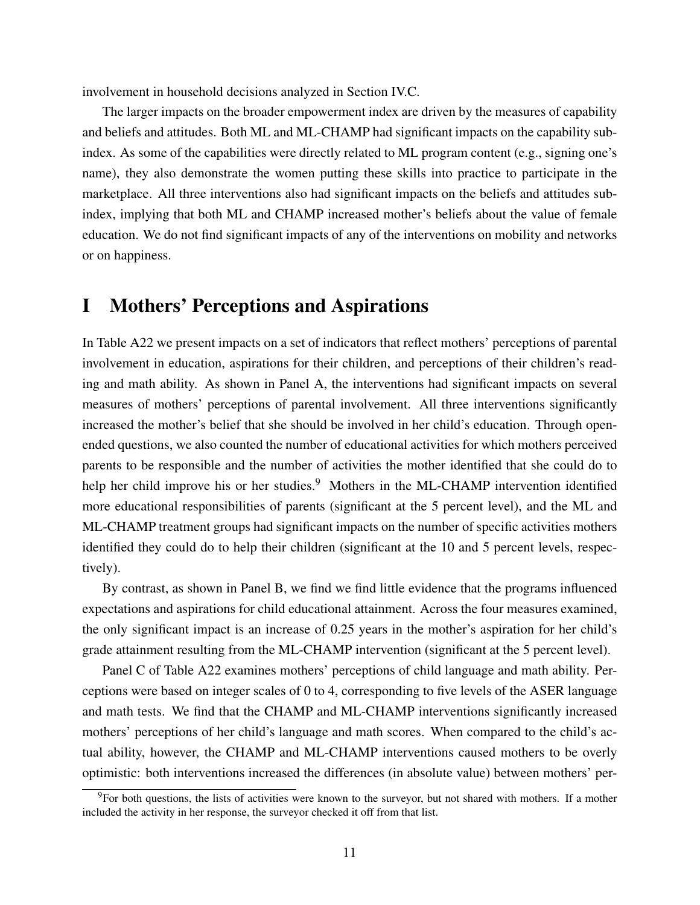involvement in household decisions analyzed in Section IV.C.

The larger impacts on the broader empowerment index are driven by the measures of capability and beliefs and attitudes. Both ML and ML-CHAMP had significant impacts on the capability sub-index. As some of the capabilities were directly related to ML program content (e.g., signing one's name), they also demonstrate the women putting these skills into practice to participate in the marketplace. All three interventions also had significant impacts on the beliefs and attitudes sub-index, implying that both ML and CHAMP increased mother's beliefs about the value of female education. We do not find significant impacts of any of the interventions on mobility and networks or on happiness.

# I Mothers' Perceptions and Aspirations

In Table A22 we present impacts on a set of indicators that reflect mothers' perceptions of parental involvement in education, aspirations for their children, and perceptions of their children's reading and math ability. As shown in Panel A, the interventions had significant impacts on several measures of mothers' perceptions of parental involvement. All three interventions significantly increased the mother's belief that she should be involved in her child's education. Through open-ended questions, we also counted the number of educational activities for which mothers perceived parents to be responsible and the number of activities the mother identified that she could do to help her child improve his or her studies.[9] Mothers in the ML-CHAMP intervention identified more educational responsibilities of parents (significant at the 5 percent level), and the ML and ML-CHAMP treatment groups had significant impacts on the number of specific activities mothers identified they could do to help their children (significant at the 10 and 5 percent levels, respectively).

By contrast, as shown in Panel B, we find we find little evidence that the programs influenced expectations and aspirations for child educational attainment. Across the four measures examined, the only significant impact is an increase of 0.25 years in the mother's aspiration for her child's grade attainment resulting from the ML-CHAMP intervention (significant at the 5 percent level).

Panel C of Table A22 examines mothers' perceptions of child language and math ability. Perceptions were based on integer scales of 0 to 4, corresponding to five levels of the ASER language and math tests. We find that the CHAMP and ML-CHAMP interventions significantly increased mothers' perceptions of her child's language and math scores. When compared to the child's actual ability, however, the CHAMP and ML-CHAMP interventions caused mothers to be overly optimistic: both interventions increased the differences (in absolute value) between mothers' per-

[9]For both questions, the lists of activities were known to the surveyor, but not shared with mothers. If a mother included the activity in her response, the surveyor checked it off from that list.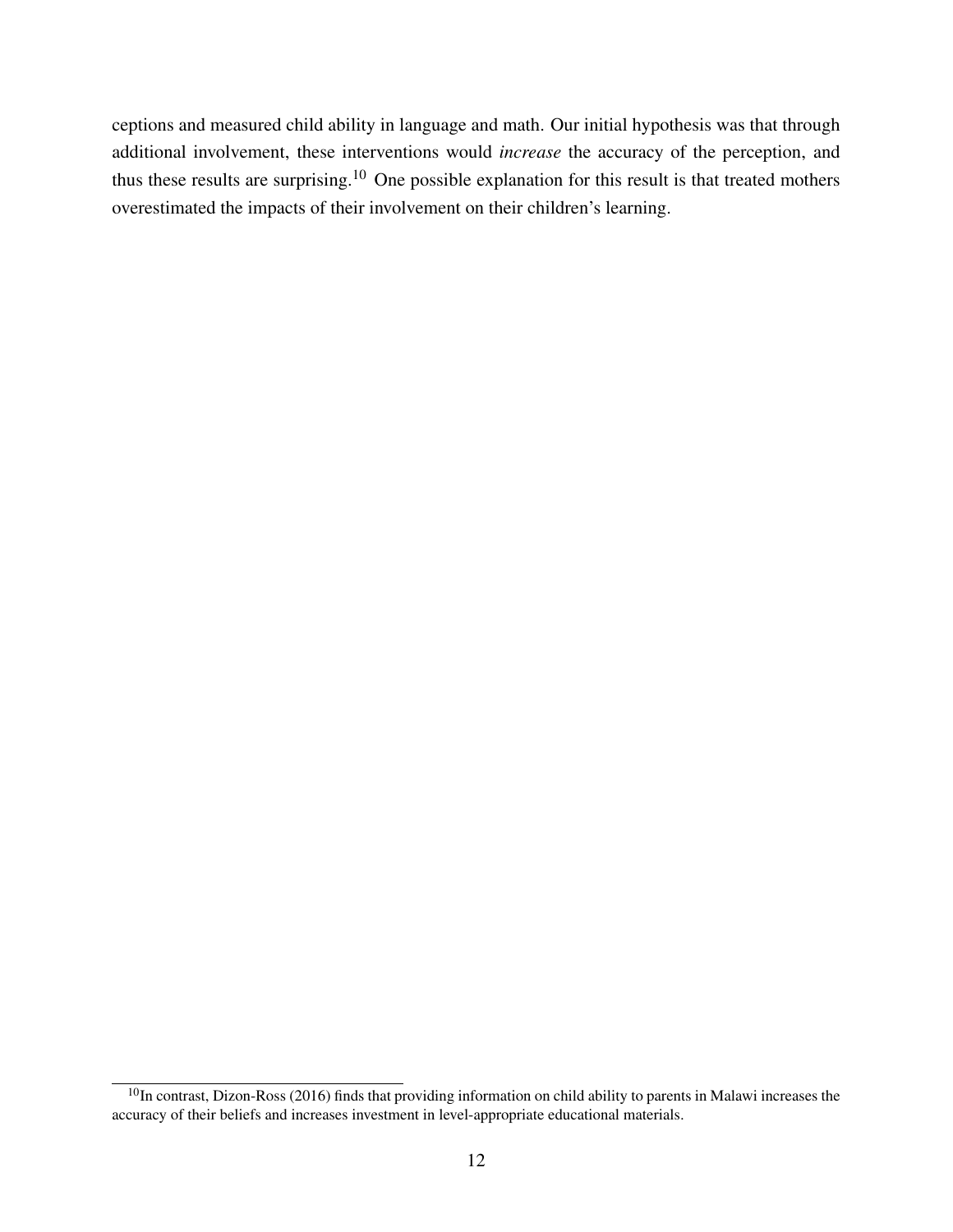ceptions and measured child ability in language and math. Our initial hypothesis was that through additional involvement, these interventions would *increase* the accuracy of the perception, and thus these results are surprising.[10] One possible explanation for this result is that treated mothers overestimated the impacts of their involvement on their children's learning.

[10] In contrast, Dizon-Ross (2016) finds that providing information on child ability to parents in Malawi increases the accuracy of their beliefs and increases investment in level-appropriate educational materials.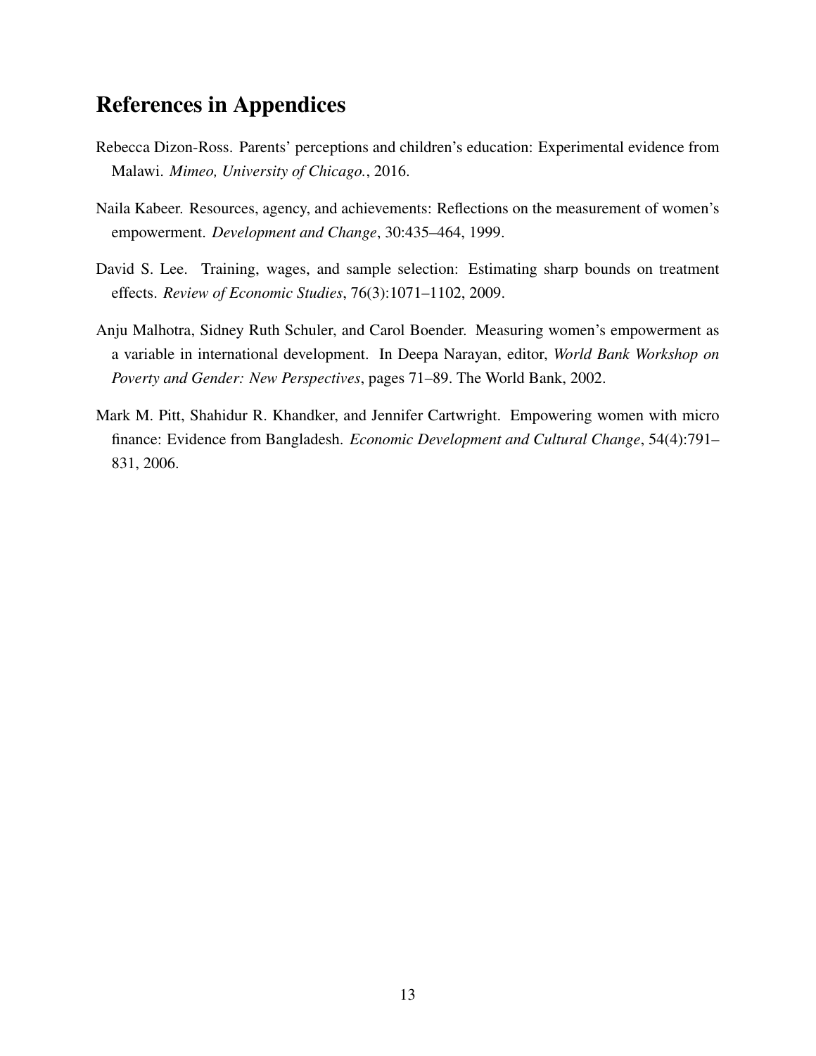# References in Appendices

Rebecca Dizon-Ross. Parents' perceptions and children's education: Experimental evidence from Malawi. *Mimeo, University of Chicago.*, 2016.

Naila Kabeer. Resources, agency, and achievements: Reflections on the measurement of women's empowerment. *Development and Change*, 30:435–464, 1999.

David S. Lee. Training, wages, and sample selection: Estimating sharp bounds on treatment effects. *Review of Economic Studies*, 76(3):1071–1102, 2009.

Anju Malhotra, Sidney Ruth Schuler, and Carol Boender. Measuring women's empowerment as a variable in international development. In Deepa Narayan, editor, *World Bank Workshop on Poverty and Gender: New Perspectives*, pages 71–89. The World Bank, 2002.

Mark M. Pitt, Shahidur R. Khandker, and Jennifer Cartwright. Empowering women with micro finance: Evidence from Bangladesh. *Economic Development and Cultural Change*, 54(4):791–831, 2006.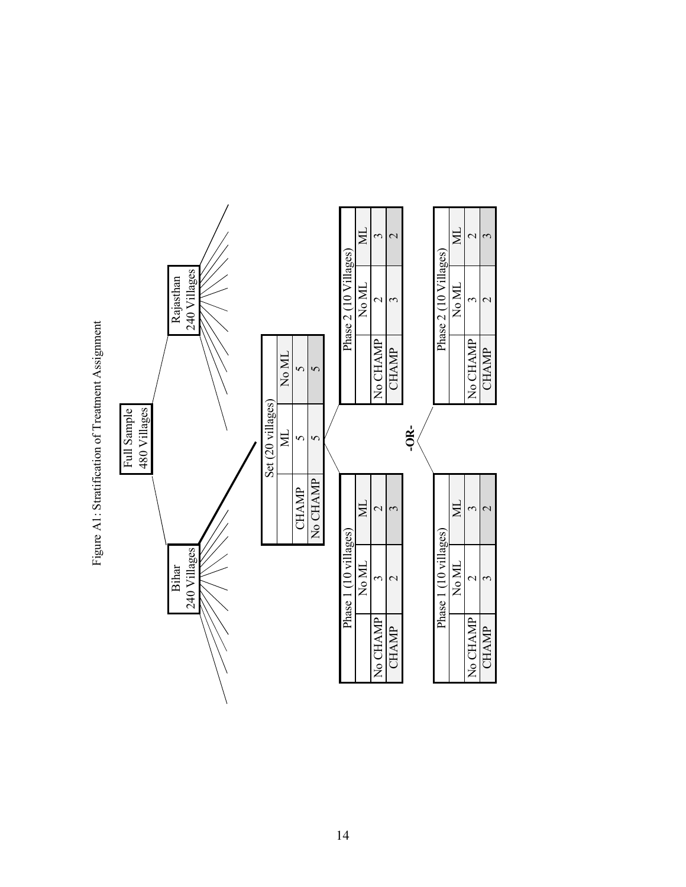Figure A1: Stratification of Treatment Assignment

Full Sample
480 Villages

Bihar
240 Villages

Rajasthan
240 Villages

| Set (20 villages) | ML | No ML |
|---|---|---|
| CHAMP | 5 | 5 |
| No CHAMP | 5 | 5 |

| Phase 1 (10 villages) | No ML | ML |
|---|---|---|
| No CHAMP | 3 | 2 |
| CHAMP | 2 | 3 |

| Phase 2 (10 Villages) | No ML | ML |
|---|---|---|
| No CHAMP | 2 | 3 |
| CHAMP | 3 | 2 |

**-OR-**

| Phase 1 (10 villages) | No ML | ML |
|---|---|---|
| No CHAMP | 2 | 3 |
| CHAMP | 3 | 2 |

| Phase 2 (10 Villages) | No ML | ML |
|---|---|---|
| No CHAMP | 3 | 2 |
| CHAMP | 2 | 3 |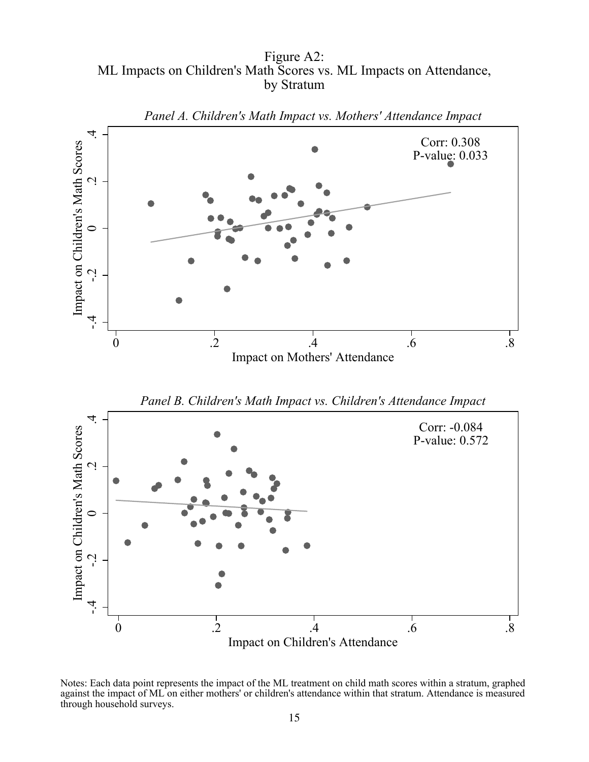Figure A2:
ML Impacts on Children's Math Scores vs. ML Impacts on Attendance, by Stratum

*Panel A. Children's Math Impact vs. Mothers' Attendance Impact*

Corr: 0.308
P-value: 0.033

*Panel B. Children's Math Impact vs. Children's Attendance Impact*

Corr: -0.084
P-value: 0.572

Notes: Each data point represents the impact of the ML treatment on child math scores within a stratum, graphed against the impact of ML on either mothers' or children's attendance within that stratum. Attendance is measured through household surveys.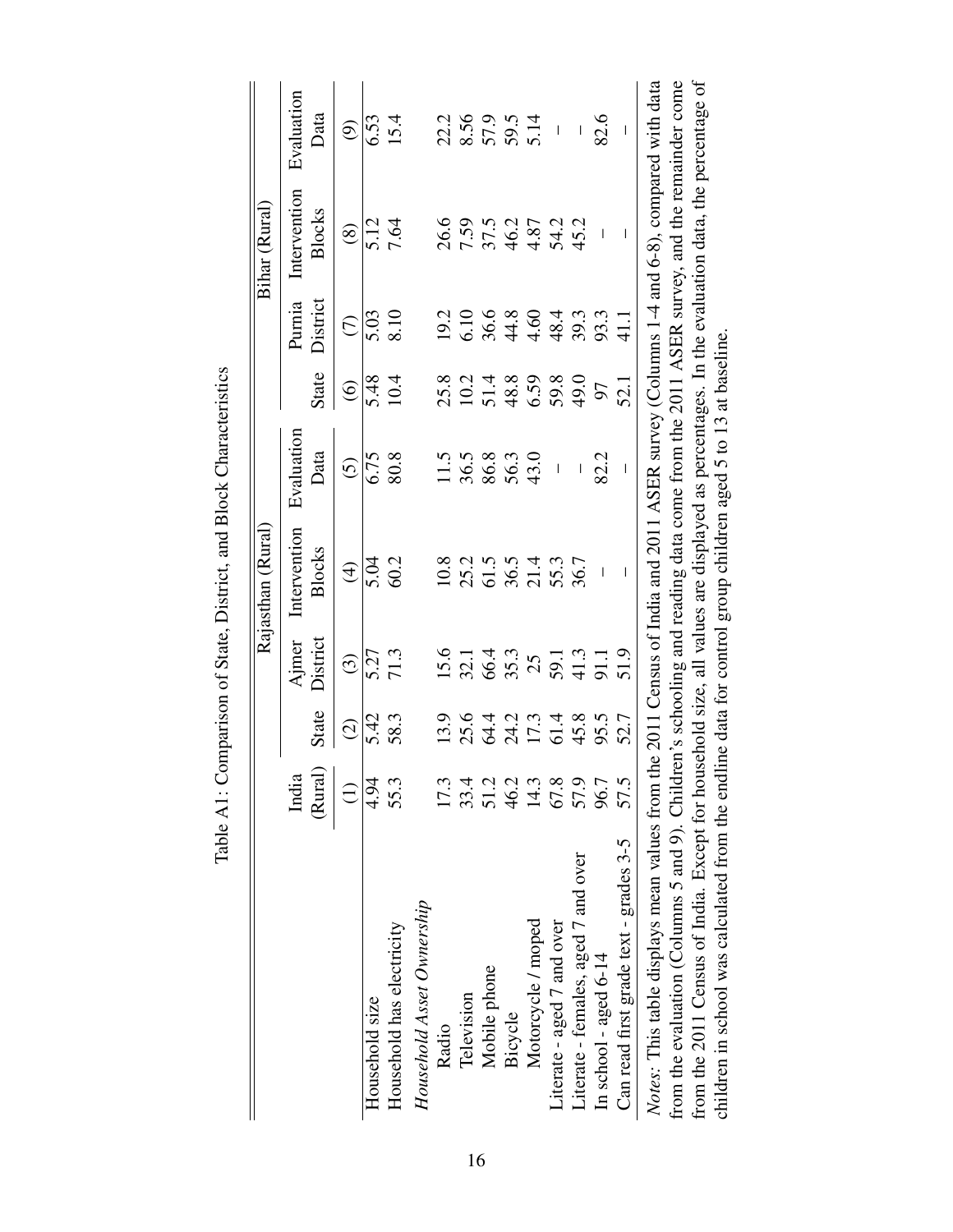Table A1: Comparison of State, District, and Block Characteristics

| | India (Rural) | Rajasthan (Rural) | | | | Bihar (Rural) | | | |
|---|---|---|---|---|---|---|---|---|---|
| | | State | Ajmer District | Intervention Blocks | Evaluation Data | State | Purnia District | Intervention Blocks | Evaluation Data |
| | (1) | (2) | (3) | (4) | (5) | (6) | (7) | (8) | (9) |
| Household size | 4.94 | 5.42 | 5.27 | 5.04 | 6.75 | 5.48 | 5.03 | 5.12 | 6.53 |
| Household has electricity | 55.3 | 58.3 | 71.3 | 60.2 | 80.8 | 10.4 | 8.10 | 7.64 | 15.4 |
| *Household Asset Ownership* | | | | | | | | | |
| Radio | 17.3 | 13.9 | 15.6 | 10.8 | 11.5 | 25.8 | 19.2 | 26.6 | 22.2 |
| Television | 33.4 | 25.6 | 32.1 | 25.2 | 36.5 | 10.2 | 6.10 | 7.59 | 8.56 |
| Mobile phone | 51.2 | 64.4 | 66.4 | 61.5 | 86.8 | 51.4 | 36.6 | 37.5 | 57.9 |
| Bicycle | 46.2 | 24.2 | 35.3 | 36.5 | 56.3 | 48.8 | 44.8 | 46.2 | 59.5 |
| Motorcycle / moped | 14.3 | 17.3 | 25 | 21.4 | 43.0 | 6.59 | 4.60 | 4.87 | 5.14 |
| Literate - aged 7 and over | 67.8 | 61.4 | 59.1 | 55.3 | – | 59.8 | 48.4 | 54.2 | – |
| Literate - females, aged 7 and over | 57.9 | 45.8 | 41.3 | 36.7 | – | 49.0 | 39.3 | 45.2 | – |
| In school - aged 6-14 | 96.7 | 95.5 | 91.1 | – | 82.2 | 97 | 93.3 | – | 82.6 |
| Can read first grade text - grades 3-5 | 57.5 | 52.7 | 51.9 | – | – | 52.1 | 41.1 | – | – |

*Notes*: This table displays mean values from the 2011 Census of India and 2011 ASER survey (Columns 1-4 and 6-8), compared with data from the evaluation (Columns 5 and 9). Children's schooling and reading data come from the 2011 ASER survey, and the remainder come from the 2011 Census of India. Except for household size, all values are displayed as percentages. In the evaluation data, the percentage of children in school was calculated from the endline data for control group children aged 5 to 13 at baseline.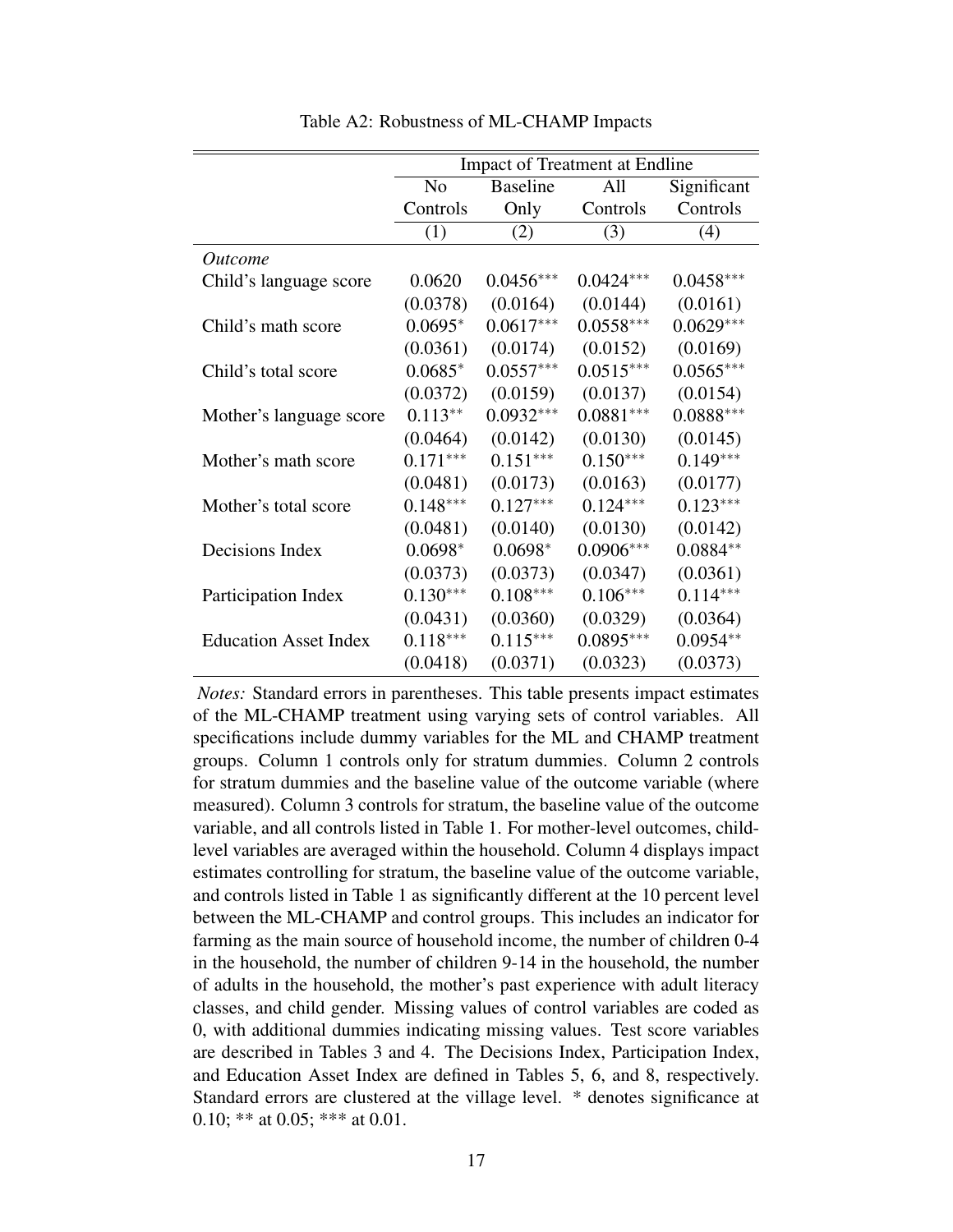Table A2: Robustness of ML-CHAMP Impacts

| | Impact of Treatment at Endline | | | |
|---|---|---|---|---|
| | No Controls | Baseline Only | All Controls | Significant Controls |
| | (1) | (2) | (3) | (4) |
| *Outcome* | | | | |
| Child's language score | 0.0620 | 0.0456*** | 0.0424*** | 0.0458*** |
| | (0.0378) | (0.0164) | (0.0144) | (0.0161) |
| Child's math score | 0.0695* | 0.0617*** | 0.0558*** | 0.0629*** |
| | (0.0361) | (0.0174) | (0.0152) | (0.0169) |
| Child's total score | 0.0685* | 0.0557*** | 0.0515*** | 0.0565*** |
| | (0.0372) | (0.0159) | (0.0137) | (0.0154) |
| Mother's language score | 0.113** | 0.0932*** | 0.0881*** | 0.0888*** |
| | (0.0464) | (0.0142) | (0.0130) | (0.0145) |
| Mother's math score | 0.171*** | 0.151*** | 0.150*** | 0.149*** |
| | (0.0481) | (0.0173) | (0.0163) | (0.0177) |
| Mother's total score | 0.148*** | 0.127*** | 0.124*** | 0.123*** |
| | (0.0481) | (0.0140) | (0.0130) | (0.0142) |
| Decisions Index | 0.0698* | 0.0698* | 0.0906*** | 0.0884** |
| | (0.0373) | (0.0373) | (0.0347) | (0.0361) |
| Participation Index | 0.130*** | 0.108*** | 0.106*** | 0.114*** |
| | (0.0431) | (0.0360) | (0.0329) | (0.0364) |
| Education Asset Index | 0.118*** | 0.115*** | 0.0895*** | 0.0954** |
| | (0.0418) | (0.0371) | (0.0323) | (0.0373) |

*Notes:* Standard errors in parentheses. This table presents impact estimates of the ML-CHAMP treatment using varying sets of control variables. All specifications include dummy variables for the ML and CHAMP treatment groups. Column 1 controls only for stratum dummies. Column 2 controls for stratum dummies and the baseline value of the outcome variable (where measured). Column 3 controls for stratum, the baseline value of the outcome variable, and all controls listed in Table 1. For mother-level outcomes, child-level variables are averaged within the household. Column 4 displays impact estimates controlling for stratum, the baseline value of the outcome variable, and controls listed in Table 1 as significantly different at the 10 percent level between the ML-CHAMP and control groups. This includes an indicator for farming as the main source of household income, the number of children 0-4 in the household, the number of children 9-14 in the household, the number of adults in the household, the mother's past experience with adult literacy classes, and child gender. Missing values of control variables are coded as 0, with additional dummies indicating missing values. Test score variables are described in Tables 3 and 4. The Decisions Index, Participation Index, and Education Asset Index are defined in Tables 5, 6, and 8, respectively. Standard errors are clustered at the village level. * denotes significance at 0.10; ** at 0.05; *** at 0.01.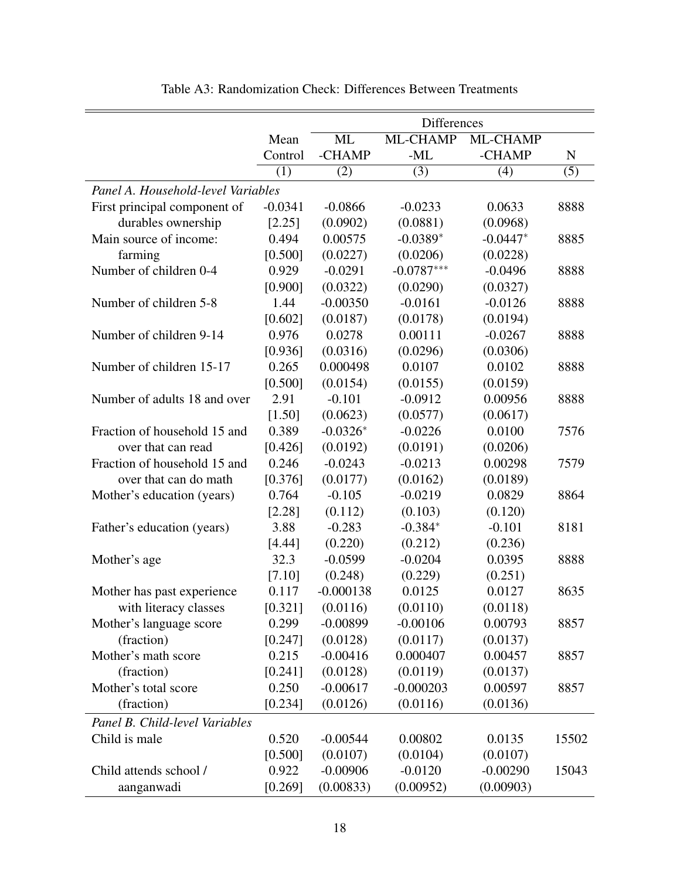Table A3: Randomization Check: Differences Between Treatments

| | Mean | Differences | | | |
|---|---|---|---|---|---|
| | Control | ML -CHAMP | ML-CHAMP -ML | ML-CHAMP -CHAMP | N |
| | (1) | (2) | (3) | (4) | (5) |
| *Panel A. Household-level Variables* | | | | | |
| First principal component of durables ownership | -0.0341 | -0.0866 | -0.0233 | 0.0633 | 8888 |
| | [2.25] | (0.0902) | (0.0881) | (0.0968) | |
| Main source of income: farming | 0.494 | 0.00575 | -0.0389* | -0.0447* | 8885 |
| | [0.500] | (0.0227) | (0.0206) | (0.0228) | |
| Number of children 0-4 | 0.929 | -0.0291 | -0.0787*** | -0.0496 | 8888 |
| | [0.900] | (0.0322) | (0.0290) | (0.0327) | |
| Number of children 5-8 | 1.44 | -0.00350 | -0.0161 | -0.0126 | 8888 |
| | [0.602] | (0.0187) | (0.0178) | (0.0194) | |
| Number of children 9-14 | 0.976 | 0.0278 | 0.00111 | -0.0267 | 8888 |
| | [0.936] | (0.0316) | (0.0296) | (0.0306) | |
| Number of children 15-17 | 0.265 | 0.000498 | 0.0107 | 0.0102 | 8888 |
| | [0.500] | (0.0154) | (0.0155) | (0.0159) | |
| Number of adults 18 and over | 2.91 | -0.101 | -0.0912 | 0.00956 | 8888 |
| | [1.50] | (0.0623) | (0.0577) | (0.0617) | |
| Fraction of household 15 and over that can read | 0.389 | -0.0326* | -0.0226 | 0.0100 | 7576 |
| | [0.426] | (0.0192) | (0.0191) | (0.0206) | |
| Fraction of household 15 and over that can do math | 0.246 | -0.0243 | -0.0213 | 0.00298 | 7579 |
| | [0.376] | (0.0177) | (0.0162) | (0.0189) | |
| Mother's education (years) | 0.764 | -0.105 | -0.0219 | 0.0829 | 8864 |
| | [2.28] | (0.112) | (0.103) | (0.120) | |
| Father's education (years) | 3.88 | -0.283 | -0.384* | -0.101 | 8181 |
| | [4.44] | (0.220) | (0.212) | (0.236) | |
| Mother's age | 32.3 | -0.0599 | -0.0204 | 0.0395 | 8888 |
| | [7.10] | (0.248) | (0.229) | (0.251) | |
| Mother has past experience with literacy classes | 0.117 | -0.000138 | 0.0125 | 0.0127 | 8635 |
| | [0.321] | (0.0116) | (0.0110) | (0.0118) | |
| Mother's language score (fraction) | 0.299 | -0.00899 | -0.00106 | 0.00793 | 8857 |
| | [0.247] | (0.0128) | (0.0117) | (0.0137) | |
| Mother's math score (fraction) | 0.215 | -0.00416 | 0.000407 | 0.00457 | 8857 |
| | [0.241] | (0.0128) | (0.0119) | (0.0137) | |
| Mother's total score (fraction) | 0.250 | -0.00617 | -0.000203 | 0.00597 | 8857 |
| | [0.234] | (0.0126) | (0.0116) | (0.0136) | |
| *Panel B. Child-level Variables* | | | | | |
| Child is male | 0.520 | -0.00544 | 0.00802 | 0.0135 | 15502 |
| | [0.500] | (0.0107) | (0.0104) | (0.0107) | |
| Child attends school / aanganwadi | 0.922 | -0.00906 | -0.0120 | -0.00290 | 15043 |
| | [0.269] | (0.00833) | (0.00952) | (0.00903) | |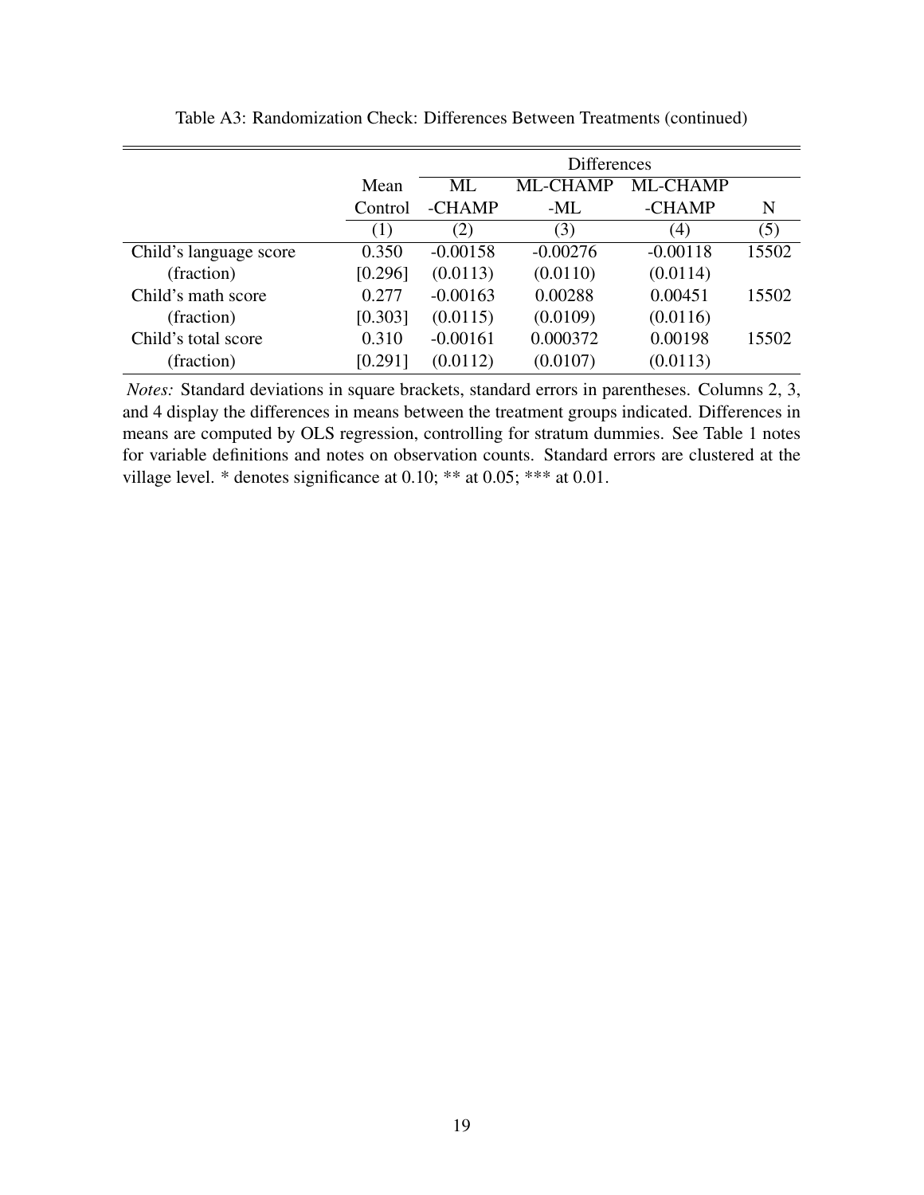Table A3: Randomization Check: Differences Between Treatments (continued)

| | Mean Control | Differences | | | N |
|---|---|---|---|---|---|
| | | ML -CHAMP | ML-CHAMP -ML | ML-CHAMP -CHAMP | |
| | (1) | (2) | (3) | (4) | (5) |
| Child's language score | 0.350 | -0.00158 | -0.00276 | -0.00118 | 15502 |
| (fraction) | [0.296] | (0.0113) | (0.0110) | (0.0114) | |
| Child's math score | 0.277 | -0.00163 | 0.00288 | 0.00451 | 15502 |
| (fraction) | [0.303] | (0.0115) | (0.0109) | (0.0116) | |
| Child's total score | 0.310 | -0.00161 | 0.000372 | 0.00198 | 15502 |
| (fraction) | [0.291] | (0.0112) | (0.0107) | (0.0113) | |

*Notes:* Standard deviations in square brackets, standard errors in parentheses. Columns 2, 3, and 4 display the differences in means between the treatment groups indicated. Differences in means are computed by OLS regression, controlling for stratum dummies. See Table 1 notes for variable definitions and notes on observation counts. Standard errors are clustered at the village level. * denotes significance at 0.10; ** at 0.05; *** at 0.01.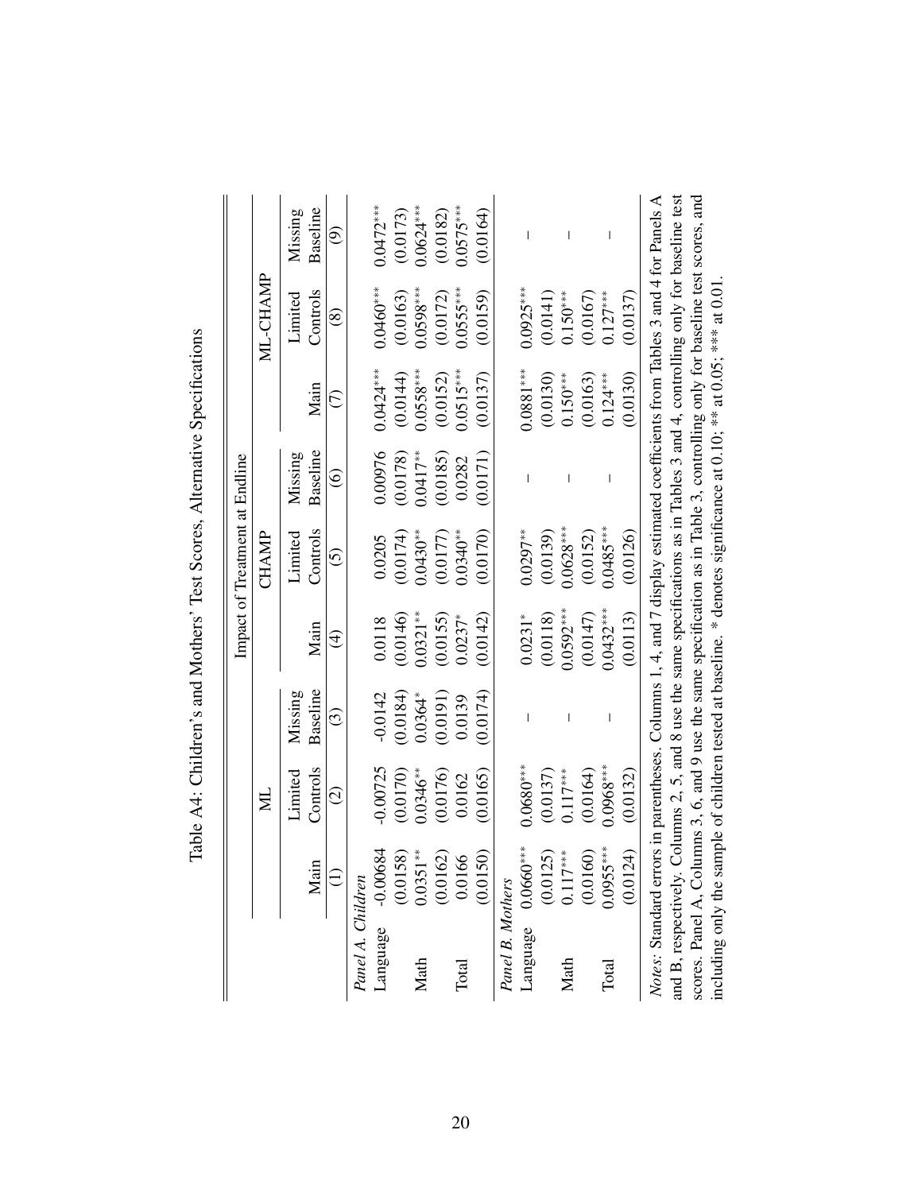Table A4: Children's and Mothers' Test Scores, Alternative Specifications

| | Impact of Treatment at Endline | | | | | | | | |
|---|---|---|---|---|---|---|---|---|---|
| | ML | | | CHAMP | | | ML-CHAMP | | |
| | Main | Limited Controls | Missing Baseline | Main | Limited Controls | Missing Baseline | Main | Limited Controls | Missing Baseline |
| | (1) | (2) | (3) | (4) | (5) | (6) | (7) | (8) | (9) |
| *Panel A. Children* | | | | | | | | | |
| Language | -0.00684 | -0.00725 | -0.0142 | 0.0118 | 0.0205 | 0.00976 | 0.0424*** | 0.0460*** | 0.0472*** |
| | (0.0158) | (0.0170) | (0.0184) | (0.0146) | (0.0174) | (0.0178) | (0.0144) | (0.0163) | (0.0173) |
| Math | 0.0351** | 0.0346** | 0.0364* | 0.0321** | 0.0430** | 0.0417** | 0.0558*** | 0.0598*** | 0.0624*** |
| | (0.0162) | (0.0176) | (0.0191) | (0.0155) | (0.0177) | (0.0185) | (0.0152) | (0.0172) | (0.0182) |
| Total | 0.0166 | 0.0162 | 0.0139 | 0.0237* | 0.0340** | 0.0282 | 0.0515*** | 0.0555*** | 0.0575*** |
| | (0.0150) | (0.0165) | (0.0174) | (0.0142) | (0.0170) | (0.0171) | (0.0137) | (0.0159) | (0.0164) |
| *Panel B. Mothers* | | | | | | | | | |
| Language | 0.0660*** | 0.0680*** | – | 0.0231* | 0.0297** | – | 0.0881*** | 0.0925*** | – |
| | (0.0125) | (0.0137) | | (0.0118) | (0.0139) | | (0.0130) | (0.0141) | |
| Math | 0.117*** | 0.117*** | – | 0.0592*** | 0.0628*** | – | 0.150*** | 0.150*** | – |
| | (0.0160) | (0.0164) | | (0.0147) | (0.0152) | | (0.0163) | (0.0167) | |
| Total | 0.0955*** | 0.0968*** | – | 0.0432*** | 0.0485*** | – | 0.124*** | 0.127*** | – |
| | (0.0124) | (0.0132) | | (0.0113) | (0.0126) | | (0.0130) | (0.0137) | |

*Notes*: Standard errors in parentheses. Columns 1, 4, and 7 display estimated coefficients from Tables 3 and 4 for Panels A and B, respectively. Columns 2, 5, and 8 use the same specifications as in Tables 3 and 4, controlling only for baseline test scores. Panel A, Columns 3, 6, and 9 use the same specification as in Table 3, controlling only for baseline test scores, and including only the sample of children tested at baseline. * denotes significance at 0.10; ** at 0.05; *** at 0.01.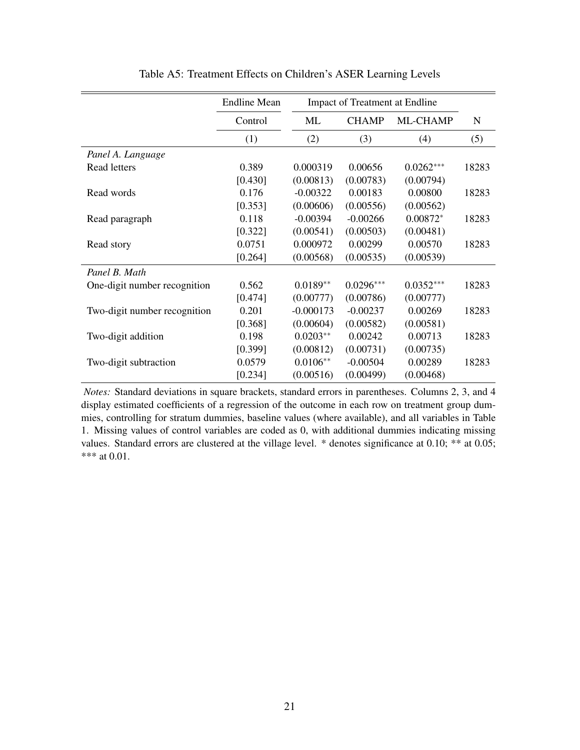Table A5: Treatment Effects on Children's ASER Learning Levels

| | Endline Mean | Impact of Treatment at Endline | | | |
|---|---|---|---|---|---|
| | Control | ML | CHAMP | ML-CHAMP | N |
| | (1) | (2) | (3) | (4) | (5) |
| *Panel A. Language* | | | | | |
| Read letters | 0.389 | 0.000319 | 0.00656 | 0.0262*** | 18283 |
| | [0.430] | (0.00813) | (0.00783) | (0.00794) | |
| Read words | 0.176 | -0.00322 | 0.00183 | 0.00800 | 18283 |
| | [0.353] | (0.00606) | (0.00556) | (0.00562) | |
| Read paragraph | 0.118 | -0.00394 | -0.00266 | 0.00872* | 18283 |
| | [0.322] | (0.00541) | (0.00503) | (0.00481) | |
| Read story | 0.0751 | 0.000972 | 0.00299 | 0.00570 | 18283 |
| | [0.264] | (0.00568) | (0.00535) | (0.00539) | |
| *Panel B. Math* | | | | | |
| One-digit number recognition | 0.562 | 0.0189** | 0.0296*** | 0.0352*** | 18283 |
| | [0.474] | (0.00777) | (0.00786) | (0.00777) | |
| Two-digit number recognition | 0.201 | -0.000173 | -0.00237 | 0.00269 | 18283 |
| | [0.368] | (0.00604) | (0.00582) | (0.00581) | |
| Two-digit addition | 0.198 | 0.0203** | 0.00242 | 0.00713 | 18283 |
| | [0.399] | (0.00812) | (0.00731) | (0.00735) | |
| Two-digit subtraction | 0.0579 | 0.0106** | -0.00504 | 0.00289 | 18283 |
| | [0.234] | (0.00516) | (0.00499) | (0.00468) | |

*Notes:* Standard deviations in square brackets, standard errors in parentheses. Columns 2, 3, and 4 display estimated coefficients of a regression of the outcome in each row on treatment group dummies, controlling for stratum dummies, baseline values (where available), and all variables in Table 1. Missing values of control variables are coded as 0, with additional dummies indicating missing values. Standard errors are clustered at the village level. * denotes significance at 0.10; ** at 0.05; *** at 0.01.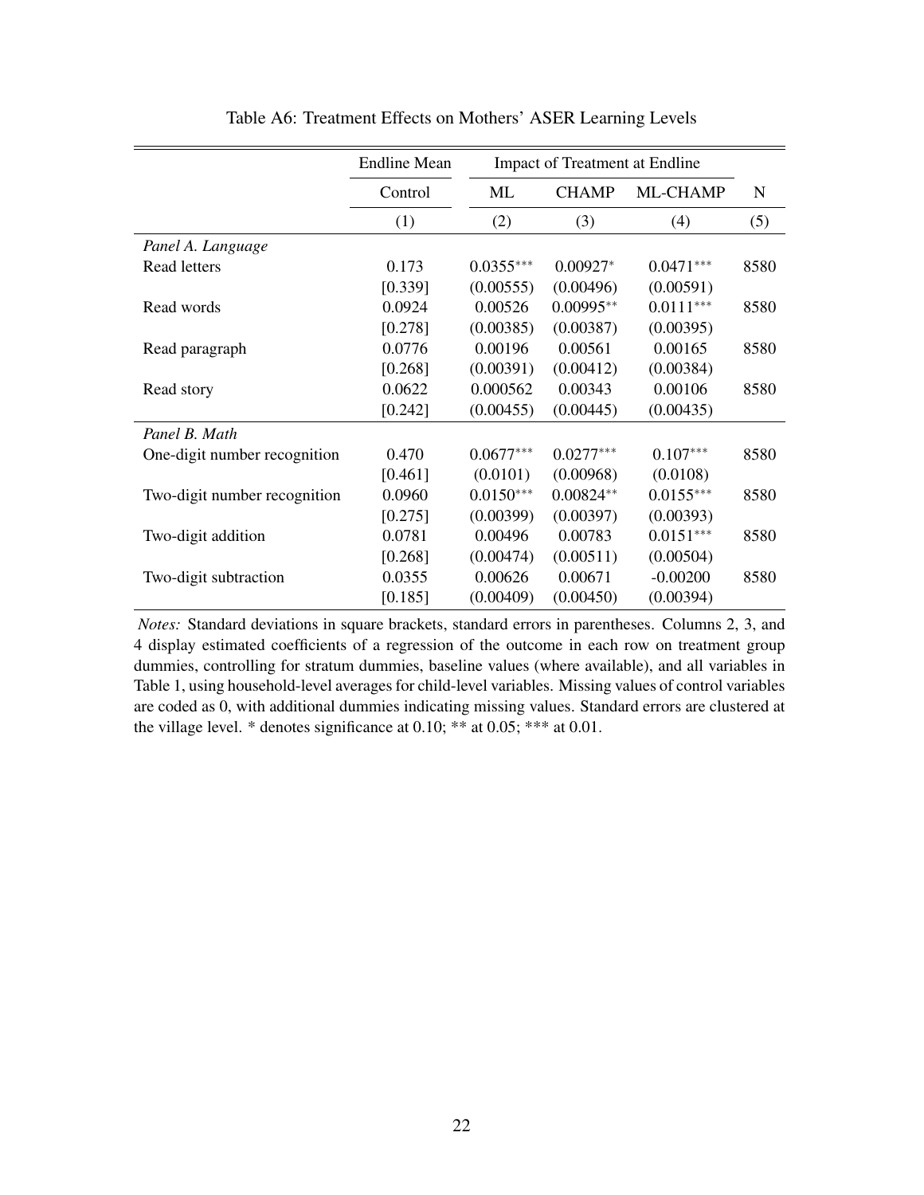Table A6: Treatment Effects on Mothers' ASER Learning Levels

| | Endline Mean | Impact of Treatment at Endline | | | |
|---|---|---|---|---|---|
| | Control | ML | CHAMP | ML-CHAMP | N |
| | (1) | (2) | (3) | (4) | (5) |
| *Panel A. Language* | | | | | |
| Read letters | 0.173 | 0.0355*** | 0.00927* | 0.0471*** | 8580 |
| | [0.339] | (0.00555) | (0.00496) | (0.00591) | |
| Read words | 0.0924 | 0.00526 | 0.00995** | 0.0111*** | 8580 |
| | [0.278] | (0.00385) | (0.00387) | (0.00395) | |
| Read paragraph | 0.0776 | 0.00196 | 0.00561 | 0.00165 | 8580 |
| | [0.268] | (0.00391) | (0.00412) | (0.00384) | |
| Read story | 0.0622 | 0.000562 | 0.00343 | 0.00106 | 8580 |
| | [0.242] | (0.00455) | (0.00445) | (0.00435) | |
| *Panel B. Math* | | | | | |
| One-digit number recognition | 0.470 | 0.0677*** | 0.0277*** | 0.107*** | 8580 |
| | [0.461] | (0.0101) | (0.00968) | (0.0108) | |
| Two-digit number recognition | 0.0960 | 0.0150*** | 0.00824** | 0.0155*** | 8580 |
| | [0.275] | (0.00399) | (0.00397) | (0.00393) | |
| Two-digit addition | 0.0781 | 0.00496 | 0.00783 | 0.0151*** | 8580 |
| | [0.268] | (0.00474) | (0.00511) | (0.00504) | |
| Two-digit subtraction | 0.0355 | 0.00626 | 0.00671 | -0.00200 | 8580 |
| | [0.185] | (0.00409) | (0.00450) | (0.00394) | |

*Notes:* Standard deviations in square brackets, standard errors in parentheses. Columns 2, 3, and 4 display estimated coefficients of a regression of the outcome in each row on treatment group dummies, controlling for stratum dummies, baseline values (where available), and all variables in Table 1, using household-level averages for child-level variables. Missing values of control variables are coded as 0, with additional dummies indicating missing values. Standard errors are clustered at the village level. * denotes significance at 0.10; ** at 0.05; *** at 0.01.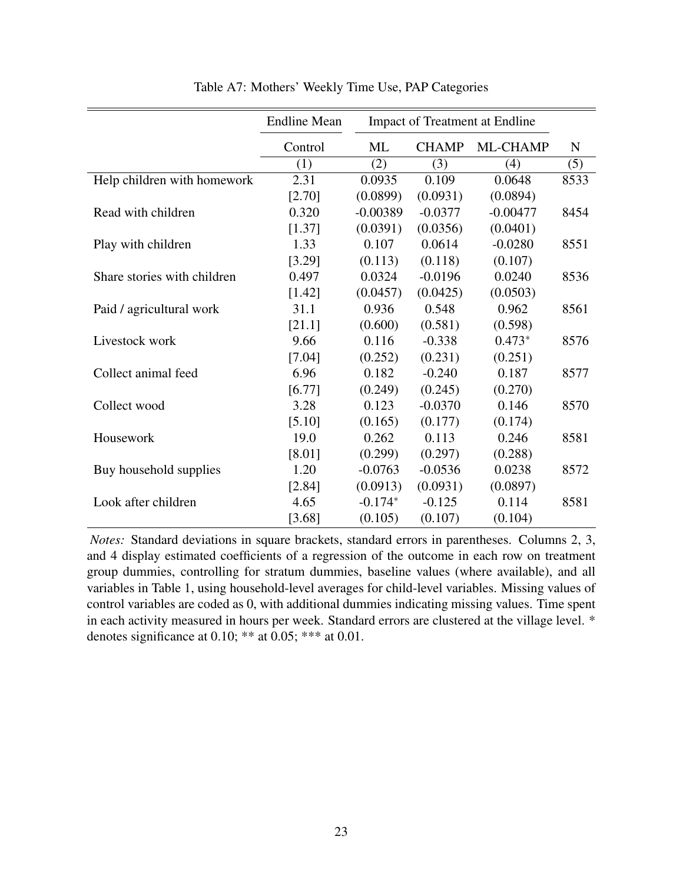Table A7: Mothers' Weekly Time Use, PAP Categories

| | Endline Mean | Impact of Treatment at Endline | | | |
|---|---|---|---|---|---|
| | Control | ML | CHAMP | ML-CHAMP | N |
| | (1) | (2) | (3) | (4) | (5) |
| Help children with homework | 2.31 | 0.0935 | 0.109 | 0.0648 | 8533 |
| | [2.70] | (0.0899) | (0.0931) | (0.0894) | |
| Read with children | 0.320 | -0.00389 | -0.0377 | -0.00477 | 8454 |
| | [1.37] | (0.0391) | (0.0356) | (0.0401) | |
| Play with children | 1.33 | 0.107 | 0.0614 | -0.0280 | 8551 |
| | [3.29] | (0.113) | (0.118) | (0.107) | |
| Share stories with children | 0.497 | 0.0324 | -0.0196 | 0.0240 | 8536 |
| | [1.42] | (0.0457) | (0.0425) | (0.0503) | |
| Paid / agricultural work | 31.1 | 0.936 | 0.548 | 0.962 | 8561 |
| | [21.1] | (0.600) | (0.581) | (0.598) | |
| Livestock work | 9.66 | 0.116 | -0.338 | 0.473* | 8576 |
| | [7.04] | (0.252) | (0.231) | (0.251) | |
| Collect animal feed | 6.96 | 0.182 | -0.240 | 0.187 | 8577 |
| | [6.77] | (0.249) | (0.245) | (0.270) | |
| Collect wood | 3.28 | 0.123 | -0.0370 | 0.146 | 8570 |
| | [5.10] | (0.165) | (0.177) | (0.174) | |
| Housework | 19.0 | 0.262 | 0.113 | 0.246 | 8581 |
| | [8.01] | (0.299) | (0.297) | (0.288) | |
| Buy household supplies | 1.20 | -0.0763 | -0.0536 | 0.0238 | 8572 |
| | [2.84] | (0.0913) | (0.0931) | (0.0897) | |
| Look after children | 4.65 | -0.174* | -0.125 | 0.114 | 8581 |
| | [3.68] | (0.105) | (0.107) | (0.104) | |

*Notes:* Standard deviations in square brackets, standard errors in parentheses. Columns 2, 3, and 4 display estimated coefficients of a regression of the outcome in each row on treatment group dummies, controlling for stratum dummies, baseline values (where available), and all variables in Table 1, using household-level averages for child-level variables. Missing values of control variables are coded as 0, with additional dummies indicating missing values. Time spent in each activity measured in hours per week. Standard errors are clustered at the village level. * denotes significance at 0.10; ** at 0.05; *** at 0.01.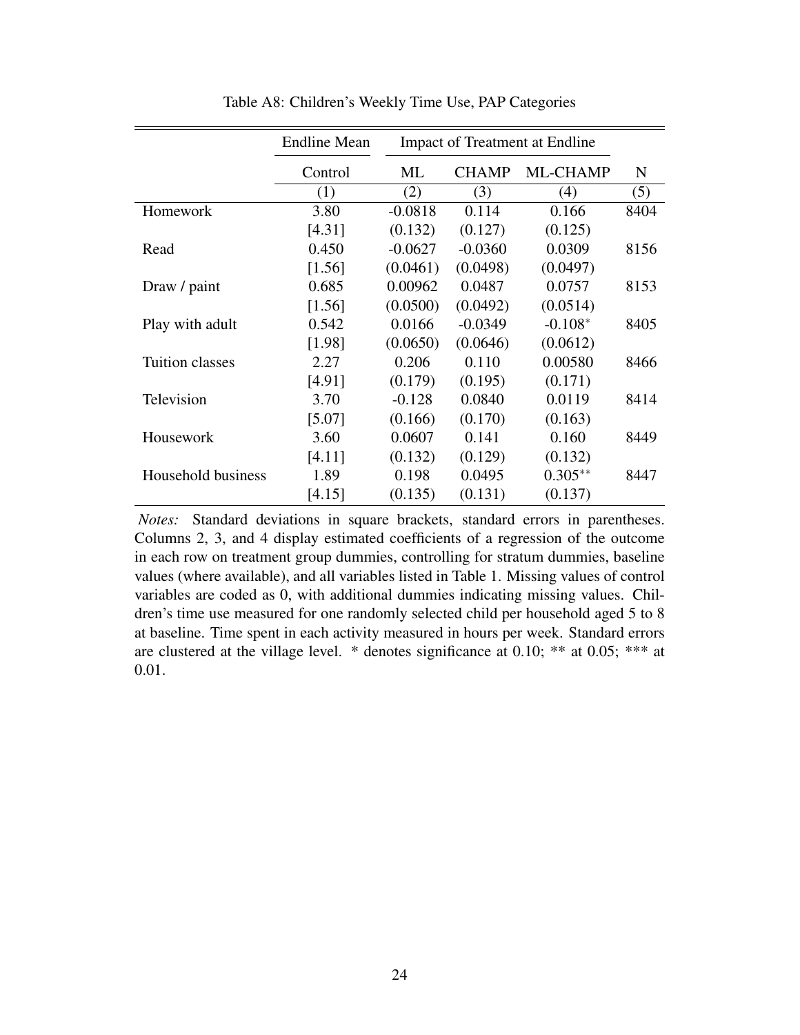Table A8: Children's Weekly Time Use, PAP Categories

| | Endline Mean | Impact of Treatment at Endline | | | |
|---|---|---|---|---|---|
| | Control | ML | CHAMP | ML-CHAMP | N |
| | (1) | (2) | (3) | (4) | (5) |
| Homework | 3.80 | -0.0818 | 0.114 | 0.166 | 8404 |
| | [4.31] | (0.132) | (0.127) | (0.125) | |
| Read | 0.450 | -0.0627 | -0.0360 | 0.0309 | 8156 |
| | [1.56] | (0.0461) | (0.0498) | (0.0497) | |
| Draw / paint | 0.685 | 0.00962 | 0.0487 | 0.0757 | 8153 |
| | [1.56] | (0.0500) | (0.0492) | (0.0514) | |
| Play with adult | 0.542 | 0.0166 | -0.0349 | -0.108* | 8405 |
| | [1.98] | (0.0650) | (0.0646) | (0.0612) | |
| Tuition classes | 2.27 | 0.206 | 0.110 | 0.00580 | 8466 |
| | [4.91] | (0.179) | (0.195) | (0.171) | |
| Television | 3.70 | -0.128 | 0.0840 | 0.0119 | 8414 |
| | [5.07] | (0.166) | (0.170) | (0.163) | |
| Housework | 3.60 | 0.0607 | 0.141 | 0.160 | 8449 |
| | [4.11] | (0.132) | (0.129) | (0.132) | |
| Household business | 1.89 | 0.198 | 0.0495 | 0.305** | 8447 |
| | [4.15] | (0.135) | (0.131) | (0.137) | |

*Notes:* Standard deviations in square brackets, standard errors in parentheses. Columns 2, 3, and 4 display estimated coefficients of a regression of the outcome in each row on treatment group dummies, controlling for stratum dummies, baseline values (where available), and all variables listed in Table 1. Missing values of control variables are coded as 0, with additional dummies indicating missing values. Children's time use measured for one randomly selected child per household aged 5 to 8 at baseline. Time spent in each activity measured in hours per week. Standard errors are clustered at the village level. * denotes significance at 0.10; ** at 0.05; *** at 0.01.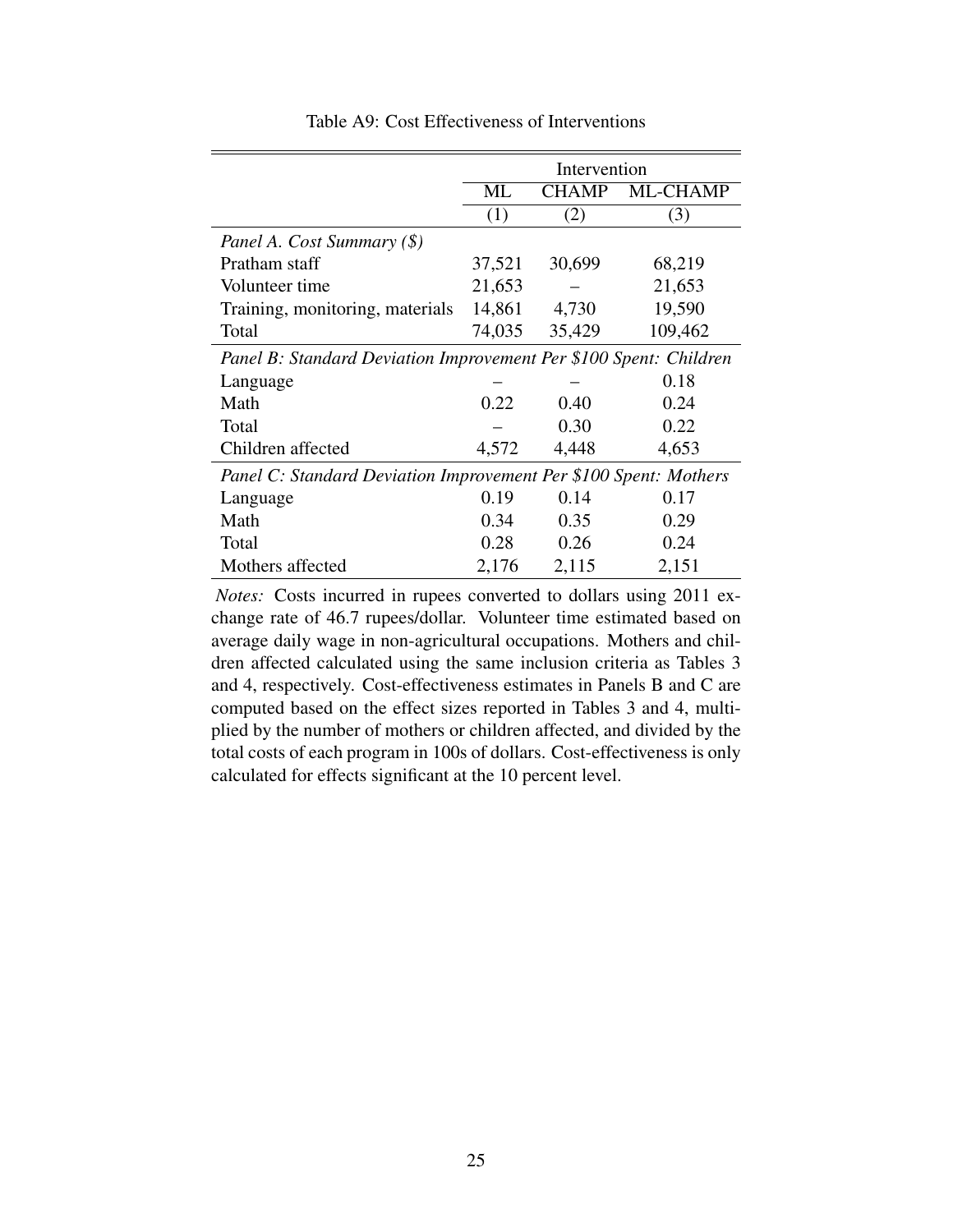Table A9: Cost Effectiveness of Interventions

| | Intervention | | |
|---|---|---|---|
| | ML | CHAMP | ML-CHAMP |
| | (1) | (2) | (3) |
| *Panel A. Cost Summary ($)* | | | |
| Pratham staff | 37,521 | 30,699 | 68,219 |
| Volunteer time | 21,653 | – | 21,653 |
| Training, monitoring, materials | 14,861 | 4,730 | 19,590 |
| Total | 74,035 | 35,429 | 109,462 |
| *Panel B: Standard Deviation Improvement Per $100 Spent: Children* | | | |
| Language | – | – | 0.18 |
| Math | 0.22 | 0.40 | 0.24 |
| Total | – | 0.30 | 0.22 |
| Children affected | 4,572 | 4,448 | 4,653 |
| *Panel C: Standard Deviation Improvement Per $100 Spent: Mothers* | | | |
| Language | 0.19 | 0.14 | 0.17 |
| Math | 0.34 | 0.35 | 0.29 |
| Total | 0.28 | 0.26 | 0.24 |
| Mothers affected | 2,176 | 2,115 | 2,151 |

*Notes:* Costs incurred in rupees converted to dollars using 2011 exchange rate of 46.7 rupees/dollar. Volunteer time estimated based on average daily wage in non-agricultural occupations. Mothers and children affected calculated using the same inclusion criteria as Tables 3 and 4, respectively. Cost-effectiveness estimates in Panels B and C are computed based on the effect sizes reported in Tables 3 and 4, multiplied by the number of mothers or children affected, and divided by the total costs of each program in 100s of dollars. Cost-effectiveness is only calculated for effects significant at the 10 percent level.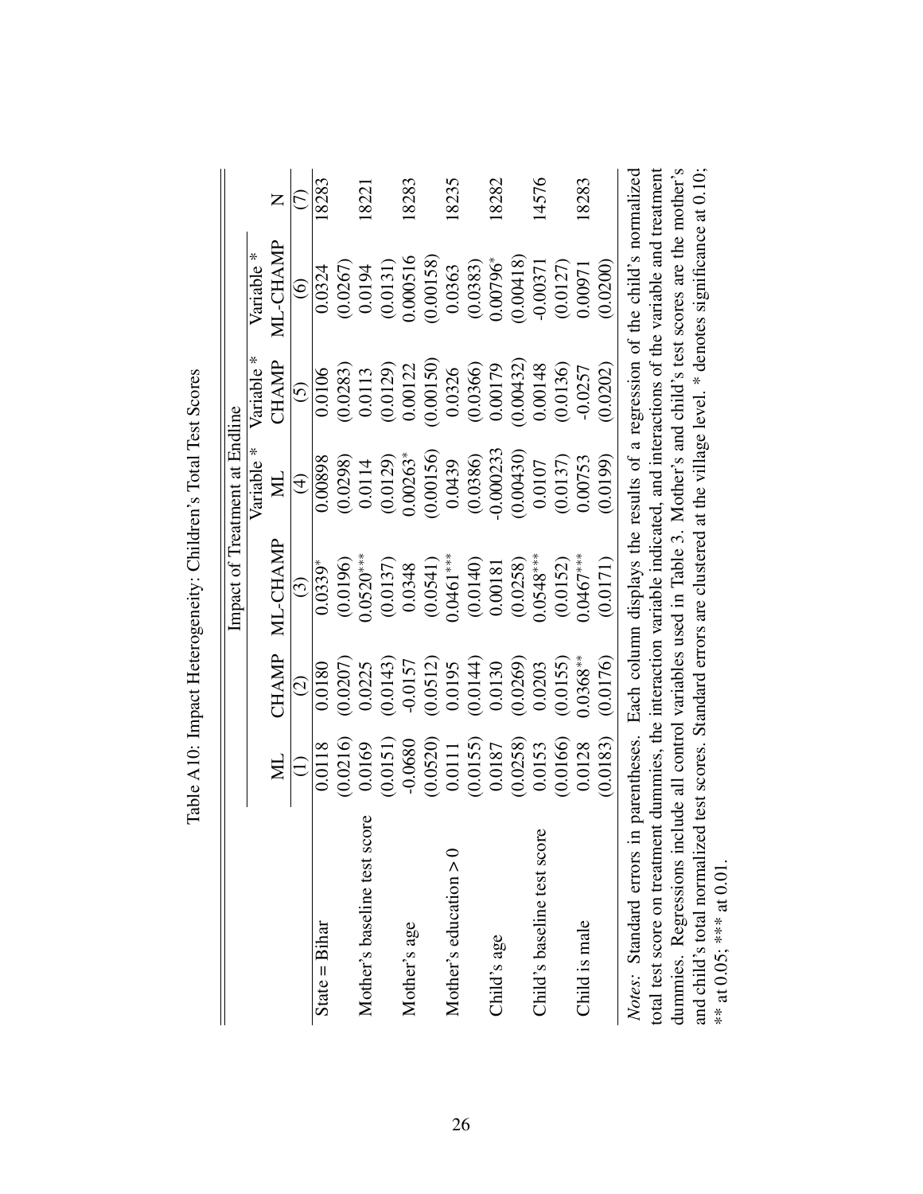Table A10: Impact Heterogeneity: Children's Total Test Scores

| | Impact of Treatment at Endline | | | | | | |
|---|---|---|---|---|---|---|---|
| | ML | CHAMP | ML-CHAMP | Variable * ML | Variable * CHAMP | Variable * ML-CHAMP | N |
| | (1) | (2) | (3) | (4) | (5) | (6) | (7) |
| State = Bihar | 0.0118 | 0.0180 | 0.0339* | 0.00898 | 0.0106 | 0.0324 | 18283 |
| | (0.0216) | (0.0207) | (0.0196) | (0.0298) | (0.0283) | (0.0267) | |
| Mother's baseline test score | 0.0169 | 0.0225 | 0.0520*** | 0.0114 | 0.0113 | 0.0194 | 18221 |
| | (0.0151) | (0.0143) | (0.0137) | (0.0129) | (0.0129) | (0.0131) | |
| Mother's age | -0.0680 | -0.0157 | 0.0348 | 0.00263* | 0.00122 | 0.000516 | 18283 |
| | (0.0520) | (0.0512) | (0.0541) | (0.00156) | (0.00150) | (0.00158) | |
| Mother's education > 0 | 0.0111 | 0.0195 | 0.0461*** | 0.0439 | 0.0326 | 0.0363 | 18235 |
| | (0.0155) | (0.0144) | (0.0140) | (0.0386) | (0.0366) | (0.0383) | |
| Child's age | 0.0187 | 0.0130 | 0.00181 | -0.000233 | 0.00179 | 0.00796* | 18282 |
| | (0.0258) | (0.0269) | (0.0258) | (0.00430) | (0.00432) | (0.00418) | |
| Child's baseline test score | 0.0153 | 0.0203 | 0.0548*** | 0.0107 | 0.00148 | -0.00371 | 14576 |
| | (0.0166) | (0.0155) | (0.0152) | (0.0137) | (0.0136) | (0.0127) | |
| Child is male | 0.0128 | 0.0368** | 0.0467*** | 0.00753 | -0.0257 | 0.00971 | 18283 |
| | (0.0183) | (0.0176) | (0.0171) | (0.0199) | (0.0202) | (0.0200) | |

*Notes*: Standard errors in parentheses. Each column displays the results of a regression of the child's normalized total test score on treatment dummies, the interaction variable indicated, and interactions of the variable and treatment dummies. Regressions include all control variables used in Table 3. Mother's and child's test scores are the mother's and child's total normalized test scores. Standard errors are clustered at the village level. * denotes significance at 0.10; ** at 0.05; *** at 0.01.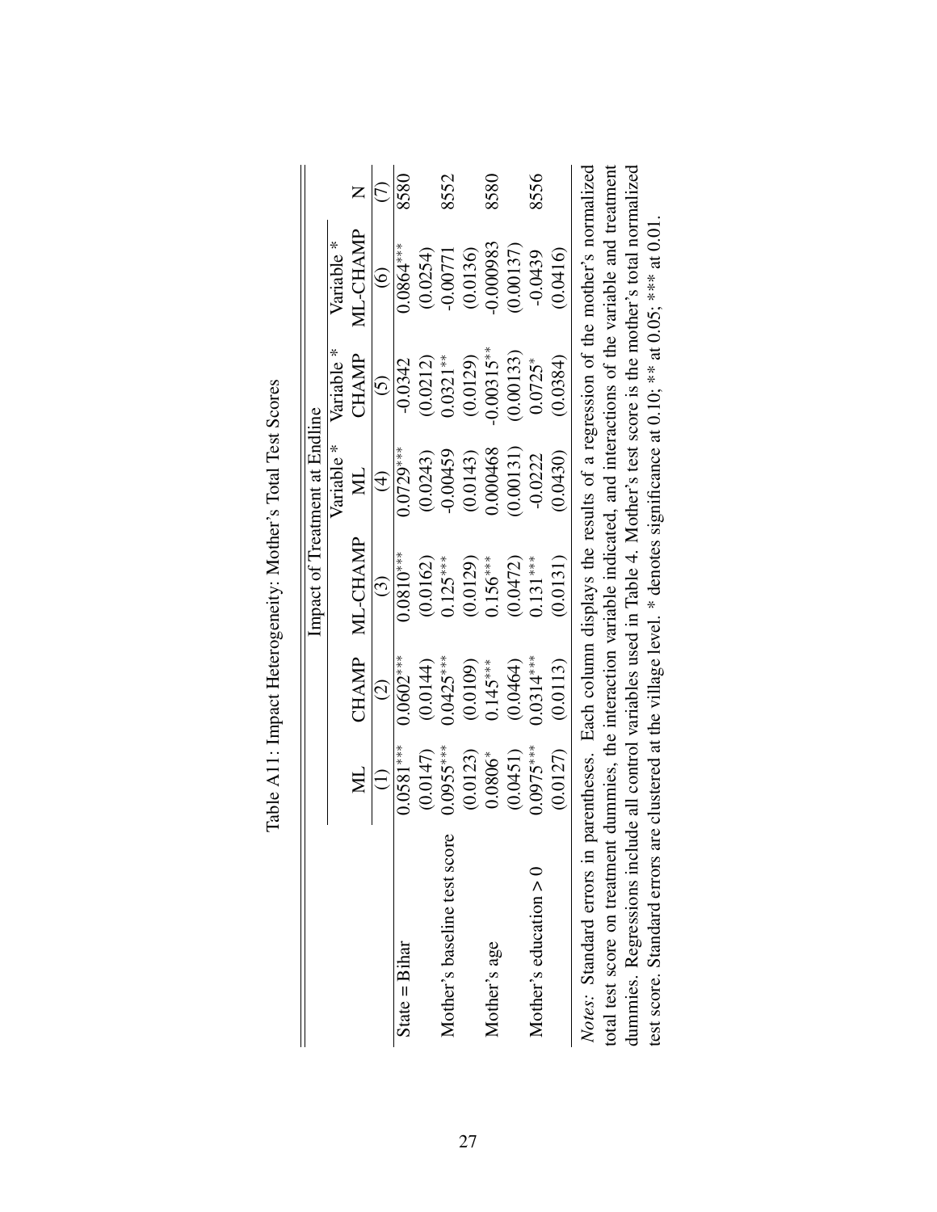Table A11: Impact Heterogeneity: Mother's Total Test Scores

| | Impact of Treatment at Endline | | | | | | |
|---|---|---|---|---|---|---|---|
| | ML | CHAMP | ML-CHAMP | Variable * ML | Variable * CHAMP | Variable * ML-CHAMP | N |
| | (1) | (2) | (3) | (4) | (5) | (6) | (7) |
| State = Bihar | 0.0581*** | 0.0602*** | 0.0810*** | 0.0729*** | -0.0342 | 0.0864*** | 8580 |
| | (0.0147) | (0.0144) | (0.0162) | (0.0243) | (0.0212) | (0.0254) | |
| Mother's baseline test score | 0.0955*** | 0.0425*** | 0.125*** | -0.00459 | 0.0321** | -0.00771 | 8552 |
| | (0.0123) | (0.0109) | (0.0129) | (0.0143) | (0.0129) | (0.0136) | |
| Mother's age | 0.0806* | 0.145*** | 0.156*** | 0.000468 | -0.00315** | -0.000983 | 8580 |
| | (0.0451) | (0.0464) | (0.0472) | (0.00131) | (0.00133) | (0.00137) | |
| Mother's education > 0 | 0.0975*** | 0.0314*** | 0.131*** | -0.0222 | 0.0725* | -0.0439 | 8556 |
| | (0.0127) | (0.0113) | (0.0131) | (0.0430) | (0.0384) | (0.0416) | |

*Notes:* Standard errors in parentheses. Each column displays the results of a regression of the mother's normalized total test score on treatment dummies, the interaction variable indicated, and interactions of the variable and treatment dummies. Regressions include all control variables used in Table 4. Mother's test score is the mother's total normalized test score. Standard errors are clustered at the village level. * denotes significance at 0.10; ** at 0.05; *** at 0.01.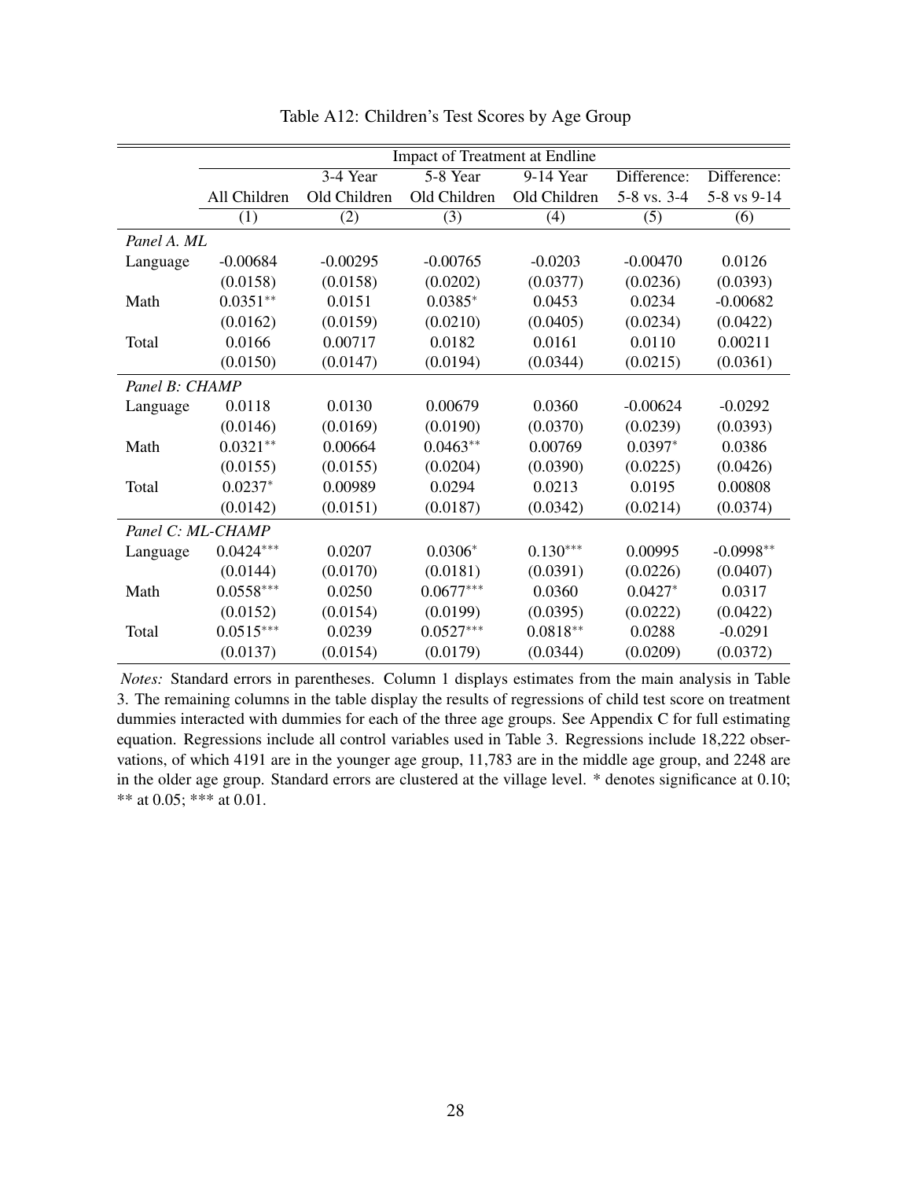Table A12: Children's Test Scores by Age Group

| | Impact of Treatment at Endline | | | | | |
|---|---|---|---|---|---|---|
| | All Children | 3-4 Year Old Children | 5-8 Year Old Children | 9-14 Year Old Children | Difference: 5-8 vs. 3-4 | Difference: 5-8 vs 9-14 |
| | (1) | (2) | (3) | (4) | (5) | (6) |
| *Panel A. ML* | | | | | | |
| Language | -0.00684 | -0.00295 | -0.00765 | -0.0203 | -0.00470 | 0.0126 |
| | (0.0158) | (0.0158) | (0.0202) | (0.0377) | (0.0236) | (0.0393) |
| Math | 0.0351** | 0.0151 | 0.0385* | 0.0453 | 0.0234 | -0.00682 |
| | (0.0162) | (0.0159) | (0.0210) | (0.0405) | (0.0234) | (0.0422) |
| Total | 0.0166 | 0.00717 | 0.0182 | 0.0161 | 0.0110 | 0.00211 |
| | (0.0150) | (0.0147) | (0.0194) | (0.0344) | (0.0215) | (0.0361) |
| *Panel B: CHAMP* | | | | | | |
| Language | 0.0118 | 0.0130 | 0.00679 | 0.0360 | -0.00624 | -0.0292 |
| | (0.0146) | (0.0169) | (0.0190) | (0.0370) | (0.0239) | (0.0393) |
| Math | 0.0321** | 0.00664 | 0.0463** | 0.00769 | 0.0397* | 0.0386 |
| | (0.0155) | (0.0155) | (0.0204) | (0.0390) | (0.0225) | (0.0426) |
| Total | 0.0237* | 0.00989 | 0.0294 | 0.0213 | 0.0195 | 0.00808 |
| | (0.0142) | (0.0151) | (0.0187) | (0.0342) | (0.0214) | (0.0374) |
| *Panel C: ML-CHAMP* | | | | | | |
| Language | 0.0424*** | 0.0207 | 0.0306* | 0.130*** | 0.00995 | -0.0998** |
| | (0.0144) | (0.0170) | (0.0181) | (0.0391) | (0.0226) | (0.0407) |
| Math | 0.0558*** | 0.0250 | 0.0677*** | 0.0360 | 0.0427* | 0.0317 |
| | (0.0152) | (0.0154) | (0.0199) | (0.0395) | (0.0222) | (0.0422) |
| Total | 0.0515*** | 0.0239 | 0.0527*** | 0.0818** | 0.0288 | -0.0291 |
| | (0.0137) | (0.0154) | (0.0179) | (0.0344) | (0.0209) | (0.0372) |

*Notes:* Standard errors in parentheses. Column 1 displays estimates from the main analysis in Table 3. The remaining columns in the table display the results of regressions of child test score on treatment dummies interacted with dummies for each of the three age groups. See Appendix C for full estimating equation. Regressions include all control variables used in Table 3. Regressions include 18,222 observations, of which 4191 are in the younger age group, 11,783 are in the middle age group, and 2248 are in the older age group. Standard errors are clustered at the village level. * denotes significance at 0.10; ** at 0.05; *** at 0.01.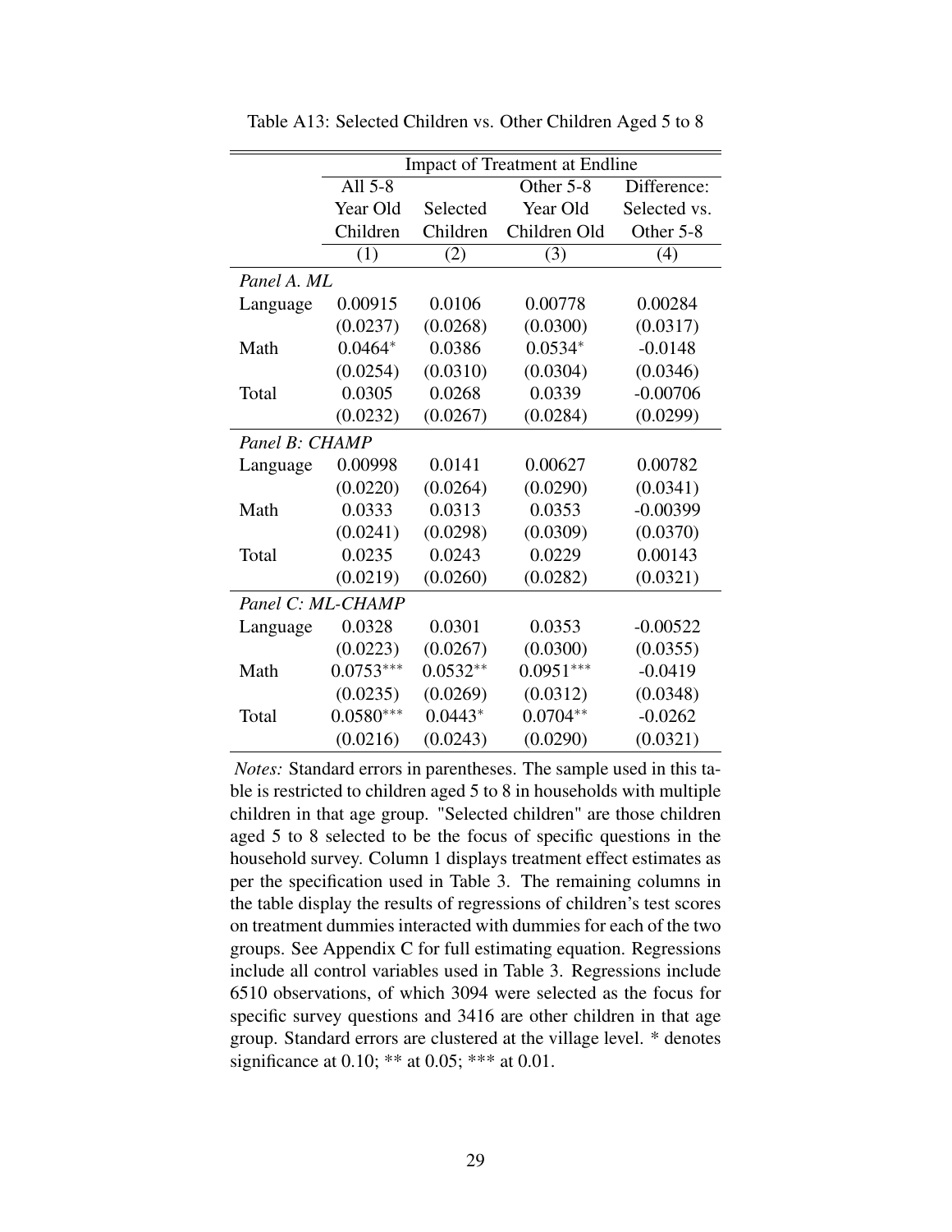Table A13: Selected Children vs. Other Children Aged 5 to 8

| | Impact of Treatment at Endline | | | |
|---|---|---|---|---|
| | All 5-8 Year Old Children | Selected Children | Other 5-8 Year Old Children Old | Difference: Selected vs. Other 5-8 |
| | (1) | (2) | (3) | (4) |
| *Panel A. ML* | | | | |
| Language | 0.00915 | 0.0106 | 0.00778 | 0.00284 |
| | (0.0237) | (0.0268) | (0.0300) | (0.0317) |
| Math | 0.0464* | 0.0386 | 0.0534* | -0.0148 |
| | (0.0254) | (0.0310) | (0.0304) | (0.0346) |
| Total | 0.0305 | 0.0268 | 0.0339 | -0.00706 |
| | (0.0232) | (0.0267) | (0.0284) | (0.0299) |
| *Panel B: CHAMP* | | | | |
| Language | 0.00998 | 0.0141 | 0.00627 | 0.00782 |
| | (0.0220) | (0.0264) | (0.0290) | (0.0341) |
| Math | 0.0333 | 0.0313 | 0.0353 | -0.00399 |
| | (0.0241) | (0.0298) | (0.0309) | (0.0370) |
| Total | 0.0235 | 0.0243 | 0.0229 | 0.00143 |
| | (0.0219) | (0.0260) | (0.0282) | (0.0321) |
| *Panel C: ML-CHAMP* | | | | |
| Language | 0.0328 | 0.0301 | 0.0353 | -0.00522 |
| | (0.0223) | (0.0267) | (0.0300) | (0.0355) |
| Math | 0.0753*** | 0.0532** | 0.0951*** | -0.0419 |
| | (0.0235) | (0.0269) | (0.0312) | (0.0348) |
| Total | 0.0580*** | 0.0443* | 0.0704** | -0.0262 |
| | (0.0216) | (0.0243) | (0.0290) | (0.0321) |

*Notes:* Standard errors in parentheses. The sample used in this table is restricted to children aged 5 to 8 in households with multiple children in that age group. "Selected children" are those children aged 5 to 8 selected to be the focus of specific questions in the household survey. Column 1 displays treatment effect estimates as per the specification used in Table 3. The remaining columns in the table display the results of regressions of children's test scores on treatment dummies interacted with dummies for each of the two groups. See Appendix C for full estimating equation. Regressions include all control variables used in Table 3. Regressions include 6510 observations, of which 3094 were selected as the focus for specific survey questions and 3416 are other children in that age group. Standard errors are clustered at the village level. * denotes significance at 0.10; ** at 0.05; *** at 0.01.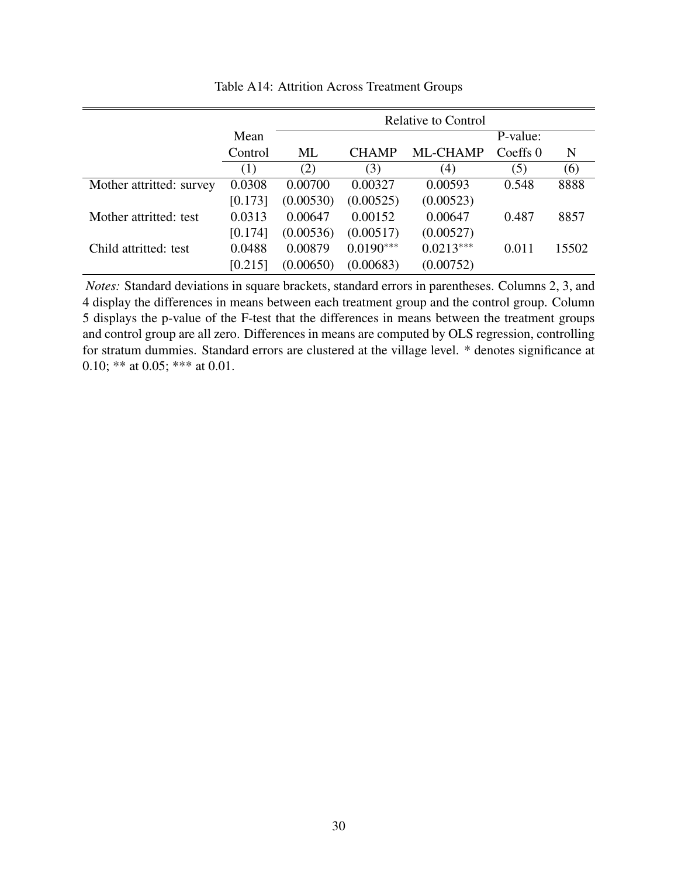Table A14: Attrition Across Treatment Groups

| | | Relative to Control | | | | |
|---|---|---|---|---|---|---|
| | Mean Control | ML | CHAMP | ML-CHAMP | P-value: Coeffs 0 | N |
| | (1) | (2) | (3) | (4) | (5) | (6) |
| Mother attritted: survey | 0.0308 | 0.00700 | 0.00327 | 0.00593 | 0.548 | 8888 |
| | [0.173] | (0.00530) | (0.00525) | (0.00523) | | |
| Mother attritted: test | 0.0313 | 0.00647 | 0.00152 | 0.00647 | 0.487 | 8857 |
| | [0.174] | (0.00536) | (0.00517) | (0.00527) | | |
| Child attritted: test | 0.0488 | 0.00879 | 0.0190*** | 0.0213*** | 0.011 | 15502 |
| | [0.215] | (0.00650) | (0.00683) | (0.00752) | | |

*Notes:* Standard deviations in square brackets, standard errors in parentheses. Columns 2, 3, and 4 display the differences in means between each treatment group and the control group. Column 5 displays the p-value of the F-test that the differences in means between the treatment groups and control group are all zero. Differences in means are computed by OLS regression, controlling for stratum dummies. Standard errors are clustered at the village level. * denotes significance at 0.10; ** at 0.05; *** at 0.01.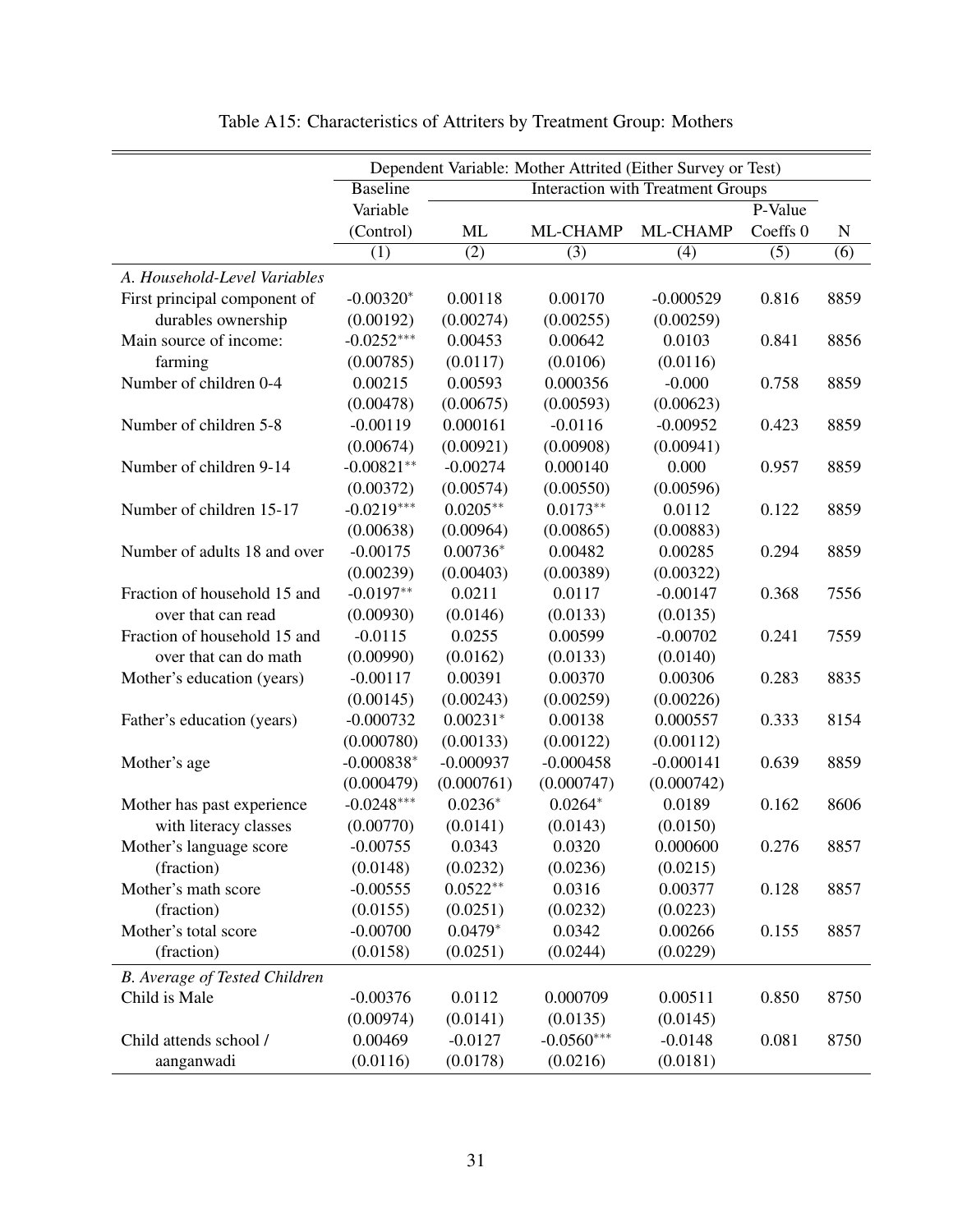Table A15: Characteristics of Attriters by Treatment Group: Mothers

| | Dependent Variable: Mother Attrited (Either Survey or Test) | | | | | |
|---|---|---|---|---|---|---|
| | Baseline Variable (Control) | Interaction with Treatment Groups | | | | |
| | | ML | ML-CHAMP | ML-CHAMP | P-Value Coeffs 0 | N |
| | (1) | (2) | (3) | (4) | (5) | (6) |
| *A. Household-Level Variables* | | | | | | |
| First principal component of durables ownership | -0.00320* | 0.00118 | 0.00170 | -0.000529 | 0.816 | 8859 |
| | (0.00192) | (0.00274) | (0.00255) | (0.00259) | | |
| Main source of income: farming | -0.0252*** | 0.00453 | 0.00642 | 0.0103 | 0.841 | 8856 |
| | (0.00785) | (0.0117) | (0.0106) | (0.0116) | | |
| Number of children 0-4 | 0.00215 | 0.00593 | 0.000356 | -0.000 | 0.758 | 8859 |
| | (0.00478) | (0.00675) | (0.00593) | (0.00623) | | |
| Number of children 5-8 | -0.00119 | 0.000161 | -0.0116 | -0.00952 | 0.423 | 8859 |
| | (0.00674) | (0.00921) | (0.00908) | (0.00941) | | |
| Number of children 9-14 | -0.00821** | -0.00274 | 0.000140 | 0.000 | 0.957 | 8859 |
| | (0.00372) | (0.00574) | (0.00550) | (0.00596) | | |
| Number of children 15-17 | -0.0219*** | 0.0205** | 0.0173** | 0.0112 | 0.122 | 8859 |
| | (0.00638) | (0.00964) | (0.00865) | (0.00883) | | |
| Number of adults 18 and over | -0.00175 | 0.00736* | 0.00482 | 0.00285 | 0.294 | 8859 |
| | (0.00239) | (0.00403) | (0.00389) | (0.00322) | | |
| Fraction of household 15 and over that can read | -0.0197** | 0.0211 | 0.0117 | -0.00147 | 0.368 | 7556 |
| | (0.00930) | (0.0146) | (0.0133) | (0.0135) | | |
| Fraction of household 15 and over that can do math | -0.0115 | 0.0255 | 0.00599 | -0.00702 | 0.241 | 7559 |
| | (0.00990) | (0.0162) | (0.0133) | (0.0140) | | |
| Mother's education (years) | -0.00117 | 0.00391 | 0.00370 | 0.00306 | 0.283 | 8835 |
| | (0.00145) | (0.00243) | (0.00259) | (0.00226) | | |
| Father's education (years) | -0.000732 | 0.00231* | 0.00138 | 0.000557 | 0.333 | 8154 |
| | (0.000780) | (0.00133) | (0.00122) | (0.00112) | | |
| Mother's age | -0.000838* | -0.000937 | -0.000458 | -0.000141 | 0.639 | 8859 |
| | (0.000479) | (0.000761) | (0.000747) | (0.000742) | | |
| Mother has past experience with literacy classes | -0.0248*** | 0.0236* | 0.0264* | 0.0189 | 0.162 | 8606 |
| | (0.00770) | (0.0141) | (0.0143) | (0.0150) | | |
| Mother's language score (fraction) | -0.00755 | 0.0343 | 0.0320 | 0.000600 | 0.276 | 8857 |
| | (0.0148) | (0.0232) | (0.0236) | (0.0215) | | |
| Mother's math score (fraction) | -0.00555 | 0.0522** | 0.0316 | 0.00377 | 0.128 | 8857 |
| | (0.0155) | (0.0251) | (0.0232) | (0.0223) | | |
| Mother's total score (fraction) | -0.00700 | 0.0479* | 0.0342 | 0.00266 | 0.155 | 8857 |
| | (0.0158) | (0.0251) | (0.0244) | (0.0229) | | |
| *B. Average of Tested Children* | | | | | | |
| Child is Male | -0.00376 | 0.0112 | 0.000709 | 0.00511 | 0.850 | 8750 |
| | (0.00974) | (0.0141) | (0.0135) | (0.0145) | | |
| Child attends school / aanganwadi | 0.00469 | -0.0127 | -0.0560*** | -0.0148 | 0.081 | 8750 |
| | (0.0116) | (0.0178) | (0.0216) | (0.0181) | | |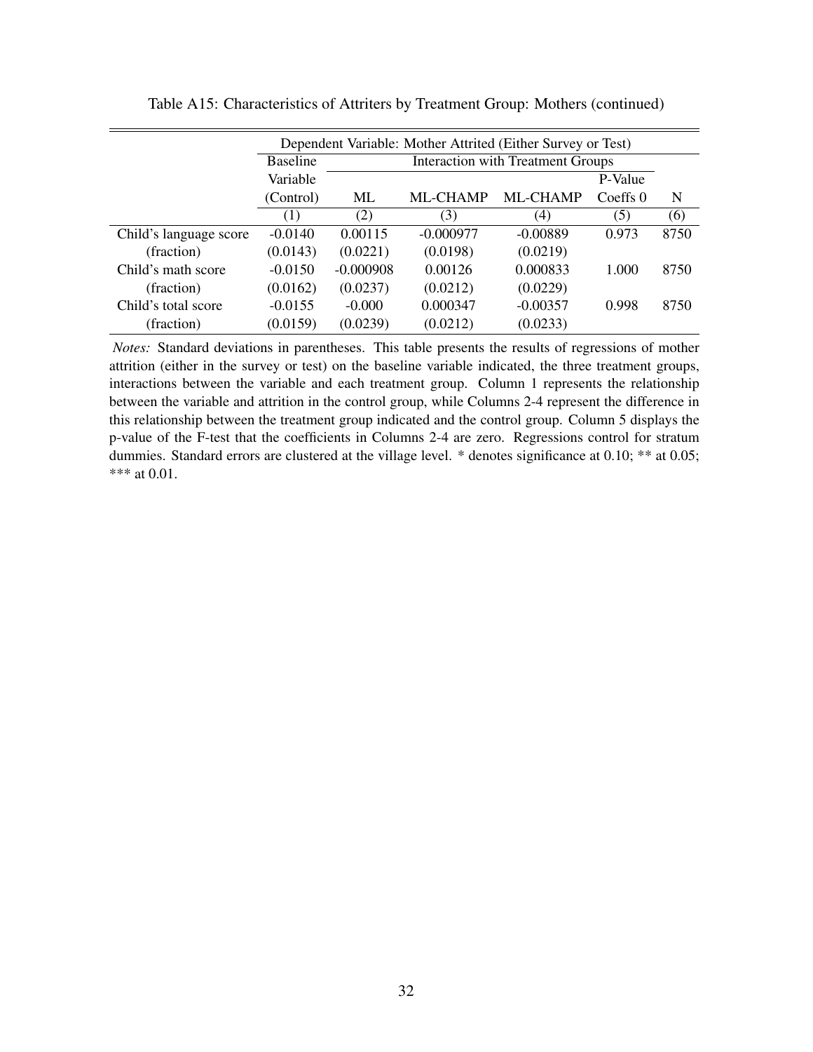Table A15: Characteristics of Attriters by Treatment Group: Mothers (continued)

| | Dependent Variable: Mother Attrited (Either Survey or Test) | | | | | |
|---|---|---|---|---|---|---|
| | Baseline Variable (Control) | Interaction with Treatment Groups | | | | |
| | | ML | ML-CHAMP | ML-CHAMP | P-Value Coeffs 0 | N |
| | (1) | (2) | (3) | (4) | (5) | (6) |
| Child's language score | -0.0140 | 0.00115 | -0.000977 | -0.00889 | 0.973 | 8750 |
| (fraction) | (0.0143) | (0.0221) | (0.0198) | (0.0219) | | |
| Child's math score | -0.0150 | -0.000908 | 0.00126 | 0.000833 | 1.000 | 8750 |
| (fraction) | (0.0162) | (0.0237) | (0.0212) | (0.0229) | | |
| Child's total score | -0.0155 | -0.000 | 0.000347 | -0.00357 | 0.998 | 8750 |
| (fraction) | (0.0159) | (0.0239) | (0.0212) | (0.0233) | | |

*Notes:* Standard deviations in parentheses. This table presents the results of regressions of mother attrition (either in the survey or test) on the baseline variable indicated, the three treatment groups, interactions between the variable and each treatment group. Column 1 represents the relationship between the variable and attrition in the control group, while Columns 2-4 represent the difference in this relationship between the treatment group indicated and the control group. Column 5 displays the p-value of the F-test that the coefficients in Columns 2-4 are zero. Regressions control for stratum dummies. Standard errors are clustered at the village level. * denotes significance at 0.10; ** at 0.05; *** at 0.01.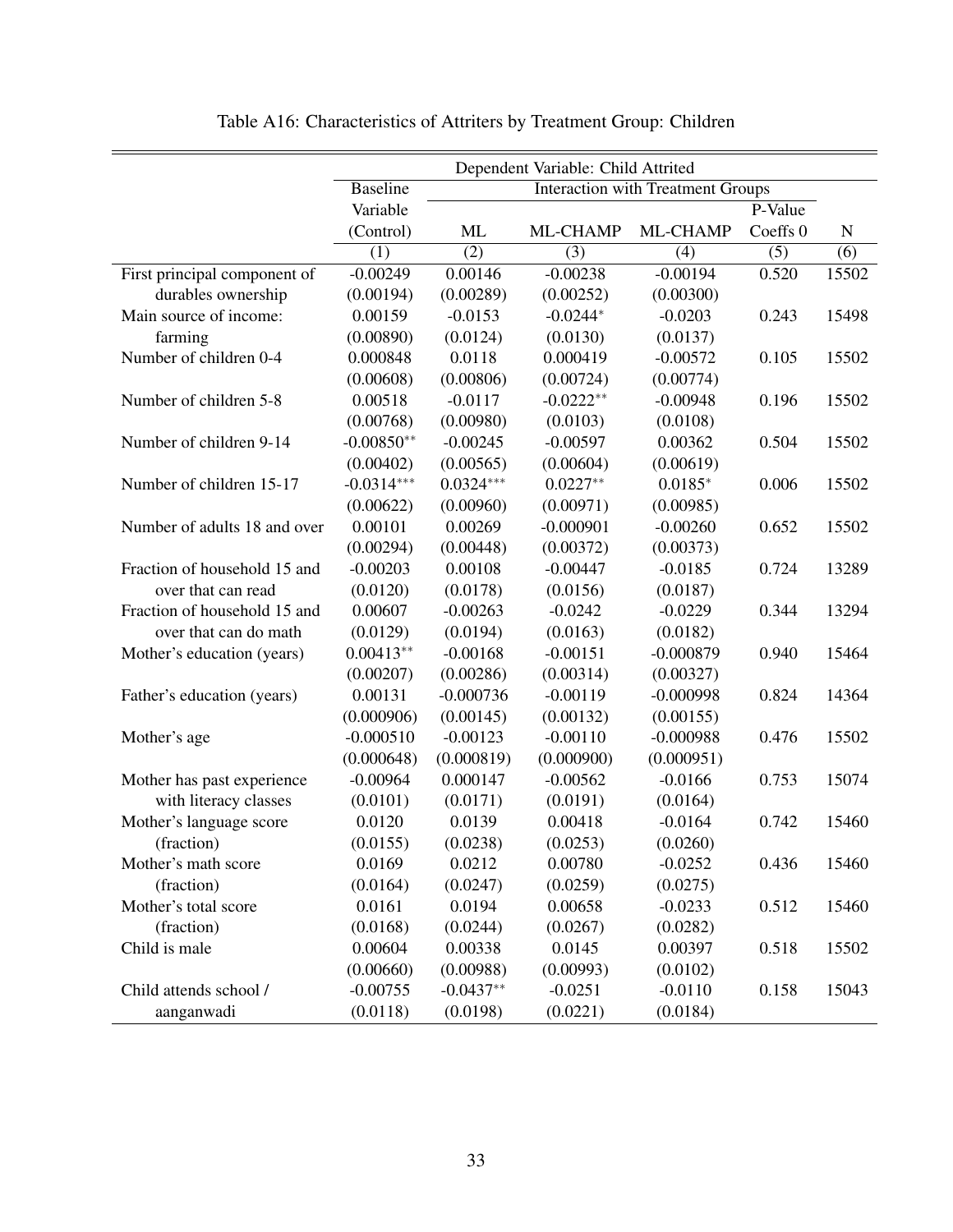Table A16: Characteristics of Attriters by Treatment Group: Children

| | Dependent Variable: Child Attrited | | | | | |
|---|---|---|---|---|---|---|
| | Baseline Variable (Control) | Interaction with Treatment Groups | | | | |
| | | ML | ML-CHAMP | ML-CHAMP | P-Value Coeffs 0 | N |
| | (1) | (2) | (3) | (4) | (5) | (6) |
| First principal component of durables ownership | -0.00249 | 0.00146 | -0.00238 | -0.00194 | 0.520 | 15502 |
| | (0.00194) | (0.00289) | (0.00252) | (0.00300) | | |
| Main source of income: farming | 0.00159 | -0.0153 | -0.0244* | -0.0203 | 0.243 | 15498 |
| | (0.00890) | (0.0124) | (0.0130) | (0.0137) | | |
| Number of children 0-4 | 0.000848 | 0.0118 | 0.000419 | -0.00572 | 0.105 | 15502 |
| | (0.00608) | (0.00806) | (0.00724) | (0.00774) | | |
| Number of children 5-8 | 0.00518 | -0.0117 | -0.0222** | -0.00948 | 0.196 | 15502 |
| | (0.00768) | (0.00980) | (0.0103) | (0.0108) | | |
| Number of children 9-14 | -0.00850** | -0.00245 | -0.00597 | 0.00362 | 0.504 | 15502 |
| | (0.00402) | (0.00565) | (0.00604) | (0.00619) | | |
| Number of children 15-17 | -0.0314*** | 0.0324*** | 0.0227** | 0.0185* | 0.006 | 15502 |
| | (0.00622) | (0.00960) | (0.00971) | (0.00985) | | |
| Number of adults 18 and over | 0.00101 | 0.00269 | -0.000901 | -0.00260 | 0.652 | 15502 |
| | (0.00294) | (0.00448) | (0.00372) | (0.00373) | | |
| Fraction of household 15 and over that can read | -0.00203 | 0.00108 | -0.00447 | -0.0185 | 0.724 | 13289 |
| | (0.0120) | (0.0178) | (0.0156) | (0.0187) | | |
| Fraction of household 15 and over that can do math | 0.00607 | -0.00263 | -0.0242 | -0.0229 | 0.344 | 13294 |
| | (0.0129) | (0.0194) | (0.0163) | (0.0182) | | |
| Mother's education (years) | 0.00413** | -0.00168 | -0.00151 | -0.000879 | 0.940 | 15464 |
| | (0.00207) | (0.00286) | (0.00314) | (0.00327) | | |
| Father's education (years) | 0.00131 | -0.000736 | -0.00119 | -0.000998 | 0.824 | 14364 |
| | (0.000906) | (0.00145) | (0.00132) | (0.00155) | | |
| Mother's age | -0.000510 | -0.00123 | -0.00110 | -0.000988 | 0.476 | 15502 |
| | (0.000648) | (0.000819) | (0.000900) | (0.000951) | | |
| Mother has past experience with literacy classes | -0.00964 | 0.000147 | -0.00562 | -0.0166 | 0.753 | 15074 |
| | (0.0101) | (0.0171) | (0.0191) | (0.0164) | | |
| Mother's language score (fraction) | 0.0120 | 0.0139 | 0.00418 | -0.0164 | 0.742 | 15460 |
| | (0.0155) | (0.0238) | (0.0253) | (0.0260) | | |
| Mother's math score (fraction) | 0.0169 | 0.0212 | 0.00780 | -0.0252 | 0.436 | 15460 |
| | (0.0164) | (0.0247) | (0.0259) | (0.0275) | | |
| Mother's total score (fraction) | 0.0161 | 0.0194 | 0.00658 | -0.0233 | 0.512 | 15460 |
| | (0.0168) | (0.0244) | (0.0267) | (0.0282) | | |
| Child is male | 0.00604 | 0.00338 | 0.0145 | 0.00397 | 0.518 | 15502 |
| | (0.00660) | (0.00988) | (0.00993) | (0.0102) | | |
| Child attends school / aanganwadi | -0.00755 | -0.0437** | -0.0251 | -0.0110 | 0.158 | 15043 |
| | (0.0118) | (0.0198) | (0.0221) | (0.0184) | | |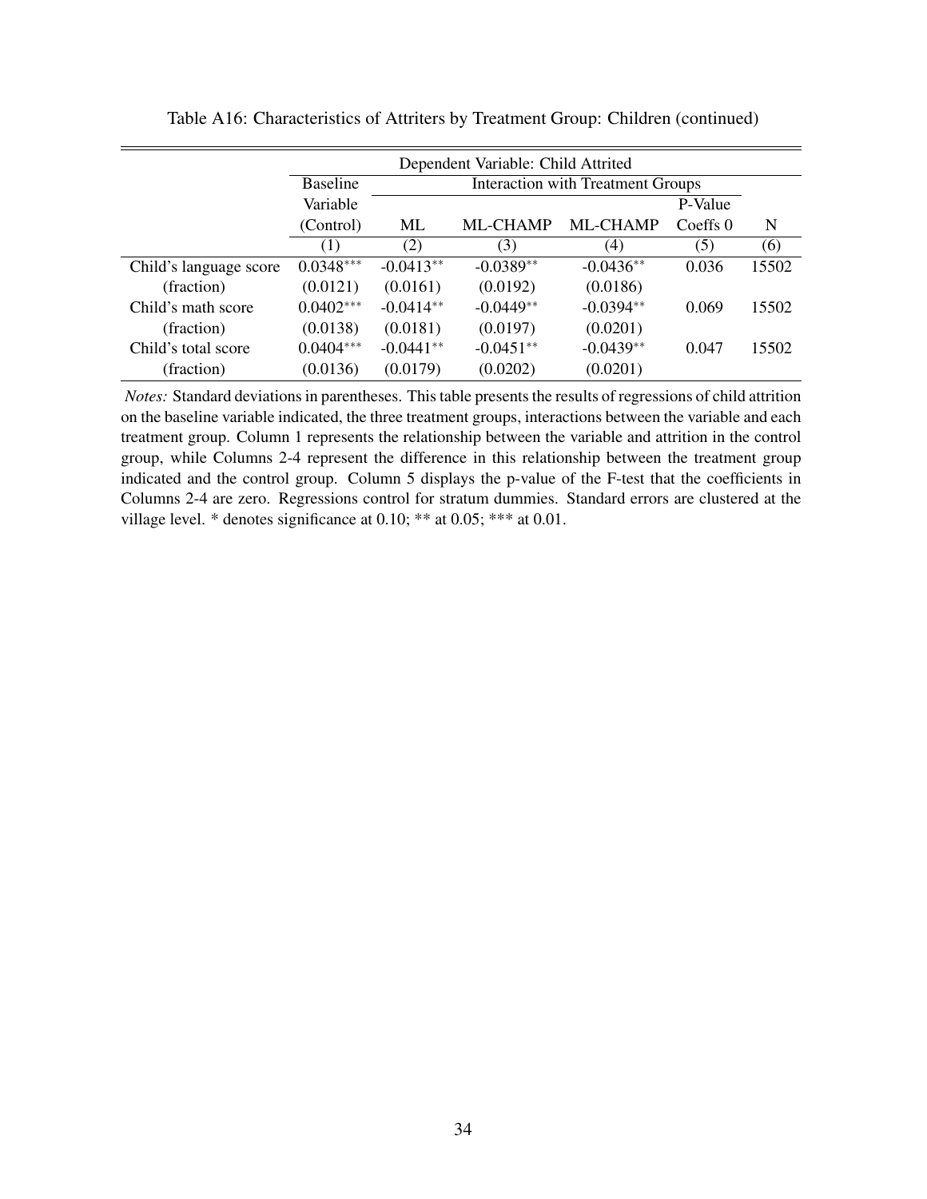Table A16: Characteristics of Attriters by Treatment Group: Children (continued)

| | Dependent Variable: Child Attrited | | | | | |
|---|---|---|---|---|---|---|
| | Baseline Variable (Control) | Interaction with Treatment Groups | | | P-Value Coeffs 0 | N |
| | | ML | ML-CHAMP | ML-CHAMP | | |
| | (1) | (2) | (3) | (4) | (5) | (6) |
| Child's language score | 0.0348*** | -0.0413** | -0.0389** | -0.0436** | 0.036 | 15502 |
| (fraction) | (0.0121) | (0.0161) | (0.0192) | (0.0186) | | |
| Child's math score | 0.0402*** | -0.0414** | -0.0449** | -0.0394** | 0.069 | 15502 |
| (fraction) | (0.0138) | (0.0181) | (0.0197) | (0.0201) | | |
| Child's total score | 0.0404*** | -0.0441** | -0.0451** | -0.0439** | 0.047 | 15502 |
| (fraction) | (0.0136) | (0.0179) | (0.0202) | (0.0201) | | |

*Notes:* Standard deviations in parentheses. This table presents the results of regressions of child attrition on the baseline variable indicated, the three treatment groups, interactions between the variable and each treatment group. Column 1 represents the relationship between the variable and attrition in the control group, while Columns 2-4 represent the difference in this relationship between the treatment group indicated and the control group. Column 5 displays the p-value of the F-test that the coefficients in Columns 2-4 are zero. Regressions control for stratum dummies. Standard errors are clustered at the village level. * denotes significance at 0.10; ** at 0.05; *** at 0.01.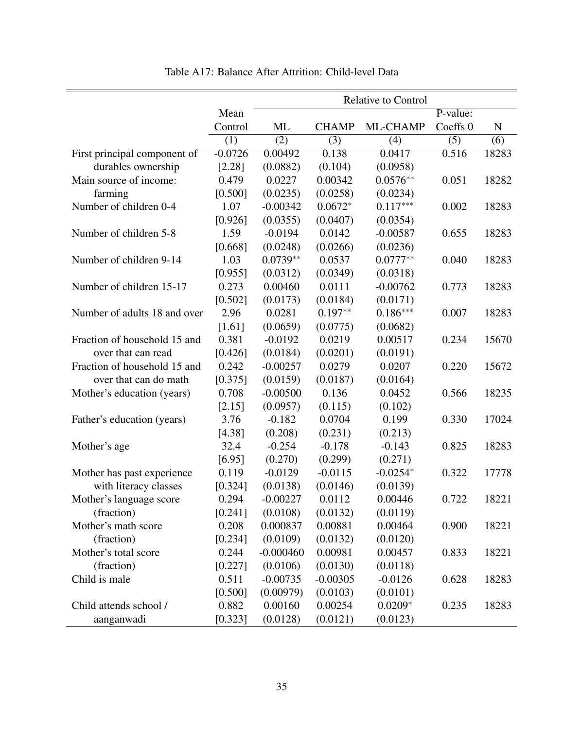Table A17: Balance After Attrition: Child-level Data

| | Mean Control | Relative to Control | | | | |
|---|---|---|---|---|---|---|
| | | ML | CHAMP | ML-CHAMP | P-value: Coeffs 0 | N |
| | (1) | (2) | (3) | (4) | (5) | (6) |
| First principal component of durables ownership | -0.0726 | 0.00492 | 0.138 | 0.0417 | 0.516 | 18283 |
| | [2.28] | (0.0882) | (0.104) | (0.0958) | | |
| Main source of income: farming | 0.479 | 0.0227 | 0.00342 | $0.0576^{**}$ | 0.051 | 18282 |
| | [0.500] | (0.0235) | (0.0258) | (0.0234) | | |
| Number of children 0-4 | 1.07 | -0.00342 | $0.0672^{*}$ | $0.117^{***}$ | 0.002 | 18283 |
| | [0.926] | (0.0355) | (0.0407) | (0.0354) | | |
| Number of children 5-8 | 1.59 | -0.0194 | 0.0142 | -0.00587 | 0.655 | 18283 |
| | [0.668] | (0.0248) | (0.0266) | (0.0236) | | |
| Number of children 9-14 | 1.03 | $0.0739^{**}$ | 0.0537 | $0.0777^{**}$ | 0.040 | 18283 |
| | [0.955] | (0.0312) | (0.0349) | (0.0318) | | |
| Number of children 15-17 | 0.273 | 0.00460 | 0.0111 | -0.00762 | 0.773 | 18283 |
| | [0.502] | (0.0173) | (0.0184) | (0.0171) | | |
| Number of adults 18 and over | 2.96 | 0.0281 | $0.197^{**}$ | $0.186^{***}$ | 0.007 | 18283 |
| | [1.61] | (0.0659) | (0.0775) | (0.0682) | | |
| Fraction of household 15 and over that can read | 0.381 | -0.0192 | 0.0219 | 0.00517 | 0.234 | 15670 |
| | [0.426] | (0.0184) | (0.0201) | (0.0191) | | |
| Fraction of household 15 and over that can do math | 0.242 | -0.00257 | 0.0279 | 0.0207 | 0.220 | 15672 |
| | [0.375] | (0.0159) | (0.0187) | (0.0164) | | |
| Mother's education (years) | 0.708 | -0.00500 | 0.136 | 0.0452 | 0.566 | 18235 |
| | [2.15] | (0.0957) | (0.115) | (0.102) | | |
| Father's education (years) | 3.76 | -0.182 | 0.0704 | 0.199 | 0.330 | 17024 |
| | [4.38] | (0.208) | (0.231) | (0.213) | | |
| Mother's age | 32.4 | -0.254 | -0.178 | -0.143 | 0.825 | 18283 |
| | [6.95] | (0.270) | (0.299) | (0.271) | | |
| Mother has past experience with literacy classes | 0.119 | -0.0129 | -0.0115 | $-0.0254^{*}$ | 0.322 | 17778 |
| | [0.324] | (0.0138) | (0.0146) | (0.0139) | | |
| Mother's language score (fraction) | 0.294 | -0.00227 | 0.0112 | 0.00446 | 0.722 | 18221 |
| | [0.241] | (0.0108) | (0.0132) | (0.0119) | | |
| Mother's math score (fraction) | 0.208 | 0.000837 | 0.00881 | 0.00464 | 0.900 | 18221 |
| | [0.234] | (0.0109) | (0.0132) | (0.0120) | | |
| Mother's total score (fraction) | 0.244 | -0.000460 | 0.00981 | 0.00457 | 0.833 | 18221 |
| | [0.227] | (0.0106) | (0.0130) | (0.0118) | | |
| Child is male | 0.511 | -0.00735 | -0.00305 | -0.0126 | 0.628 | 18283 |
| | [0.500] | (0.00979) | (0.0103) | (0.0101) | | |
| Child attends school / aanganwadi | 0.882 | 0.00160 | 0.00254 | $0.0209^{*}$ | 0.235 | 18283 |
| | [0.323] | (0.0128) | (0.0121) | (0.0123) | | |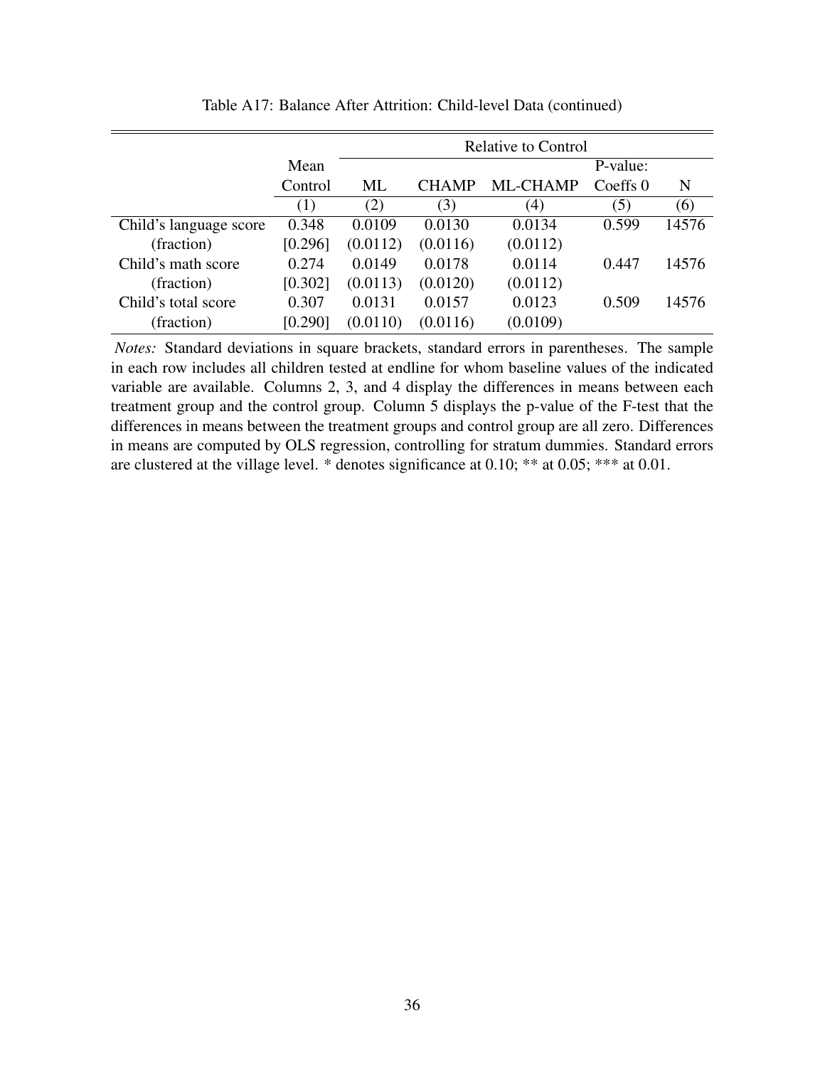Table A17: Balance After Attrition: Child-level Data (continued)

| | Mean Control | Relative to Control | | | P-value: Coeffs 0 | N |
|---|---|---|---|---|---|---|
| | | ML | CHAMP | ML-CHAMP | | |
| | (1) | (2) | (3) | (4) | (5) | (6) |
| Child's language score | 0.348 | 0.0109 | 0.0130 | 0.0134 | 0.599 | 14576 |
| (fraction) | [0.296] | (0.0112) | (0.0116) | (0.0112) | | |
| Child's math score | 0.274 | 0.0149 | 0.0178 | 0.0114 | 0.447 | 14576 |
| (fraction) | [0.302] | (0.0113) | (0.0120) | (0.0112) | | |
| Child's total score | 0.307 | 0.0131 | 0.0157 | 0.0123 | 0.509 | 14576 |
| (fraction) | [0.290] | (0.0110) | (0.0116) | (0.0109) | | |

*Notes:* Standard deviations in square brackets, standard errors in parentheses. The sample in each row includes all children tested at endline for whom baseline values of the indicated variable are available. Columns 2, 3, and 4 display the differences in means between each treatment group and the control group. Column 5 displays the p-value of the F-test that the differences in means between the treatment groups and control group are all zero. Differences in means are computed by OLS regression, controlling for stratum dummies. Standard errors are clustered at the village level. * denotes significance at 0.10; ** at 0.05; *** at 0.01.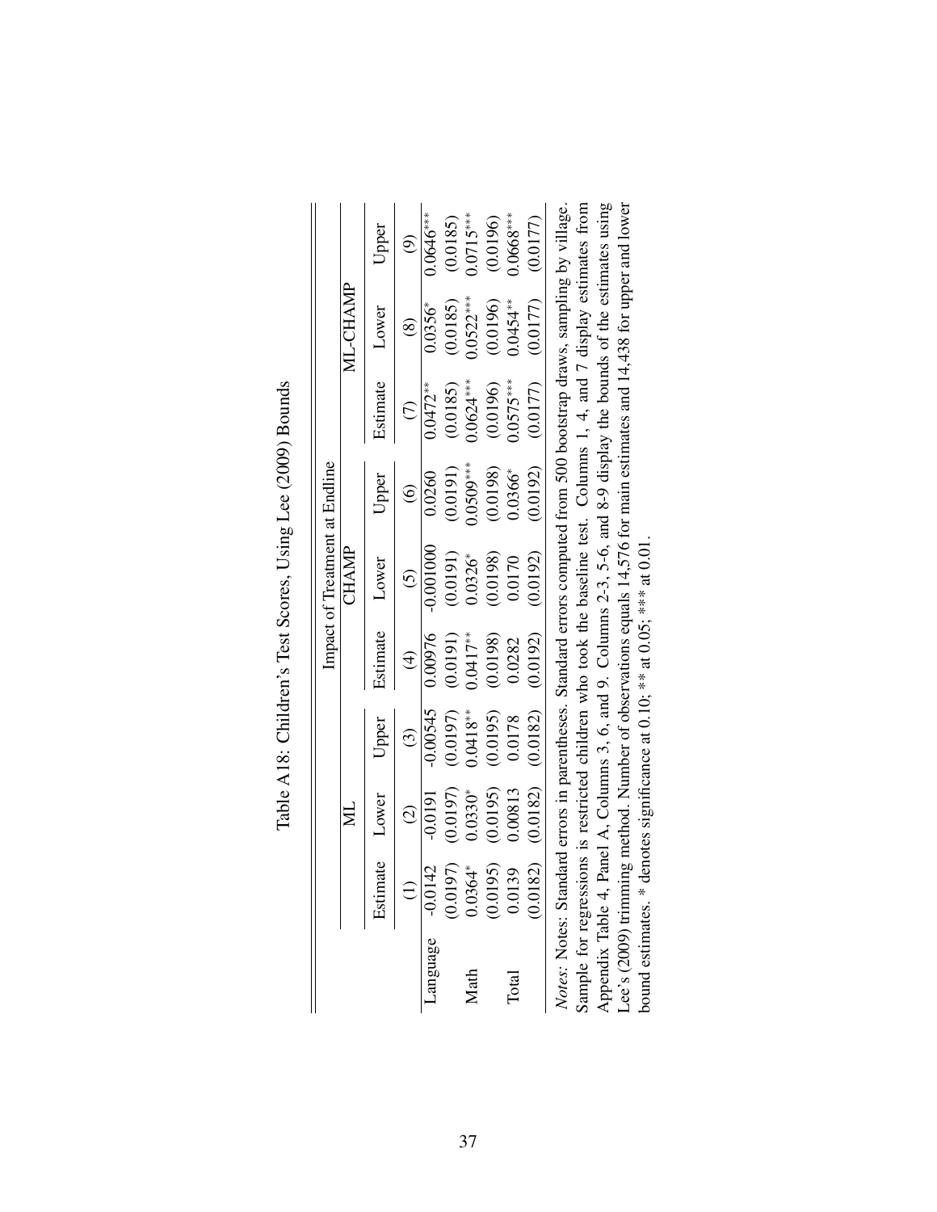Table A18: Children's Test Scores, Using Lee (2009) Bounds

| | Impact of Treatment at Endline | | | | | | | | |
|---|---|---|---|---|---|---|---|---|---|
| | ML | | | CHAMP | | | ML-CHAMP | | |
| | Estimate | Lower | Upper | Estimate | Lower | Upper | Estimate | Lower | Upper |
| | (1) | (2) | (3) | (4) | (5) | (6) | (7) | (8) | (9) |
| Language | -0.0142 | -0.0191 | -0.00545 | 0.00976 | -0.001000 | 0.0260 | 0.0472** | 0.0356* | 0.0646*** |
| | (0.0197) | (0.0197) | (0.0197) | (0.0191) | (0.0191) | (0.0191) | (0.0185) | (0.0185) | (0.0185) |
| Math | 0.0364* | 0.0330* | 0.0418** | 0.0417** | 0.0326* | 0.0509*** | 0.0624*** | 0.0522*** | 0.0715*** |
| | (0.0195) | (0.0195) | (0.0195) | (0.0198) | (0.0198) | (0.0198) | (0.0196) | (0.0196) | (0.0196) |
| Total | 0.0139 | 0.00813 | 0.0178 | 0.0282 | 0.0170 | 0.0366* | 0.0575*** | 0.0454** | 0.0668*** |
| | (0.0182) | (0.0182) | (0.0182) | (0.0192) | (0.0192) | (0.0192) | (0.0177) | (0.0177) | (0.0177) |

*Notes*: Notes: Standard errors in parentheses. Standard errors computed from 500 bootstrap draws, sampling by village. Sample for regressions is restricted children who took the baseline test. Columns 1, 4, and 7 display estimates from Appendix Table 4, Panel A, Columns 3, 6, and 9. Columns 2-3, 5-6, and 8-9 display the bounds of the estimates using Lee's (2009) trimming method. Number of observations equals 14,576 for main estimates and 14,438 for upper and lower bound estimates. * denotes significance at 0.10; ** at 0.05; *** at 0.01.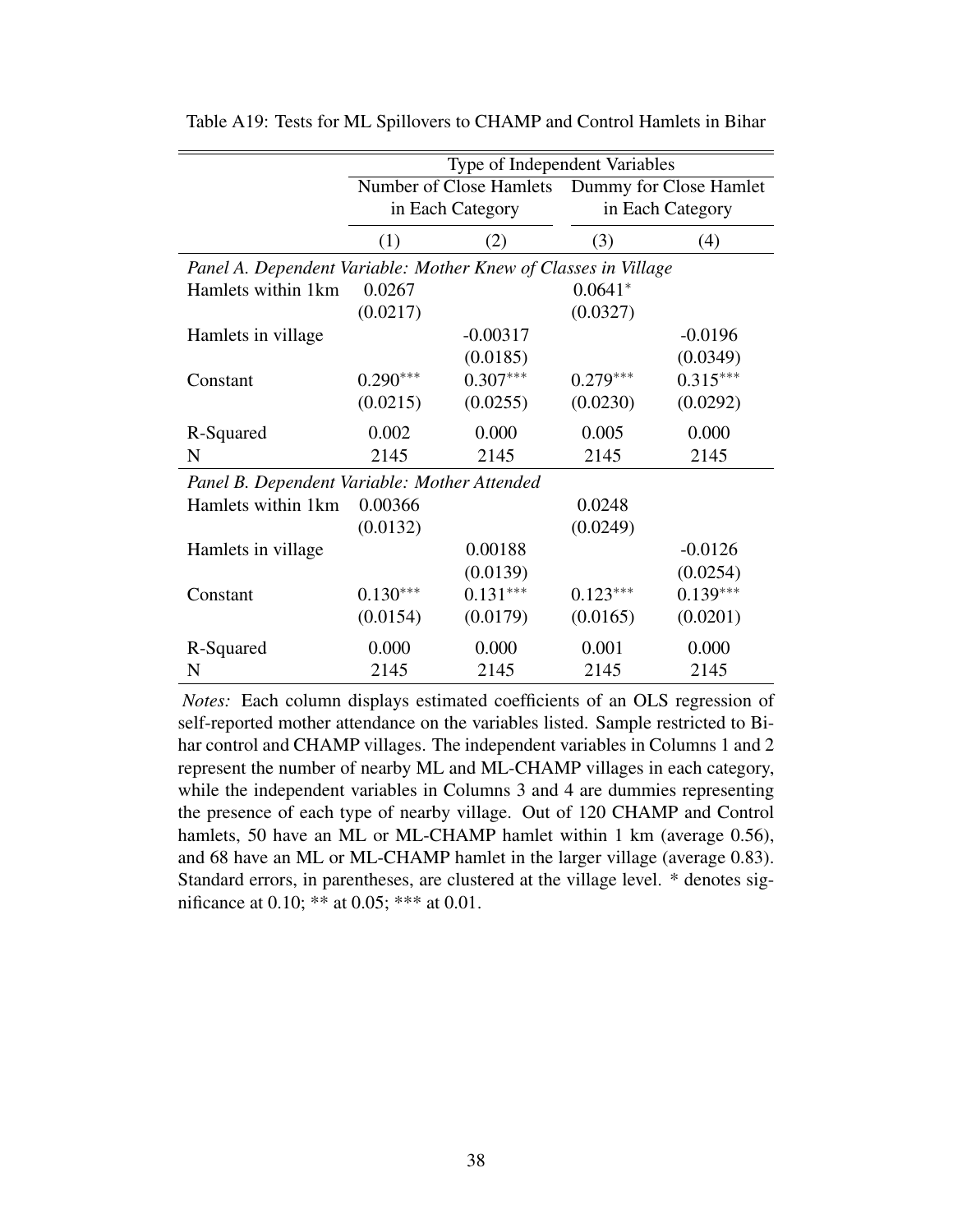Table A19: Tests for ML Spillovers to CHAMP and Control Hamlets in Bihar

| | Type of Independent Variables | | | |
|---|---|---|---|---|
| | Number of Close Hamlets in Each Category | | Dummy for Close Hamlet in Each Category | |
| | (1) | (2) | (3) | (4) |
| *Panel A. Dependent Variable: Mother Knew of Classes in Village* | | | | |
| Hamlets within 1km | 0.0267 | | $0.0641^{*}$ | |
| | (0.0217) | | (0.0327) | |
| Hamlets in village | | -0.00317 | | -0.0196 |
| | | (0.0185) | | (0.0349) |
| Constant | $0.290^{***}$ | $0.307^{***}$ | $0.279^{***}$ | $0.315^{***}$ |
| | (0.0215) | (0.0255) | (0.0230) | (0.0292) |
| R-Squared | 0.002 | 0.000 | 0.005 | 0.000 |
| N | 2145 | 2145 | 2145 | 2145 |
| *Panel B. Dependent Variable: Mother Attended* | | | | |
| Hamlets within 1km | 0.00366 | | 0.0248 | |
| | (0.0132) | | (0.0249) | |
| Hamlets in village | | 0.00188 | | -0.0126 |
| | | (0.0139) | | (0.0254) |
| Constant | $0.130^{***}$ | $0.131^{***}$ | $0.123^{***}$ | $0.139^{***}$ |
| | (0.0154) | (0.0179) | (0.0165) | (0.0201) |
| R-Squared | 0.000 | 0.000 | 0.001 | 0.000 |
| N | 2145 | 2145 | 2145 | 2145 |

*Notes:* Each column displays estimated coefficients of an OLS regression of self-reported mother attendance on the variables listed. Sample restricted to Bihar control and CHAMP villages. The independent variables in Columns 1 and 2 represent the number of nearby ML and ML-CHAMP villages in each category, while the independent variables in Columns 3 and 4 are dummies representing the presence of each type of nearby village. Out of 120 CHAMP and Control hamlets, 50 have an ML or ML-CHAMP hamlet within 1 km (average 0.56), and 68 have an ML or ML-CHAMP hamlet in the larger village (average 0.83). Standard errors, in parentheses, are clustered at the village level. * denotes significance at 0.10; ** at 0.05; *** at 0.01.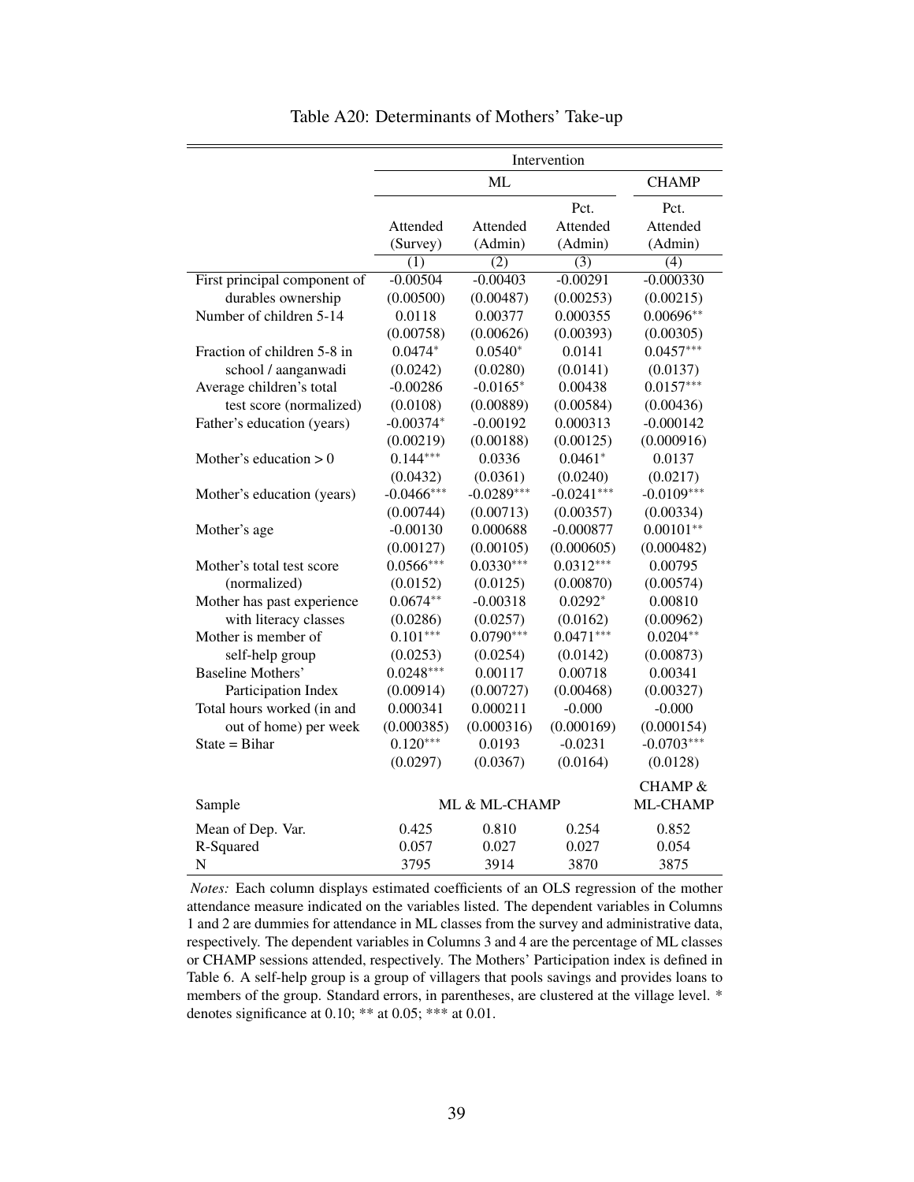Table A20: Determinants of Mothers' Take-up

| | Intervention | | | |
|---|---|---|---|---|
| | ML | | | CHAMP |
| | Attended (Survey) | Attended (Admin) | Pct. Attended (Admin) | Pct. Attended (Admin) |
| | (1) | (2) | (3) | (4) |
| First principal component of durables ownership | -0.00504 | -0.00403 | -0.00291 | -0.000330 |
| | (0.00500) | (0.00487) | (0.00253) | (0.00215) |
| Number of children 5-14 | 0.0118 | 0.00377 | 0.000355 | 0.00696** |
| | (0.00758) | (0.00626) | (0.00393) | (0.00305) |
| Fraction of children 5-8 in school / aanganwadi | 0.0474* | 0.0540* | 0.0141 | 0.0457*** |
| | (0.0242) | (0.0280) | (0.0141) | (0.0137) |
| Average children's total test score (normalized) | -0.00286 | -0.0165* | 0.00438 | 0.0157*** |
| | (0.0108) | (0.00889) | (0.00584) | (0.00436) |
| Father's education (years) | -0.00374* | -0.00192 | 0.000313 | -0.000142 |
| | (0.00219) | (0.00188) | (0.00125) | (0.000916) |
| Mother's education > 0 | 0.144*** | 0.0336 | 0.0461* | 0.0137 |
| | (0.0432) | (0.0361) | (0.0240) | (0.0217) |
| Mother's education (years) | -0.0466*** | -0.0289*** | -0.0241*** | -0.0109*** |
| | (0.00744) | (0.00713) | (0.00357) | (0.00334) |
| Mother's age | -0.00130 | 0.000688 | -0.000877 | 0.00101** |
| | (0.00127) | (0.00105) | (0.000605) | (0.000482) |
| Mother's total test score (normalized) | 0.0566*** | 0.0330*** | 0.0312*** | 0.00795 |
| | (0.0152) | (0.0125) | (0.00870) | (0.00574) |
| Mother has past experience with literacy classes | 0.0674** | -0.00318 | 0.0292* | 0.00810 |
| | (0.0286) | (0.0257) | (0.0162) | (0.00962) |
| Mother is member of self-help group | 0.101*** | 0.0790*** | 0.0471*** | 0.0204** |
| | (0.0253) | (0.0254) | (0.0142) | (0.00873) |
| Baseline Mothers' Participation Index | 0.0248*** | 0.00117 | 0.00718 | 0.00341 |
| | (0.00914) | (0.00727) | (0.00468) | (0.00327) |
| Total hours worked (in and out of home) per week | 0.000341 | 0.000211 | -0.000 | -0.000 |
| | (0.000385) | (0.000316) | (0.000169) | (0.000154) |
| State = Bihar | 0.120*** | 0.0193 | -0.0231 | -0.0703*** |
| | (0.0297) | (0.0367) | (0.0164) | (0.0128) |
| Sample | ML & ML-CHAMP | | | CHAMP & ML-CHAMP |
| Mean of Dep. Var. | 0.425 | 0.810 | 0.254 | 0.852 |
| R-Squared | 0.057 | 0.027 | 0.027 | 0.054 |
| N | 3795 | 3914 | 3870 | 3875 |

*Notes:* Each column displays estimated coefficients of an OLS regression of the mother attendance measure indicated on the variables listed. The dependent variables in Columns 1 and 2 are dummies for attendance in ML classes from the survey and administrative data, respectively. The dependent variables in Columns 3 and 4 are the percentage of ML classes or CHAMP sessions attended, respectively. The Mothers' Participation index is defined in Table 6. A self-help group is a group of villagers that pools savings and provides loans to members of the group. Standard errors, in parentheses, are clustered at the village level. * denotes significance at 0.10; ** at 0.05; *** at 0.01.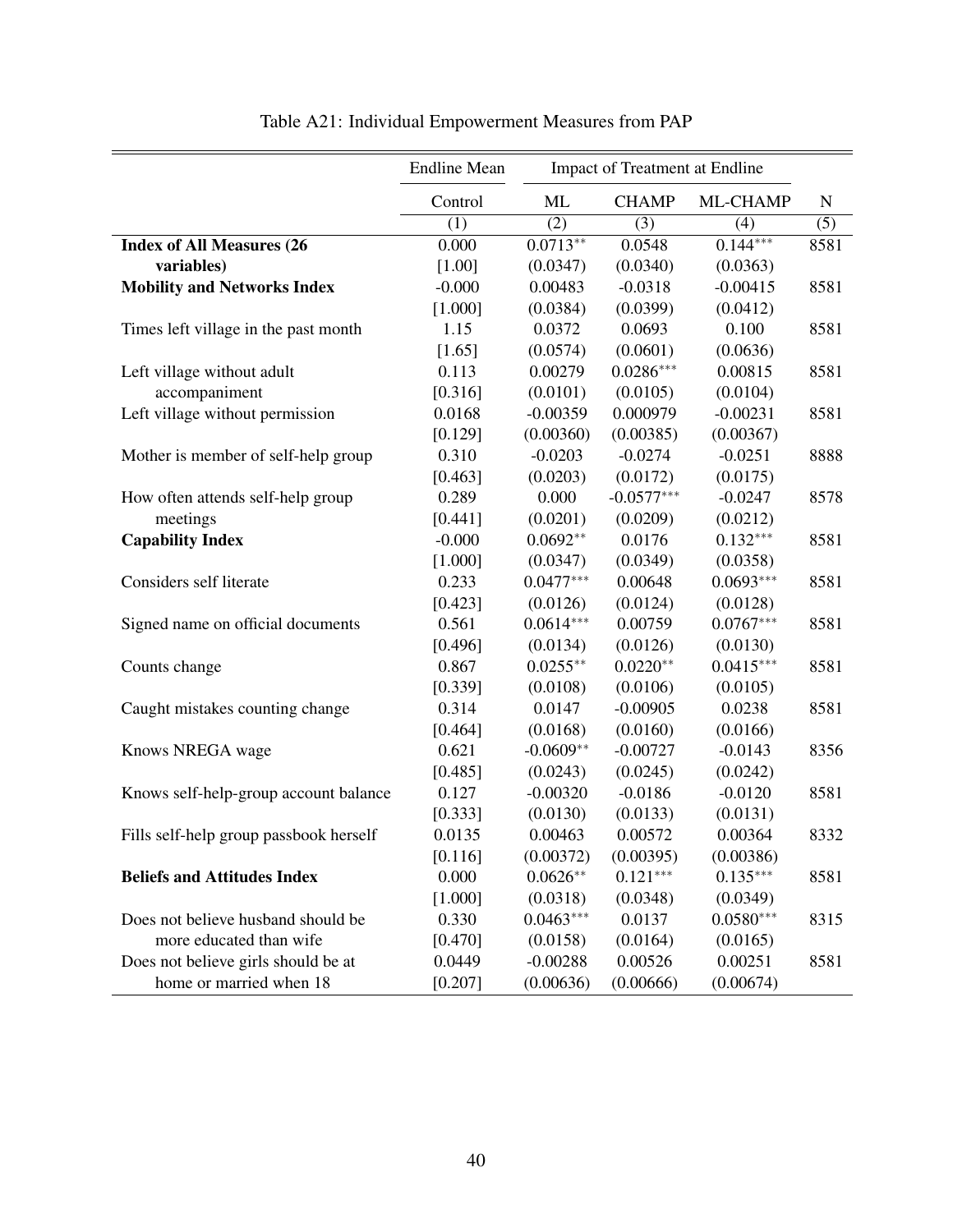Table A21: Individual Empowerment Measures from PAP

| | Endline Mean | Impact of Treatment at Endline | | | |
|---|---|---|---|---|---|
| | Control | ML | CHAMP | ML-CHAMP | N |
| | (1) | (2) | (3) | (4) | (5) |
| **Index of All Measures (26 variables)** | 0.000 | 0.0713** | 0.0548 | 0.144*** | 8581 |
| | [1.00] | (0.0347) | (0.0340) | (0.0363) | |
| **Mobility and Networks Index** | -0.000 | 0.00483 | -0.0318 | -0.00415 | 8581 |
| | [1.000] | (0.0384) | (0.0399) | (0.0412) | |
| Times left village in the past month | 1.15 | 0.0372 | 0.0693 | 0.100 | 8581 |
| | [1.65] | (0.0574) | (0.0601) | (0.0636) | |
| Left village without adult accompaniment | 0.113 | 0.00279 | 0.0286*** | 0.00815 | 8581 |
| | [0.316] | (0.0101) | (0.0105) | (0.0104) | |
| Left village without permission | 0.0168 | -0.00359 | 0.000979 | -0.00231 | 8581 |
| | [0.129] | (0.00360) | (0.00385) | (0.00367) | |
| Mother is member of self-help group | 0.310 | -0.0203 | -0.0274 | -0.0251 | 8888 |
| | [0.463] | (0.0203) | (0.0172) | (0.0175) | |
| How often attends self-help group meetings | 0.289 | 0.000 | -0.0577*** | -0.0247 | 8578 |
| | [0.441] | (0.0201) | (0.0209) | (0.0212) | |
| **Capability Index** | -0.000 | 0.0692** | 0.0176 | 0.132*** | 8581 |
| | [1.000] | (0.0347) | (0.0349) | (0.0358) | |
| Considers self literate | 0.233 | 0.0477*** | 0.00648 | 0.0693*** | 8581 |
| | [0.423] | (0.0126) | (0.0124) | (0.0128) | |
| Signed name on official documents | 0.561 | 0.0614*** | 0.00759 | 0.0767*** | 8581 |
| | [0.496] | (0.0134) | (0.0126) | (0.0130) | |
| Counts change | 0.867 | 0.0255** | 0.0220** | 0.0415*** | 8581 |
| | [0.339] | (0.0108) | (0.0106) | (0.0105) | |
| Caught mistakes counting change | 0.314 | 0.0147 | -0.00905 | 0.0238 | 8581 |
| | [0.464] | (0.0168) | (0.0160) | (0.0166) | |
| Knows NREGA wage | 0.621 | -0.0609** | -0.00727 | -0.0143 | 8356 |
| | [0.485] | (0.0243) | (0.0245) | (0.0242) | |
| Knows self-help-group account balance | 0.127 | -0.00320 | -0.0186 | -0.0120 | 8581 |
| | [0.333] | (0.0130) | (0.0133) | (0.0131) | |
| Fills self-help group passbook herself | 0.0135 | 0.00463 | 0.00572 | 0.00364 | 8332 |
| | [0.116] | (0.00372) | (0.00395) | (0.00386) | |
| **Beliefs and Attitudes Index** | 0.000 | 0.0626** | 0.121*** | 0.135*** | 8581 |
| | [1.000] | (0.0318) | (0.0348) | (0.0349) | |
| Does not believe husband should be more educated than wife | 0.330 | 0.0463*** | 0.0137 | 0.0580*** | 8315 |
| | [0.470] | (0.0158) | (0.0164) | (0.0165) | |
| Does not believe girls should be at home or married when 18 | 0.0449 | -0.00288 | 0.00526 | 0.00251 | 8581 |
| | [0.207] | (0.00636) | (0.00666) | (0.00674) | |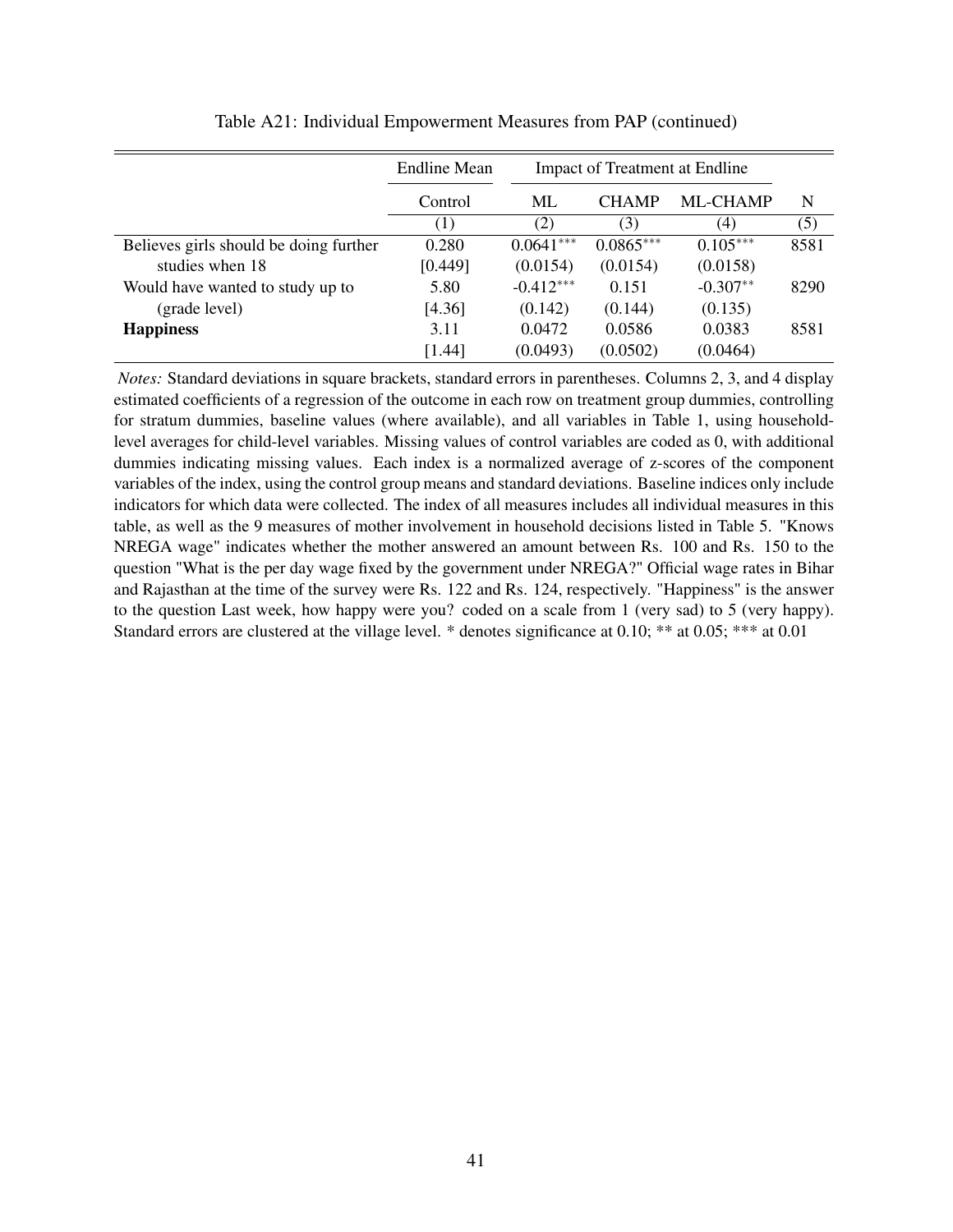Table A21: Individual Empowerment Measures from PAP (continued)

| | Endline Mean | Impact of Treatment at Endline | | | |
|---|---|---|---|---|---|
| | Control | ML | CHAMP | ML-CHAMP | N |
| | (1) | (2) | (3) | (4) | (5) |
| Believes girls should be doing further studies when 18 | 0.280 | 0.0641*** | 0.0865*** | 0.105*** | 8581 |
| | [0.449] | (0.0154) | (0.0154) | (0.0158) | |
| Would have wanted to study up to (grade level) | 5.80 | -0.412*** | 0.151 | -0.307** | 8290 |
| | [4.36] | (0.142) | (0.144) | (0.135) | |
| **Happiness** | 3.11 | 0.0472 | 0.0586 | 0.0383 | 8581 |
| | [1.44] | (0.0493) | (0.0502) | (0.0464) | |

*Notes:* Standard deviations in square brackets, standard errors in parentheses. Columns 2, 3, and 4 display estimated coefficients of a regression of the outcome in each row on treatment group dummies, controlling for stratum dummies, baseline values (where available), and all variables in Table 1, using household-level averages for child-level variables. Missing values of control variables are coded as 0, with additional dummies indicating missing values. Each index is a normalized average of z-scores of the component variables of the index, using the control group means and standard deviations. Baseline indices only include indicators for which data were collected. The index of all measures includes all individual measures in this table, as well as the 9 measures of mother involvement in household decisions listed in Table 5. "Knows NREGA wage" indicates whether the mother answered an amount between Rs. 100 and Rs. 150 to the question "What is the per day wage fixed by the government under NREGA?" Official wage rates in Bihar and Rajasthan at the time of the survey were Rs. 122 and Rs. 124, respectively. "Happiness" is the answer to the question Last week, how happy were you? coded on a scale from 1 (very sad) to 5 (very happy). Standard errors are clustered at the village level. * denotes significance at 0.10; ** at 0.05; *** at 0.01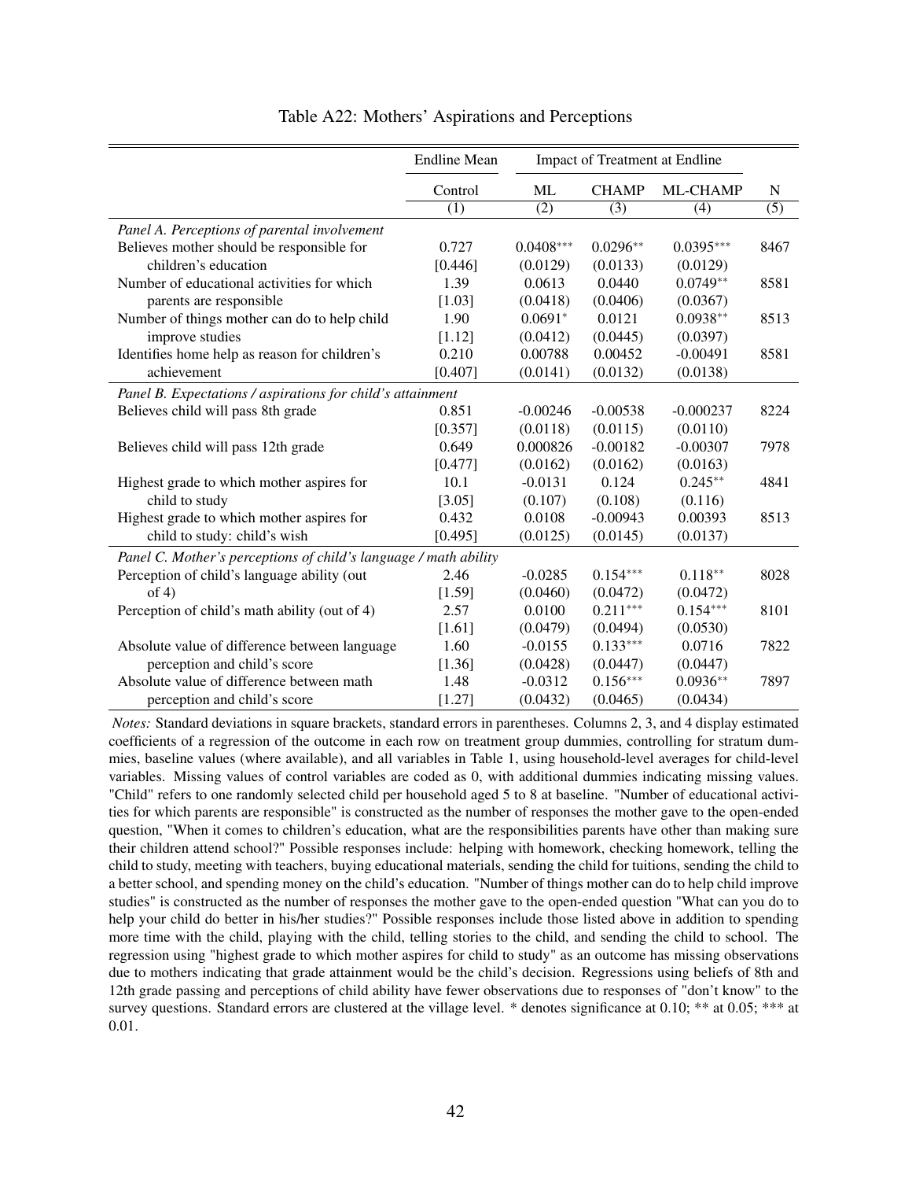Table A22: Mothers' Aspirations and Perceptions

| | Endline Mean | Impact of Treatment at Endline | | | |
|---|---|---|---|---|---|
| | Control | ML | CHAMP | ML-CHAMP | N |
| | (1) | (2) | (3) | (4) | (5) |
| *Panel A. Perceptions of parental involvement* | | | | | |
| Believes mother should be responsible for children's education | 0.727 | 0.0408*** | 0.0296** | 0.0395*** | 8467 |
| | [0.446] | (0.0129) | (0.0133) | (0.0129) | |
| Number of educational activities for which parents are responsible | 1.39 | 0.0613 | 0.0440 | 0.0749** | 8581 |
| | [1.03] | (0.0418) | (0.0406) | (0.0367) | |
| Number of things mother can do to help child improve studies | 1.90 | 0.0691* | 0.0121 | 0.0938** | 8513 |
| | [1.12] | (0.0412) | (0.0445) | (0.0397) | |
| Identifies home help as reason for children's achievement | 0.210 | 0.00788 | 0.00452 | -0.00491 | 8581 |
| | [0.407] | (0.0141) | (0.0132) | (0.0138) | |
| *Panel B. Expectations / aspirations for child's attainment* | | | | | |
| Believes child will pass 8th grade | 0.851 | -0.00246 | -0.00538 | -0.000237 | 8224 |
| | [0.357] | (0.0118) | (0.0115) | (0.0110) | |
| Believes child will pass 12th grade | 0.649 | 0.000826 | -0.00182 | -0.00307 | 7978 |
| | [0.477] | (0.0162) | (0.0162) | (0.0163) | |
| Highest grade to which mother aspires for child to study | 10.1 | -0.0131 | 0.124 | 0.245** | 4841 |
| | [3.05] | (0.107) | (0.108) | (0.116) | |
| Highest grade to which mother aspires for child to study: child's wish | 0.432 | 0.0108 | -0.00943 | 0.00393 | 8513 |
| | [0.495] | (0.0125) | (0.0145) | (0.0137) | |
| *Panel C. Mother's perceptions of child's language / math ability* | | | | | |
| Perception of child's language ability (out of 4) | 2.46 | -0.0285 | 0.154*** | 0.118** | 8028 |
| | [1.59] | (0.0460) | (0.0472) | (0.0472) | |
| Perception of child's math ability (out of 4) | 2.57 | 0.0100 | 0.211*** | 0.154*** | 8101 |
| | [1.61] | (0.0479) | (0.0494) | (0.0530) | |
| Absolute value of difference between language perception and child's score | 1.60 | -0.0155 | 0.133*** | 0.0716 | 7822 |
| | [1.36] | (0.0428) | (0.0447) | (0.0447) | |
| Absolute value of difference between math perception and child's score | 1.48 | -0.0312 | 0.156*** | 0.0936** | 7897 |
| | [1.27] | (0.0432) | (0.0465) | (0.0434) | |

*Notes:* Standard deviations in square brackets, standard errors in parentheses. Columns 2, 3, and 4 display estimated coefficients of a regression of the outcome in each row on treatment group dummies, controlling for stratum dummies, baseline values (where available), and all variables in Table 1, using household-level averages for child-level variables. Missing values of control variables are coded as 0, with additional dummies indicating missing values. "Child" refers to one randomly selected child per household aged 5 to 8 at baseline. "Number of educational activities for which parents are responsible" is constructed as the number of responses the mother gave to the open-ended question, "When it comes to children's education, what are the responsibilities parents have other than making sure their children attend school?" Possible responses include: helping with homework, checking homework, telling the child to study, meeting with teachers, buying educational materials, sending the child for tuitions, sending the child to a better school, and spending money on the child's education. "Number of things mother can do to help child improve studies" is constructed as the number of responses the mother gave to the open-ended question "What can you do to help your child do better in his/her studies?" Possible responses include those listed above in addition to spending more time with the child, playing with the child, telling stories to the child, and sending the child to school. The regression using "highest grade to which mother aspires for child to study" as an outcome has missing observations due to mothers indicating that grade attainment would be the child's decision. Regressions using beliefs of 8th and 12th grade passing and perceptions of child ability have fewer observations due to responses of "don't know" to the survey questions. Standard errors are clustered at the village level. * denotes significance at 0.10; ** at 0.05; *** at 0.01.